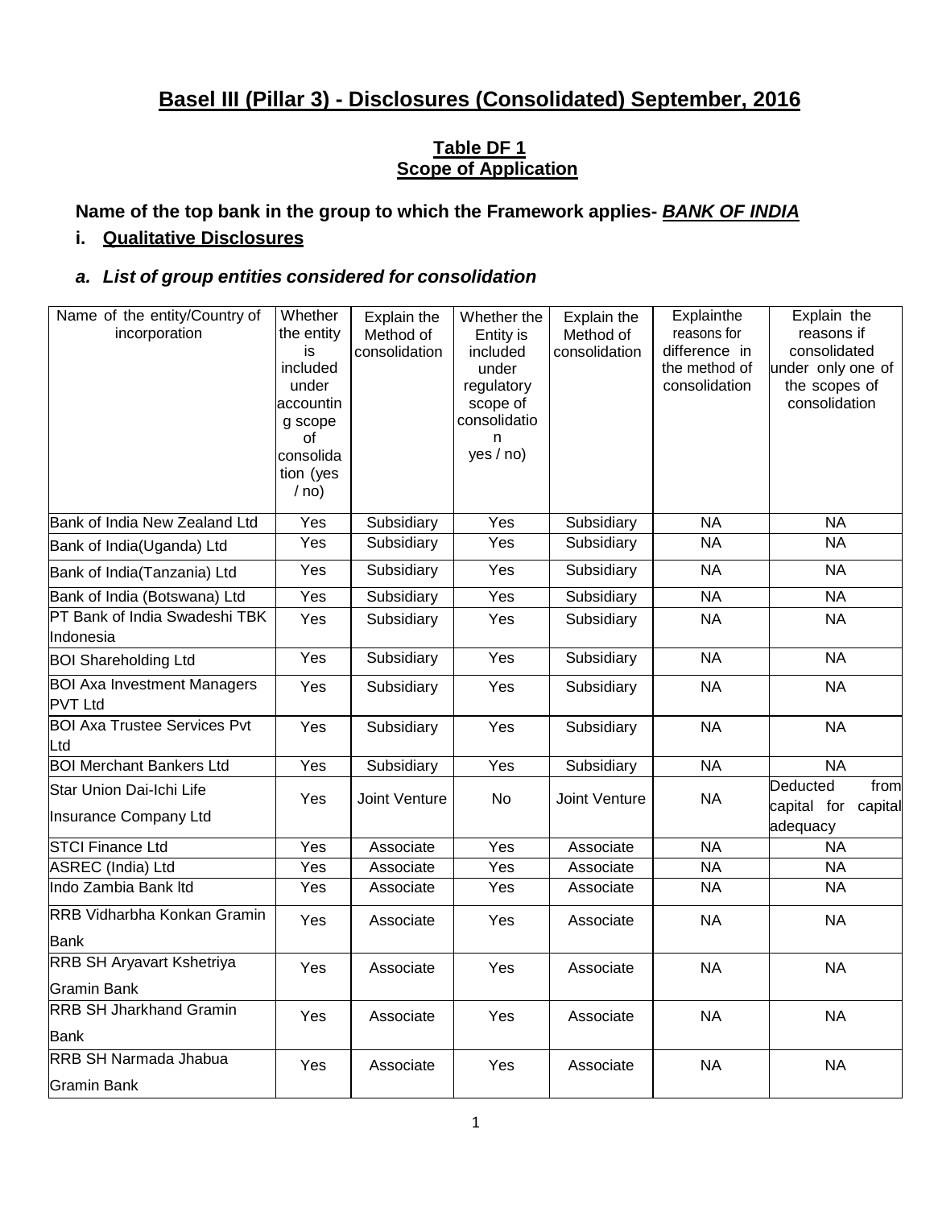# Basel III (Pillar 3) - Disclosures (Consolidated) September, 2016

## Table DF 1
## Scope of Application

**Name of the top bank in the group to which the Framework applies- *BANK OF INDIA***

### i. Qualitative Disclosures

#### *a. List of group entities considered for consolidation*

| Name of the entity/Country of incorporation | Whether the entity is included under accounting scope of consolidation (yes / no) | Explain the Method of consolidation | Whether the Entity is included under regulatory scope of consolidation yes / no) | Explain the Method of consolidation | Explainthe reasons for difference in the method of consolidation | Explain the reasons if consolidated under only one of the scopes of consolidation |
|---|---|---|---|---|---|---|
| Bank of India New Zealand Ltd | Yes | Subsidiary | Yes | Subsidiary | NA | NA |
| Bank of India(Uganda) Ltd | Yes | Subsidiary | Yes | Subsidiary | NA | NA |
| Bank of India(Tanzania) Ltd | Yes | Subsidiary | Yes | Subsidiary | NA | NA |
| Bank of India (Botswana) Ltd | Yes | Subsidiary | Yes | Subsidiary | NA | NA |
| PT Bank of India Swadeshi TBK Indonesia | Yes | Subsidiary | Yes | Subsidiary | NA | NA |
| BOI Shareholding Ltd | Yes | Subsidiary | Yes | Subsidiary | NA | NA |
| BOI Axa Investment Managers PVT Ltd | Yes | Subsidiary | Yes | Subsidiary | NA | NA |
| BOI Axa Trustee Services Pvt Ltd | Yes | Subsidiary | Yes | Subsidiary | NA | NA |
| BOI Merchant Bankers Ltd | Yes | Subsidiary | Yes | Subsidiary | NA | NA |
| Star Union Dai-Ichi Life Insurance Company Ltd | Yes | Joint Venture | No | Joint Venture | NA | Deducted from capital for capital adequacy |
| STCI Finance Ltd | Yes | Associate | Yes | Associate | NA | NA |
| ASREC (India) Ltd | Yes | Associate | Yes | Associate | NA | NA |
| Indo Zambia Bank ltd | Yes | Associate | Yes | Associate | NA | NA |
| RRB Vidharbha Konkan Gramin Bank | Yes | Associate | Yes | Associate | NA | NA |
| RRB SH Aryavart Kshetriya Gramin Bank | Yes | Associate | Yes | Associate | NA | NA |
| RRB SH Jharkhand Gramin Bank | Yes | Associate | Yes | Associate | NA | NA |
| RRB SH Narmada Jhabua Gramin Bank | Yes | Associate | Yes | Associate | NA | NA |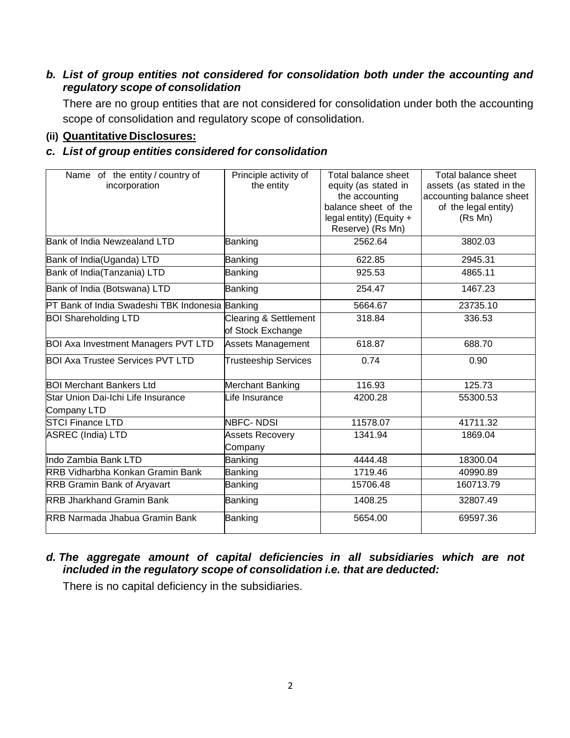***b. List of group entities not considered for consolidation both under the accounting and regulatory scope of consolidation***

There are no group entities that are not considered for consolidation under both the accounting scope of consolidation and regulatory scope of consolidation.

**(ii) Quantitative Disclosures:**

***c. List of group entities considered for consolidation***

| Name of the entity / country of incorporation | Principle activity of the entity | Total balance sheet equity (as stated in the accounting balance sheet of the legal entity) (Equity + Reserve) (Rs Mn) | Total balance sheet assets (as stated in the accounting balance sheet of the legal entity) (Rs Mn) |
|---|---|---|---|
| Bank of India Newzealand LTD | Banking | 2562.64 | 3802.03 |
| Bank of India(Uganda) LTD | Banking | 622.85 | 2945.31 |
| Bank of India(Tanzania) LTD | Banking | 925.53 | 4865.11 |
| Bank of India (Botswana) LTD | Banking | 254.47 | 1467.23 |
| PT Bank of India Swadeshi TBK Indonesia | Banking | 5664.67 | 23735.10 |
| BOI Shareholding LTD | Clearing & Settlement of Stock Exchange | 318.84 | 336.53 |
| BOI Axa Investment Managers PVT LTD | Assets Management | 618.87 | 688.70 |
| BOI Axa Trustee Services PVT LTD | Trusteeship Services | 0.74 | 0.90 |
| BOI Merchant Bankers Ltd | Merchant Banking | 116.93 | 125.73 |
| Star Union Dai-Ichi Life Insurance Company LTD | Life Insurance | 4200.28 | 55300.53 |
| STCI Finance LTD | NBFC- NDSI | 11578.07 | 41711.32 |
| ASREC (India) LTD | Assets Recovery Company | 1341.94 | 1869.04 |
| Indo Zambia Bank LTD | Banking | 4444.48 | 18300.04 |
| RRB Vidharbha Konkan Gramin Bank | Banking | 1719.46 | 40990.89 |
| RRB Gramin Bank of Aryavart | Banking | 15706.48 | 160713.79 |
| RRB Jharkhand Gramin Bank | Banking | 1408.25 | 32807.49 |
| RRB Narmada Jhabua Gramin Bank | Banking | 5654.00 | 69597.36 |

***d. The aggregate amount of capital deficiencies in all subsidiaries which are not included in the regulatory scope of consolidation i.e. that are deducted:***

There is no capital deficiency in the subsidiaries.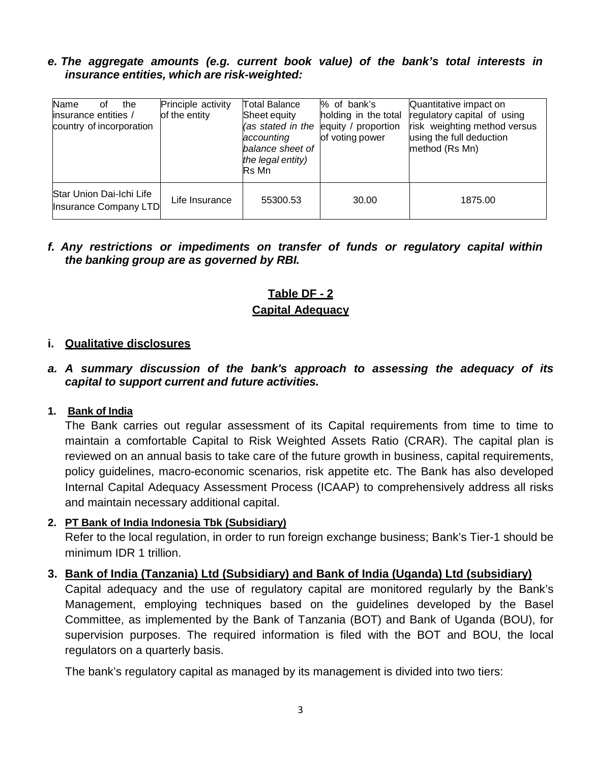***e. The aggregate amounts (e.g. current book value) of the bank's total interests in insurance entities, which are risk-weighted:***

| Name of the insurance entities / country of incorporation | Principle activity of the entity | Total Balance Sheet equity *(as stated in the accounting balance sheet of the legal entity)* Rs Mn | % of bank's holding in the total equity / proportion of voting power | Quantitative impact on regulatory capital of using risk weighting method versus using the full deduction method (Rs Mn) |
|---|---|---|---|---|
| Star Union Dai-Ichi Life Insurance Company LTD | Life Insurance | 55300.53 | 30.00 | 1875.00 |

***f. Any restrictions or impediments on transfer of funds or regulatory capital within the banking group are as governed by RBI.***

## Table DF - 2
## Capital Adequacy

### i. Qualitative disclosures

***a. A summary discussion of the bank's approach to assessing the adequacy of its capital to support current and future activities.***

**1. Bank of India**

The Bank carries out regular assessment of its Capital requirements from time to time to maintain a comfortable Capital to Risk Weighted Assets Ratio (CRAR). The capital plan is reviewed on an annual basis to take care of the future growth in business, capital requirements, policy guidelines, macro-economic scenarios, risk appetite etc. The Bank has also developed Internal Capital Adequacy Assessment Process (ICAAP) to comprehensively address all risks and maintain necessary additional capital.

**2. PT Bank of India Indonesia Tbk (Subsidiary)**

Refer to the local regulation, in order to run foreign exchange business; Bank's Tier-1 should be minimum IDR 1 trillion.

**3. Bank of India (Tanzania) Ltd (Subsidiary) and Bank of India (Uganda) Ltd (subsidiary)**

Capital adequacy and the use of regulatory capital are monitored regularly by the Bank's Management, employing techniques based on the guidelines developed by the Basel Committee, as implemented by the Bank of Tanzania (BOT) and Bank of Uganda (BOU), for supervision purposes. The required information is filed with the BOT and BOU, the local regulators on a quarterly basis.

The bank's regulatory capital as managed by its management is divided into two tiers: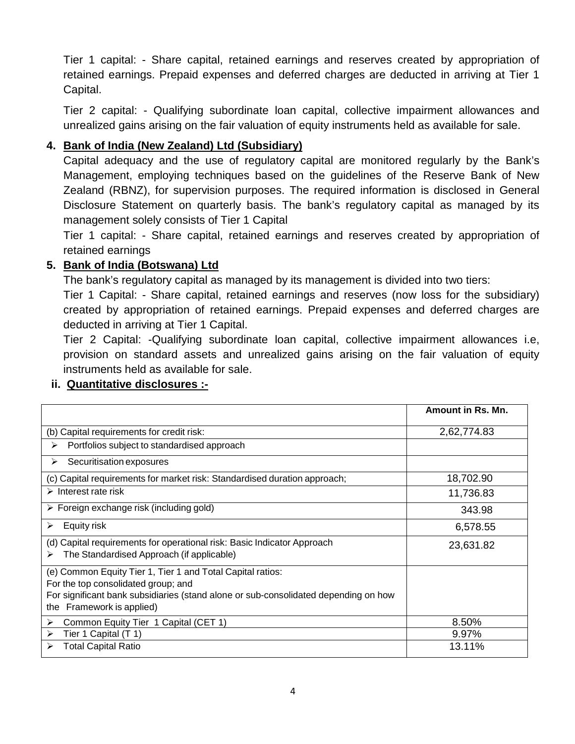Tier 1 capital: - Share capital, retained earnings and reserves created by appropriation of retained earnings. Prepaid expenses and deferred charges are deducted in arriving at Tier 1 Capital.

Tier 2 capital: - Qualifying subordinate loan capital, collective impairment allowances and unrealized gains arising on the fair valuation of equity instruments held as available for sale.

4. **Bank of India (New Zealand) Ltd (Subsidiary)**

   Capital adequacy and the use of regulatory capital are monitored regularly by the Bank's Management, employing techniques based on the guidelines of the Reserve Bank of New Zealand (RBNZ), for supervision purposes. The required information is disclosed in General Disclosure Statement on quarterly basis. The bank's regulatory capital as managed by its management solely consists of Tier 1 Capital

   Tier 1 capital: - Share capital, retained earnings and reserves created by appropriation of retained earnings

5. **Bank of India (Botswana) Ltd**

   The bank's regulatory capital as managed by its management is divided into two tiers:

   Tier 1 Capital: - Share capital, retained earnings and reserves (now loss for the subsidiary) created by appropriation of retained earnings. Prepaid expenses and deferred charges are deducted in arriving at Tier 1 Capital.

   Tier 2 Capital: -Qualifying subordinate loan capital, collective impairment allowances i.e, provision on standard assets and unrealized gains arising on the fair valuation of equity instruments held as available for sale.

**ii. Quantitative disclosures :-**

| | Amount in Rs. Mn. |
|---|---|
| (b) Capital requirements for credit risk: | 2,62,774.83 |
| ➢ Portfolios subject to standardised approach | |
| ➢ Securitisation exposures | |
| (c) Capital requirements for market risk: Standardised duration approach; | 18,702.90 |
| ➢ Interest rate risk | 11,736.83 |
| ➢ Foreign exchange risk (including gold) | 343.98 |
| ➢ Equity risk | 6,578.55 |
| (d) Capital requirements for operational risk: Basic Indicator Approach<br>➢ The Standardised Approach (if applicable) | 23,631.82 |
| (e) Common Equity Tier 1, Tier 1 and Total Capital ratios:<br>For the top consolidated group; and<br>For significant bank subsidiaries (stand alone or sub-consolidated depending on how the Framework is applied) | |
| ➢ Common Equity Tier 1 Capital (CET 1) | 8.50% |
| ➢ Tier 1 Capital (T 1) | 9.97% |
| ➢ Total Capital Ratio | 13.11% |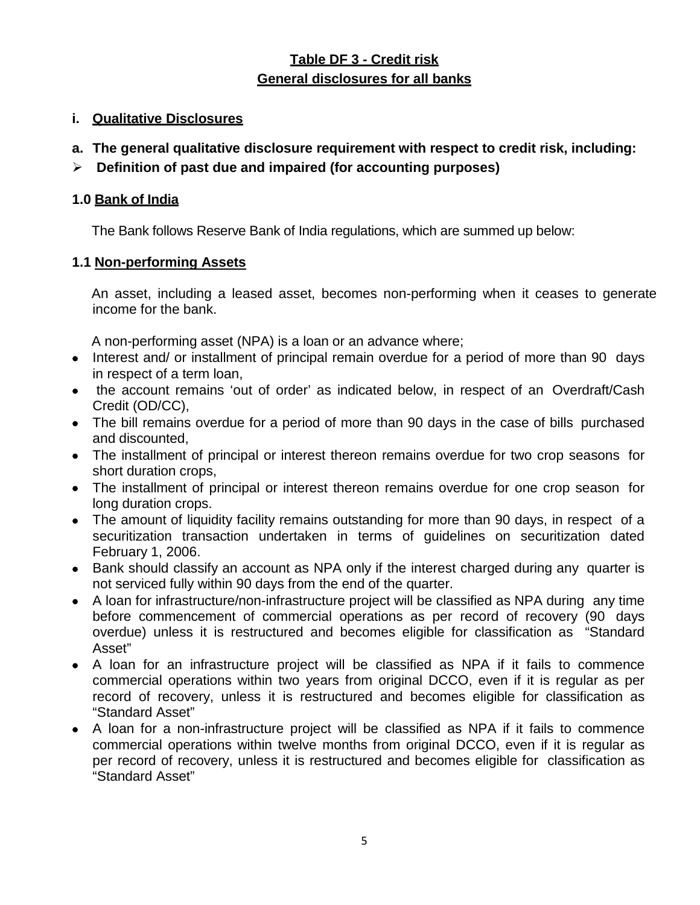## Table DF 3 - Credit risk

## General disclosures for all banks

### i. Qualitative Disclosures

**a. The general qualitative disclosure requirement with respect to credit risk, including:**

- **Definition of past due and impaired (for accounting purposes)**

### 1.0 Bank of India

The Bank follows Reserve Bank of India regulations, which are summed up below:

### 1.1 Non-performing Assets

An asset, including a leased asset, becomes non-performing when it ceases to generate income for the bank.

A non-performing asset (NPA) is a loan or an advance where;

- Interest and/ or installment of principal remain overdue for a period of more than 90 days in respect of a term loan,
- the account remains 'out of order' as indicated below, in respect of an Overdraft/Cash Credit (OD/CC),
- The bill remains overdue for a period of more than 90 days in the case of bills purchased and discounted,
- The installment of principal or interest thereon remains overdue for two crop seasons for short duration crops,
- The installment of principal or interest thereon remains overdue for one crop season for long duration crops.
- The amount of liquidity facility remains outstanding for more than 90 days, in respect of a securitization transaction undertaken in terms of guidelines on securitization dated February 1, 2006.
- Bank should classify an account as NPA only if the interest charged during any quarter is not serviced fully within 90 days from the end of the quarter.
- A loan for infrastructure/non-infrastructure project will be classified as NPA during any time before commencement of commercial operations as per record of recovery (90 days overdue) unless it is restructured and becomes eligible for classification as "Standard Asset"
- A loan for an infrastructure project will be classified as NPA if it fails to commence commercial operations within two years from original DCCO, even if it is regular as per record of recovery, unless it is restructured and becomes eligible for classification as "Standard Asset"
- A loan for a non-infrastructure project will be classified as NPA if it fails to commence commercial operations within twelve months from original DCCO, even if it is regular as per record of recovery, unless it is restructured and becomes eligible for classification as "Standard Asset"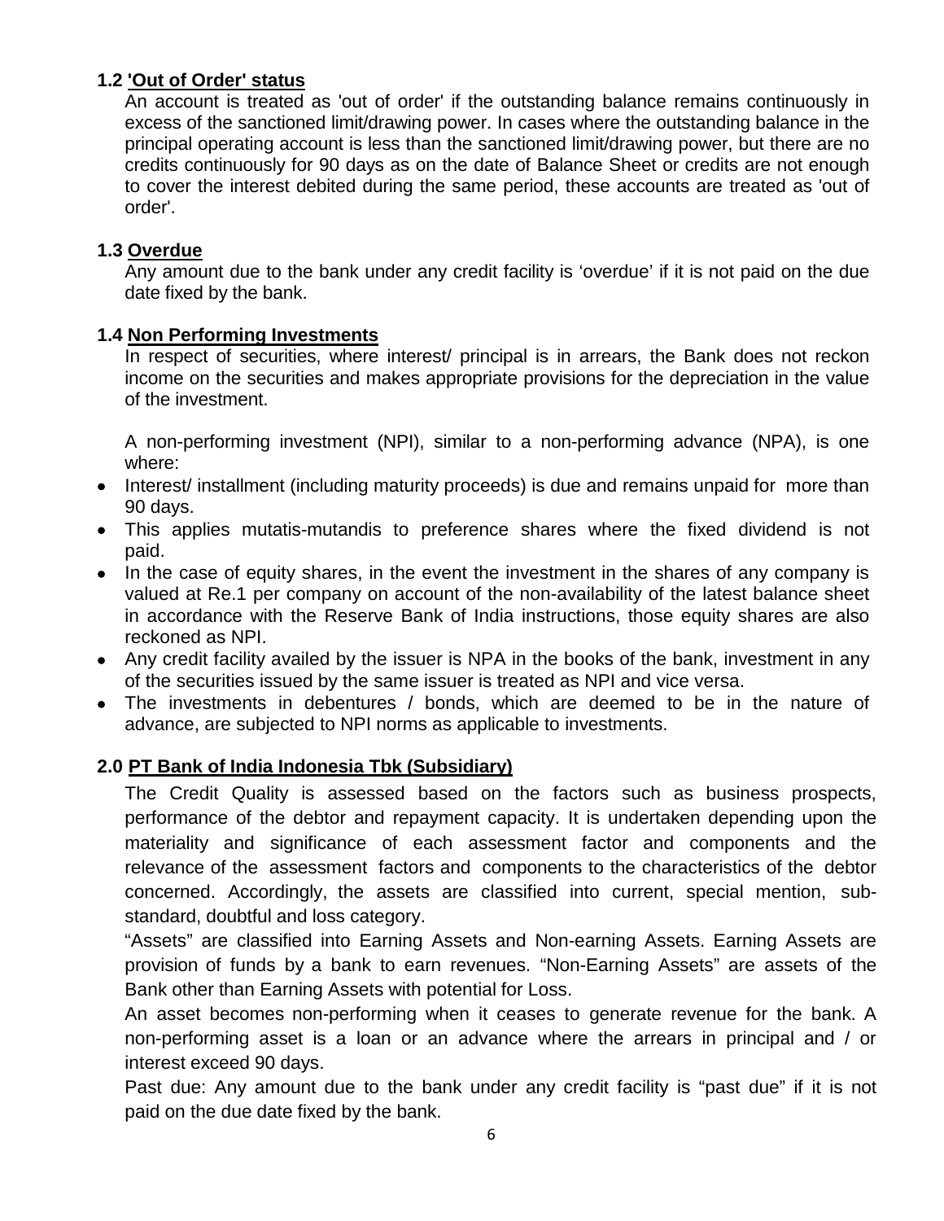### 1.2 'Out of Order' status

An account is treated as 'out of order' if the outstanding balance remains continuously in excess of the sanctioned limit/drawing power. In cases where the outstanding balance in the principal operating account is less than the sanctioned limit/drawing power, but there are no credits continuously for 90 days as on the date of Balance Sheet or credits are not enough to cover the interest debited during the same period, these accounts are treated as 'out of order'.

### 1.3 Overdue

Any amount due to the bank under any credit facility is 'overdue' if it is not paid on the due date fixed by the bank.

### 1.4 Non Performing Investments

In respect of securities, where interest/ principal is in arrears, the Bank does not reckon income on the securities and makes appropriate provisions for the depreciation in the value of the investment.

A non-performing investment (NPI), similar to a non-performing advance (NPA), is one where:

- Interest/ installment (including maturity proceeds) is due and remains unpaid for more than 90 days.
- This applies mutatis-mutandis to preference shares where the fixed dividend is not paid.
- In the case of equity shares, in the event the investment in the shares of any company is valued at Re.1 per company on account of the non-availability of the latest balance sheet in accordance with the Reserve Bank of India instructions, those equity shares are also reckoned as NPI.
- Any credit facility availed by the issuer is NPA in the books of the bank, investment in any of the securities issued by the same issuer is treated as NPI and vice versa.
- The investments in debentures / bonds, which are deemed to be in the nature of advance, are subjected to NPI norms as applicable to investments.

## 2.0 PT Bank of India Indonesia Tbk (Subsidiary)

The Credit Quality is assessed based on the factors such as business prospects, performance of the debtor and repayment capacity. It is undertaken depending upon the materiality and significance of each assessment factor and components and the relevance of the assessment factors and components to the characteristics of the debtor concerned. Accordingly, the assets are classified into current, special mention, sub-standard, doubtful and loss category.

"Assets" are classified into Earning Assets and Non-earning Assets. Earning Assets are provision of funds by a bank to earn revenues. "Non-Earning Assets" are assets of the Bank other than Earning Assets with potential for Loss.

An asset becomes non-performing when it ceases to generate revenue for the bank. A non-performing asset is a loan or an advance where the arrears in principal and / or interest exceed 90 days.

Past due: Any amount due to the bank under any credit facility is "past due" if it is not paid on the due date fixed by the bank.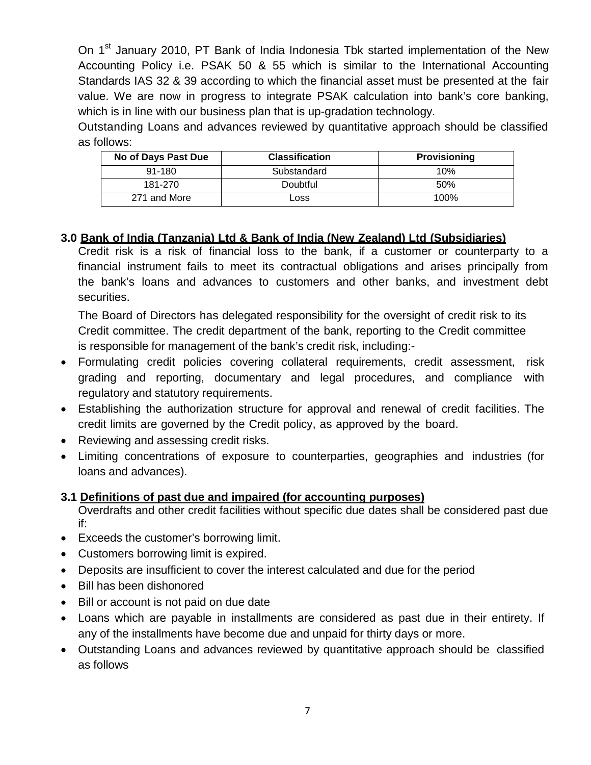On 1st January 2010, PT Bank of India Indonesia Tbk started implementation of the New Accounting Policy i.e. PSAK 50 & 55 which is similar to the International Accounting Standards IAS 32 & 39 according to which the financial asset must be presented at the fair value. We are now in progress to integrate PSAK calculation into bank's core banking, which is in line with our business plan that is up-gradation technology.

Outstanding Loans and advances reviewed by quantitative approach should be classified as follows:

| No of Days Past Due | Classification | Provisioning |
|---|---|---|
| 91-180 | Substandard | 10% |
| 181-270 | Doubtful | 50% |
| 271 and More | Loss | 100% |

### 3.0 Bank of India (Tanzania) Ltd & Bank of India (New Zealand) Ltd (Subsidiaries)

Credit risk is a risk of financial loss to the bank, if a customer or counterparty to a financial instrument fails to meet its contractual obligations and arises principally from the bank's loans and advances to customers and other banks, and investment debt securities.

The Board of Directors has delegated responsibility for the oversight of credit risk to its Credit committee. The credit department of the bank, reporting to the Credit committee is responsible for management of the bank's credit risk, including:-

- Formulating credit policies covering collateral requirements, credit assessment, risk grading and reporting, documentary and legal procedures, and compliance with regulatory and statutory requirements.
- Establishing the authorization structure for approval and renewal of credit facilities. The credit limits are governed by the Credit policy, as approved by the board.
- Reviewing and assessing credit risks.
- Limiting concentrations of exposure to counterparties, geographies and industries (for loans and advances).

### 3.1 Definitions of past due and impaired (for accounting purposes)

Overdrafts and other credit facilities without specific due dates shall be considered past due if:

- Exceeds the customer's borrowing limit.
- Customers borrowing limit is expired.
- Deposits are insufficient to cover the interest calculated and due for the period
- Bill has been dishonored
- Bill or account is not paid on due date
- Loans which are payable in installments are considered as past due in their entirety. If any of the installments have become due and unpaid for thirty days or more.
- Outstanding Loans and advances reviewed by quantitative approach should be classified as follows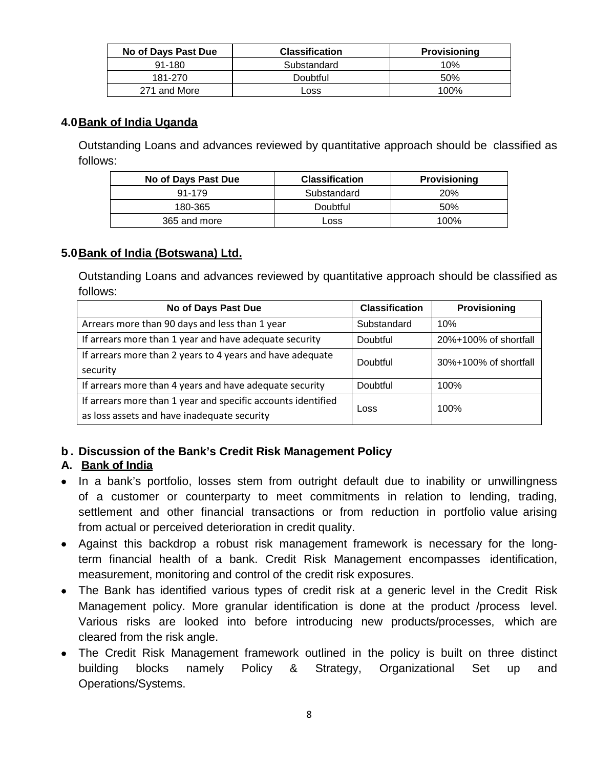| No of Days Past Due | Classification | Provisioning |
|---|---|---|
| 91-180 | Substandard | 10% |
| 181-270 | Doubtful | 50% |
| 271 and More | Loss | 100% |

### 4.0 Bank of India Uganda

Outstanding Loans and advances reviewed by quantitative approach should be classified as follows:

| No of Days Past Due | Classification | Provisioning |
|---|---|---|
| 91-179 | Substandard | 20% |
| 180-365 | Doubtful | 50% |
| 365 and more | Loss | 100% |

### 5.0 Bank of India (Botswana) Ltd.

Outstanding Loans and advances reviewed by quantitative approach should be classified as follows:

| No of Days Past Due | Classification | Provisioning |
|---|---|---|
| Arrears more than 90 days and less than 1 year | Substandard | 10% |
| If arrears more than 1 year and have adequate security | Doubtful | 20%+100% of shortfall |
| If arrears more than 2 years to 4 years and have adequate security | Doubtful | 30%+100% of shortfall |
| If arrears more than 4 years and have adequate security | Doubtful | 100% |
| If arrears more than 1 year and specific accounts identified as loss assets and have inadequate security | Loss | 100% |

### b. Discussion of the Bank's Credit Risk Management Policy

### A. Bank of India

- In a bank's portfolio, losses stem from outright default due to inability or unwillingness of a customer or counterparty to meet commitments in relation to lending, trading, settlement and other financial transactions or from reduction in portfolio value arising from actual or perceived deterioration in credit quality.
- Against this backdrop a robust risk management framework is necessary for the long-term financial health of a bank. Credit Risk Management encompasses identification, measurement, monitoring and control of the credit risk exposures.
- The Bank has identified various types of credit risk at a generic level in the Credit Risk Management policy. More granular identification is done at the product /process level. Various risks are looked into before introducing new products/processes, which are cleared from the risk angle.
- The Credit Risk Management framework outlined in the policy is built on three distinct building blocks namely Policy & Strategy, Organizational Set up and Operations/Systems.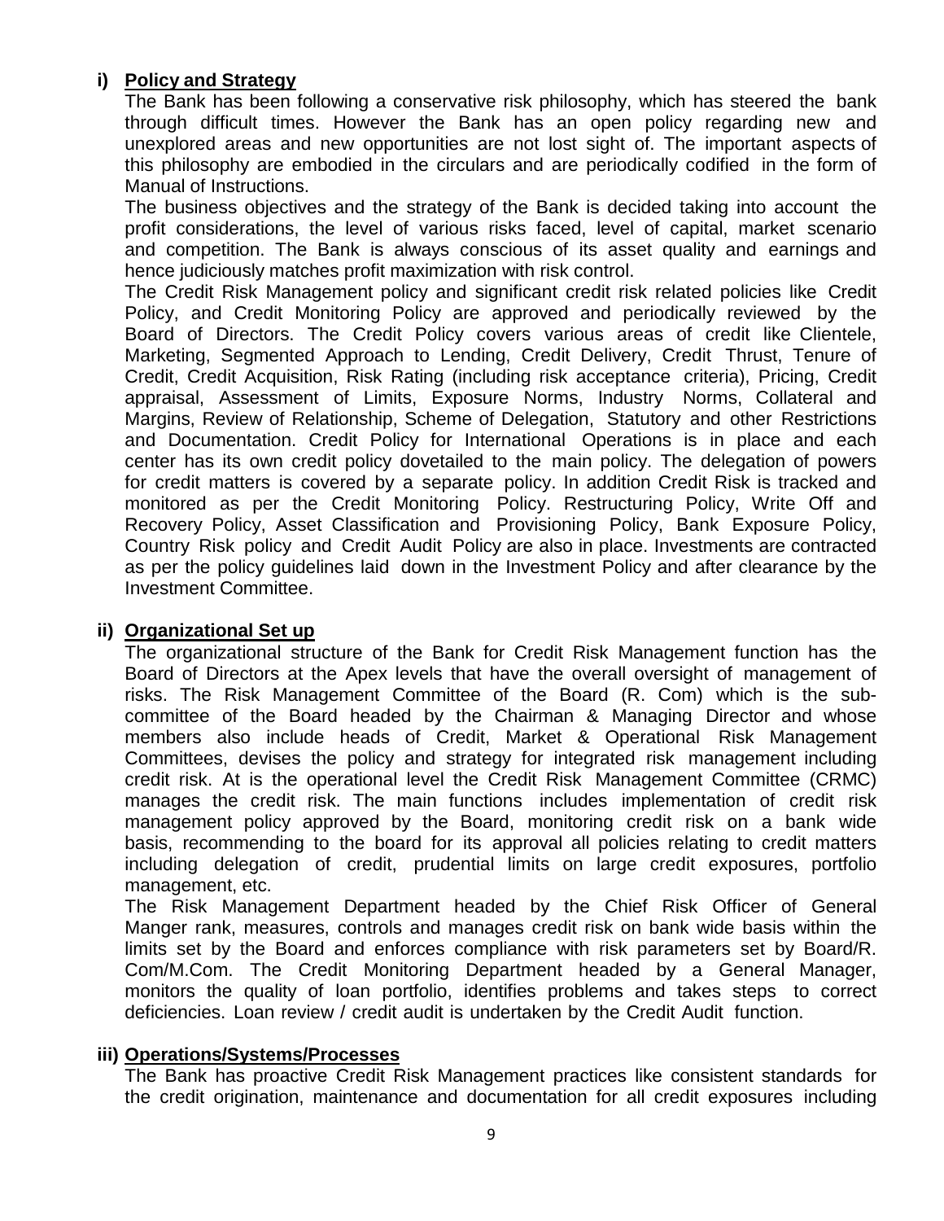### i) **Policy and Strategy**

The Bank has been following a conservative risk philosophy, which has steered the bank through difficult times. However the Bank has an open policy regarding new and unexplored areas and new opportunities are not lost sight of. The important aspects of this philosophy are embodied in the circulars and are periodically codified in the form of Manual of Instructions.

The business objectives and the strategy of the Bank is decided taking into account the profit considerations, the level of various risks faced, level of capital, market scenario and competition. The Bank is always conscious of its asset quality and earnings and hence judiciously matches profit maximization with risk control.

The Credit Risk Management policy and significant credit risk related policies like Credit Policy, and Credit Monitoring Policy are approved and periodically reviewed by the Board of Directors. The Credit Policy covers various areas of credit like Clientele, Marketing, Segmented Approach to Lending, Credit Delivery, Credit Thrust, Tenure of Credit, Credit Acquisition, Risk Rating (including risk acceptance criteria), Pricing, Credit appraisal, Assessment of Limits, Exposure Norms, Industry Norms, Collateral and Margins, Review of Relationship, Scheme of Delegation, Statutory and other Restrictions and Documentation. Credit Policy for International Operations is in place and each center has its own credit policy dovetailed to the main policy. The delegation of powers for credit matters is covered by a separate policy. In addition Credit Risk is tracked and monitored as per the Credit Monitoring Policy. Restructuring Policy, Write Off and Recovery Policy, Asset Classification and Provisioning Policy, Bank Exposure Policy, Country Risk policy and Credit Audit Policy are also in place. Investments are contracted as per the policy guidelines laid down in the Investment Policy and after clearance by the Investment Committee.

### ii) **Organizational Set up**

The organizational structure of the Bank for Credit Risk Management function has the Board of Directors at the Apex levels that have the overall oversight of management of risks. The Risk Management Committee of the Board (R. Com) which is the sub-committee of the Board headed by the Chairman & Managing Director and whose members also include heads of Credit, Market & Operational Risk Management Committees, devises the policy and strategy for integrated risk management including credit risk. At is the operational level the Credit Risk Management Committee (CRMC) manages the credit risk. The main functions includes implementation of credit risk management policy approved by the Board, monitoring credit risk on a bank wide basis, recommending to the board for its approval all policies relating to credit matters including delegation of credit, prudential limits on large credit exposures, portfolio management, etc.

The Risk Management Department headed by the Chief Risk Officer of General Manger rank, measures, controls and manages credit risk on bank wide basis within the limits set by the Board and enforces compliance with risk parameters set by Board/R. Com/M.Com. The Credit Monitoring Department headed by a General Manager, monitors the quality of loan portfolio, identifies problems and takes steps to correct deficiencies. Loan review / credit audit is undertaken by the Credit Audit function.

### iii) **Operations/Systems/Processes**

The Bank has proactive Credit Risk Management practices like consistent standards for the credit origination, maintenance and documentation for all credit exposures including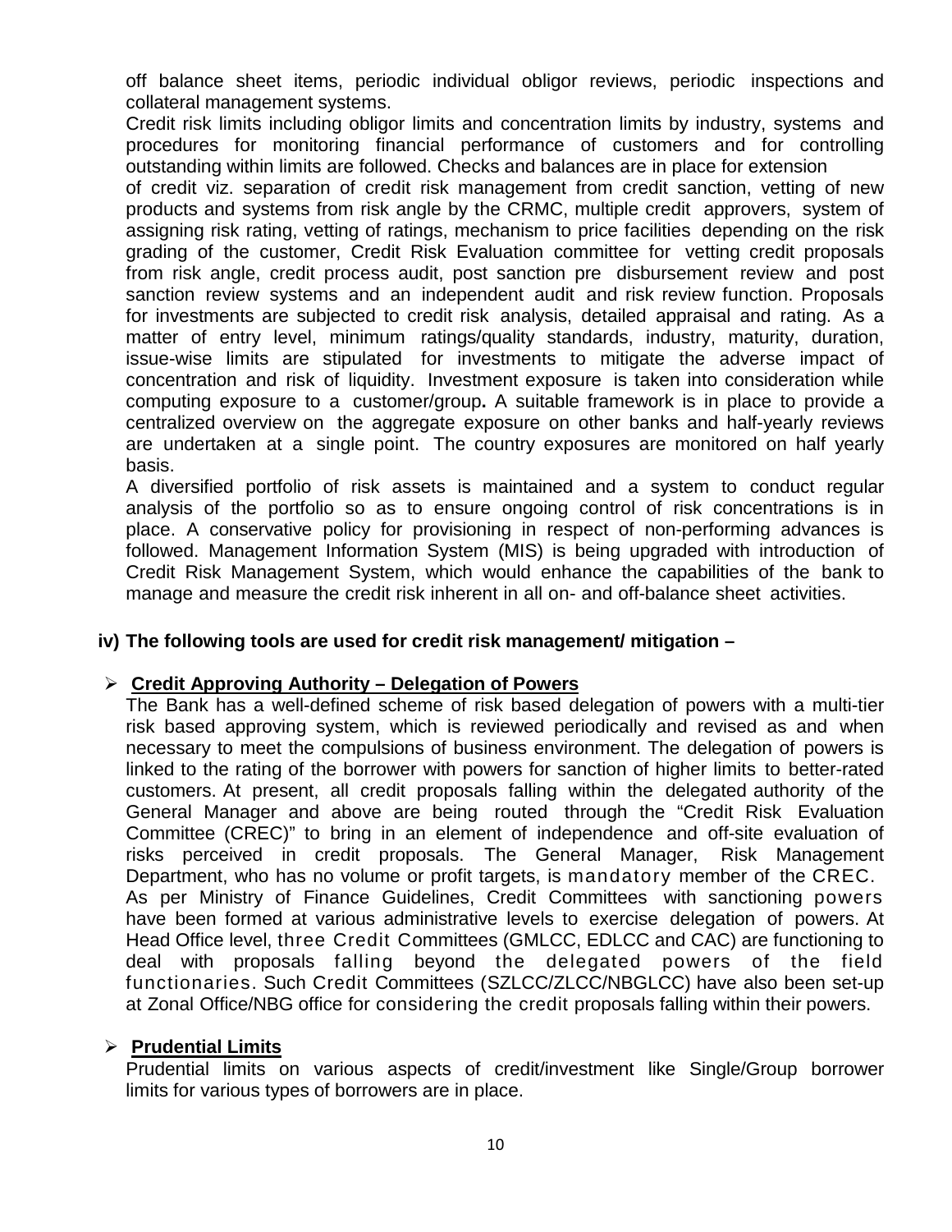off balance sheet items, periodic individual obligor reviews, periodic inspections and collateral management systems.

Credit risk limits including obligor limits and concentration limits by industry, systems and procedures for monitoring financial performance of customers and for controlling outstanding within limits are followed. Checks and balances are in place for extension of credit viz. separation of credit risk management from credit sanction, vetting of new products and systems from risk angle by the CRMC, multiple credit approvers, system of assigning risk rating, vetting of ratings, mechanism to price facilities depending on the risk grading of the customer, Credit Risk Evaluation committee for vetting credit proposals from risk angle, credit process audit, post sanction pre disbursement review and post sanction review systems and an independent audit and risk review function. Proposals for investments are subjected to credit risk analysis, detailed appraisal and rating. As a matter of entry level, minimum ratings/quality standards, industry, maturity, duration, issue-wise limits are stipulated for investments to mitigate the adverse impact of concentration and risk of liquidity. Investment exposure is taken into consideration while computing exposure to a customer/group**.** A suitable framework is in place to provide a centralized overview on the aggregate exposure on other banks and half-yearly reviews are undertaken at a single point. The country exposures are monitored on half yearly basis.

A diversified portfolio of risk assets is maintained and a system to conduct regular analysis of the portfolio so as to ensure ongoing control of risk concentrations is in place. A conservative policy for provisioning in respect of non-performing advances is followed. Management Information System (MIS) is being upgraded with introduction of Credit Risk Management System, which would enhance the capabilities of the bank to manage and measure the credit risk inherent in all on- and off-balance sheet activities.

**iv) The following tools are used for credit risk management/ mitigation –**

- **Credit Approving Authority – Delegation of Powers**

  The Bank has a well-defined scheme of risk based delegation of powers with a multi-tier risk based approving system, which is reviewed periodically and revised as and when necessary to meet the compulsions of business environment. The delegation of powers is linked to the rating of the borrower with powers for sanction of higher limits to better-rated customers. At present, all credit proposals falling within the delegated authority of the General Manager and above are being routed through the "Credit Risk Evaluation Committee (CREC)" to bring in an element of independence and off-site evaluation of risks perceived in credit proposals. The General Manager, Risk Management Department, who has no volume or profit targets, is mandatory member of the CREC.

  As per Ministry of Finance Guidelines, Credit Committees with sanctioning powers have been formed at various administrative levels to exercise delegation of powers. At Head Office level, three Credit Committees (GMLCC, EDLCC and CAC) are functioning to deal with proposals falling beyond the delegated powers of the field functionaries. Such Credit Committees (SZLCC/ZLCC/NBGLCC) have also been set-up at Zonal Office/NBG office for considering the credit proposals falling within their powers.

- **Prudential Limits**

  Prudential limits on various aspects of credit/investment like Single/Group borrower limits for various types of borrowers are in place.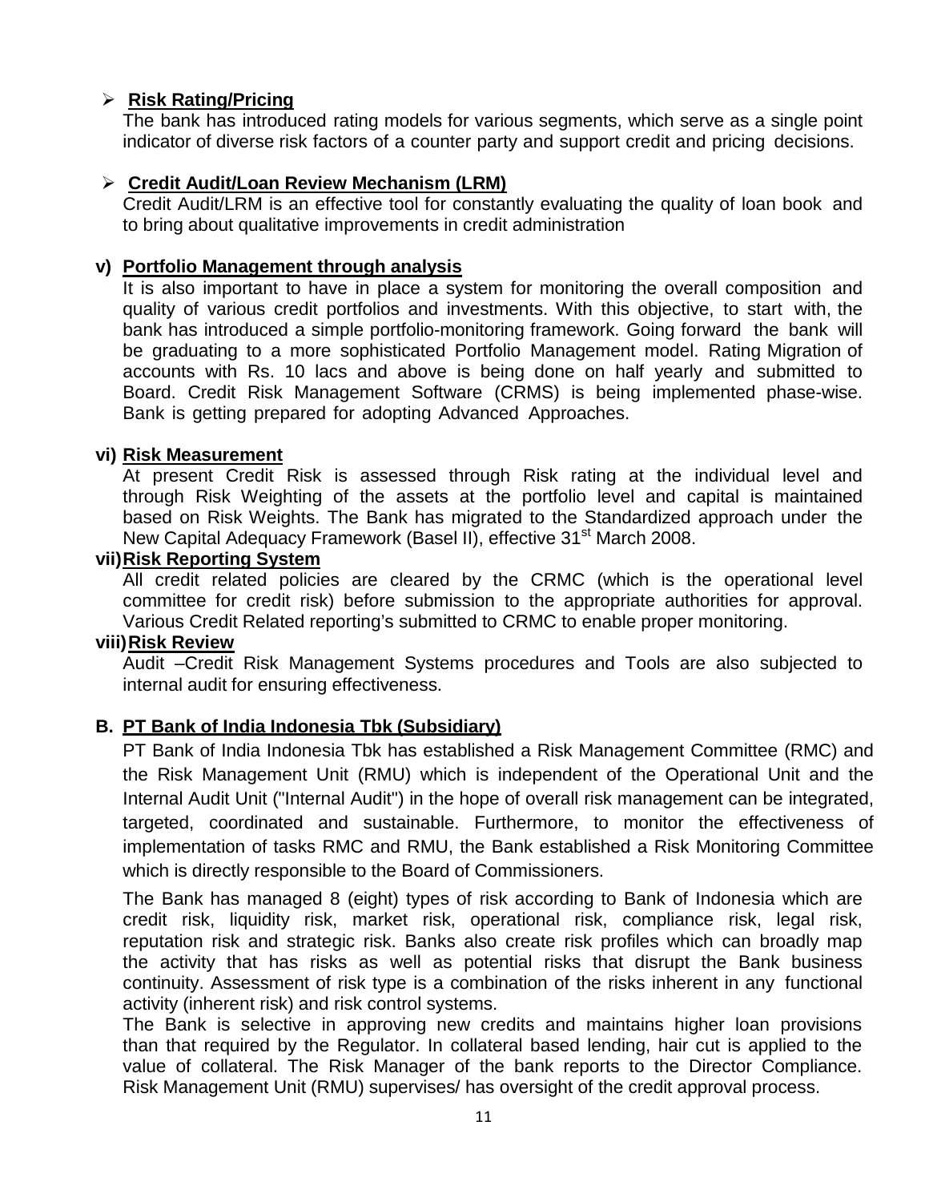- **Risk Rating/Pricing**

  The bank has introduced rating models for various segments, which serve as a single point indicator of diverse risk factors of a counter party and support credit and pricing decisions.

- **Credit Audit/Loan Review Mechanism (LRM)**

  Credit Audit/LRM is an effective tool for constantly evaluating the quality of loan book and to bring about qualitative improvements in credit administration

**v) Portfolio Management through analysis**

It is also important to have in place a system for monitoring the overall composition and quality of various credit portfolios and investments. With this objective, to start with, the bank has introduced a simple portfolio-monitoring framework. Going forward the bank will be graduating to a more sophisticated Portfolio Management model. Rating Migration of accounts with Rs. 10 lacs and above is being done on half yearly and submitted to Board. Credit Risk Management Software (CRMS) is being implemented phase-wise. Bank is getting prepared for adopting Advanced Approaches.

**vi) Risk Measurement**

At present Credit Risk is assessed through Risk rating at the individual level and through Risk Weighting of the assets at the portfolio level and capital is maintained based on Risk Weights. The Bank has migrated to the Standardized approach under the New Capital Adequacy Framework (Basel II), effective 31st March 2008.

**vii) Risk Reporting System**

All credit related policies are cleared by the CRMC (which is the operational level committee for credit risk) before submission to the appropriate authorities for approval. Various Credit Related reporting's submitted to CRMC to enable proper monitoring.

**viii) Risk Review**

Audit –Credit Risk Management Systems procedures and Tools are also subjected to internal audit for ensuring effectiveness.

**B. PT Bank of India Indonesia Tbk (Subsidiary)**

PT Bank of India Indonesia Tbk has established a Risk Management Committee (RMC) and the Risk Management Unit (RMU) which is independent of the Operational Unit and the Internal Audit Unit ("Internal Audit") in the hope of overall risk management can be integrated, targeted, coordinated and sustainable. Furthermore, to monitor the effectiveness of implementation of tasks RMC and RMU, the Bank established a Risk Monitoring Committee which is directly responsible to the Board of Commissioners.

The Bank has managed 8 (eight) types of risk according to Bank of Indonesia which are credit risk, liquidity risk, market risk, operational risk, compliance risk, legal risk, reputation risk and strategic risk. Banks also create risk profiles which can broadly map the activity that has risks as well as potential risks that disrupt the Bank business continuity. Assessment of risk type is a combination of the risks inherent in any functional activity (inherent risk) and risk control systems.

The Bank is selective in approving new credits and maintains higher loan provisions than that required by the Regulator. In collateral based lending, hair cut is applied to the value of collateral. The Risk Manager of the bank reports to the Director Compliance. Risk Management Unit (RMU) supervises/ has oversight of the credit approval process.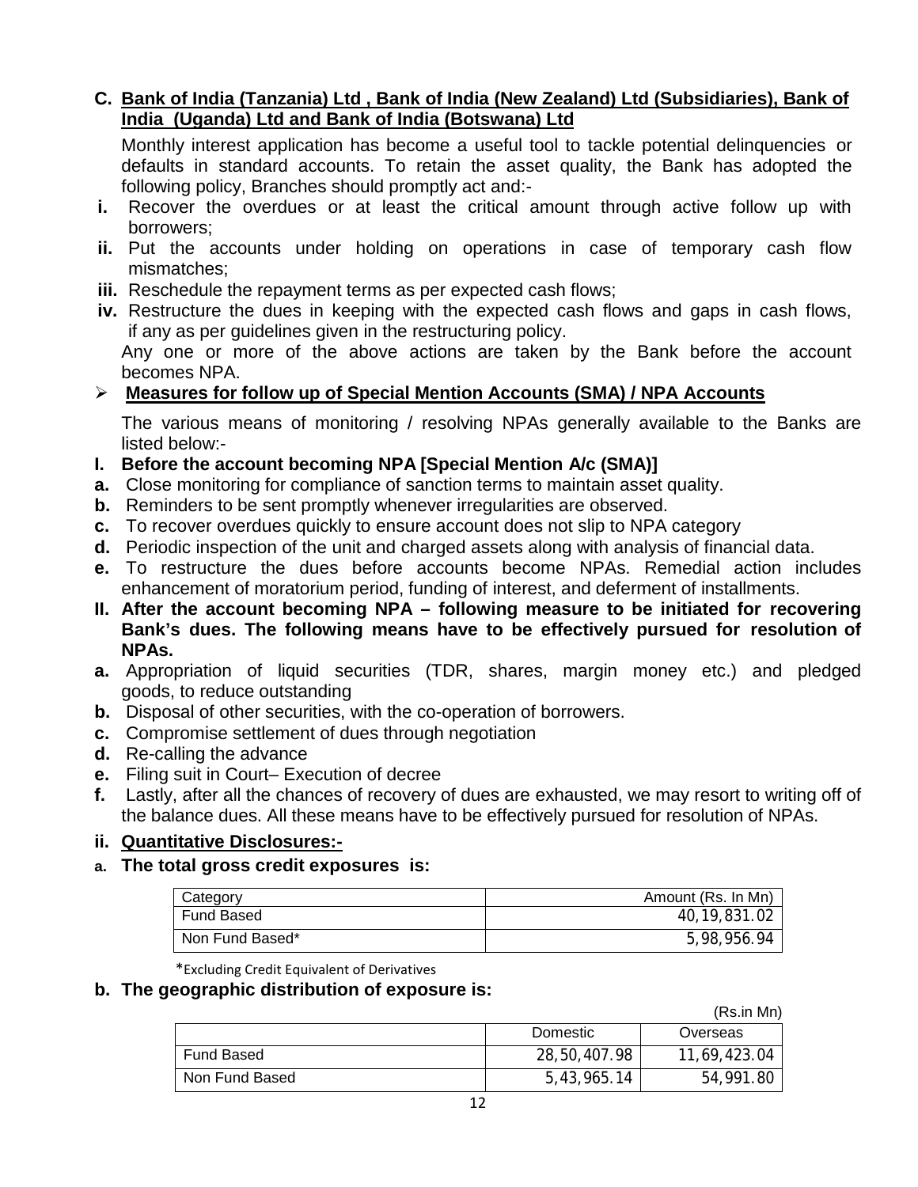## C. Bank of India (Tanzania) Ltd , Bank of India (New Zealand) Ltd (Subsidiaries), Bank of India (Uganda) Ltd and Bank of India (Botswana) Ltd

Monthly interest application has become a useful tool to tackle potential delinquencies or defaults in standard accounts. To retain the asset quality, the Bank has adopted the following policy, Branches should promptly act and:-

- **i.** Recover the overdues or at least the critical amount through active follow up with borrowers;
- **ii.** Put the accounts under holding on operations in case of temporary cash flow mismatches;
- **iii.** Reschedule the repayment terms as per expected cash flows;
- **iv.** Restructure the dues in keeping with the expected cash flows and gaps in cash flows, if any as per guidelines given in the restructuring policy.

Any one or more of the above actions are taken by the Bank before the account becomes NPA.

➢ **Measures for follow up of Special Mention Accounts (SMA) / NPA Accounts**

The various means of monitoring / resolving NPAs generally available to the Banks are listed below:-

**I. Before the account becoming NPA [Special Mention A/c (SMA)]**

- **a.** Close monitoring for compliance of sanction terms to maintain asset quality.
- **b.** Reminders to be sent promptly whenever irregularities are observed.
- **c.** To recover overdues quickly to ensure account does not slip to NPA category
- **d.** Periodic inspection of the unit and charged assets along with analysis of financial data.
- **e.** To restructure the dues before accounts become NPAs. Remedial action includes enhancement of moratorium period, funding of interest, and deferment of installments.

**II. After the account becoming NPA – following measure to be initiated for recovering Bank's dues. The following means have to be effectively pursued for resolution of NPAs.**

- **a.** Appropriation of liquid securities (TDR, shares, margin money etc.) and pledged goods, to reduce outstanding
- **b.** Disposal of other securities, with the co-operation of borrowers.
- **c.** Compromise settlement of dues through negotiation
- **d.** Re-calling the advance
- **e.** Filing suit in Court– Execution of decree
- **f.** Lastly, after all the chances of recovery of dues are exhausted, we may resort to writing off of the balance dues. All these means have to be effectively pursued for resolution of NPAs.

### ii. Quantitative Disclosures:-

**a. The total gross credit exposures is:**

| Category | Amount (Rs. In Mn) |
|---|---|
| Fund Based | 40,19,831.02 |
| Non Fund Based* | 5,98,956.94 |

*Excluding Credit Equivalent of Derivatives

**b. The geographic distribution of exposure is:**

(Rs.in Mn)

| | Domestic | Overseas |
|---|---|---|
| Fund Based | 28,50,407.98 | 11,69,423.04 |
| Non Fund Based | 5,43,965.14 | 54,991.80 |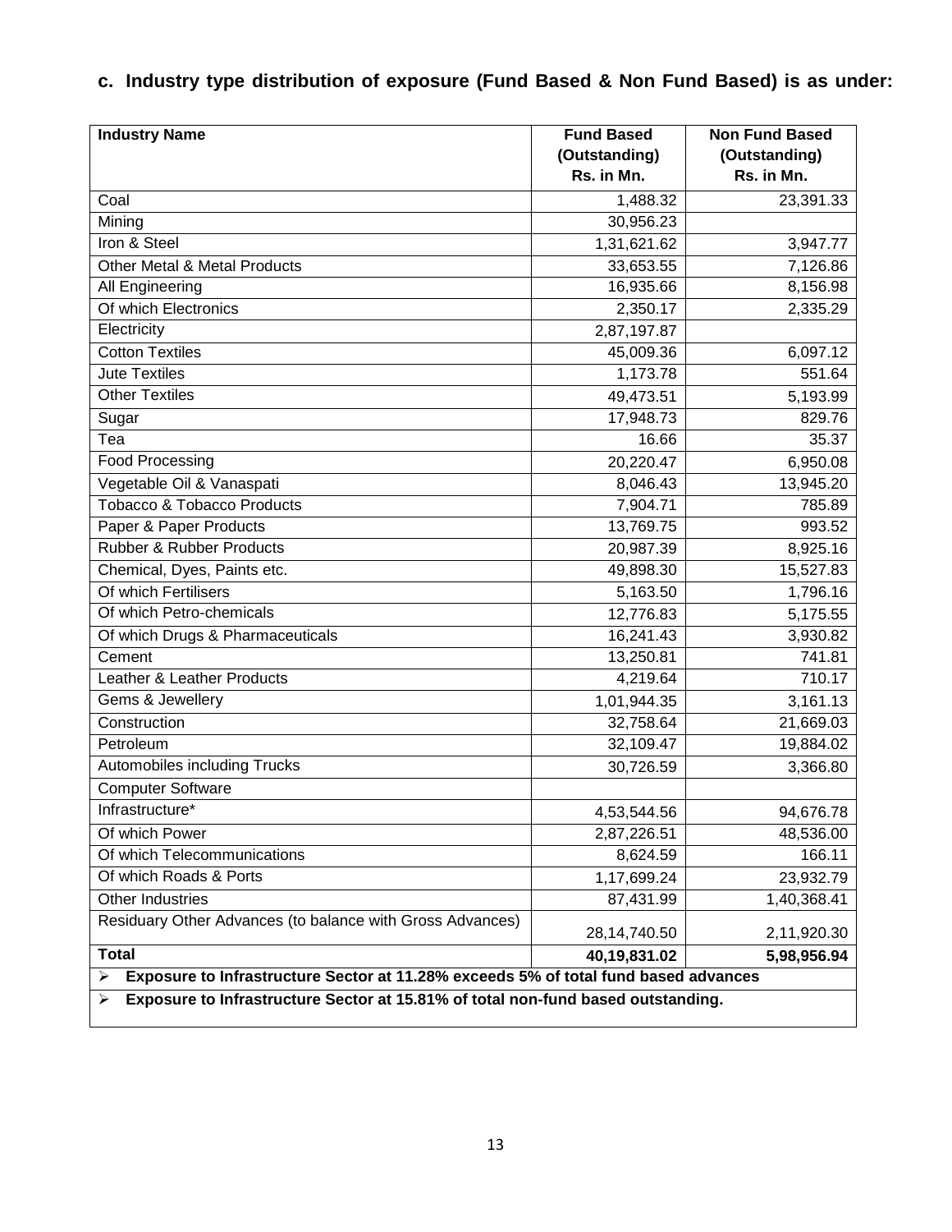**c. Industry type distribution of exposure (Fund Based & Non Fund Based) is as under:**

| Industry Name | Fund Based (Outstanding) Rs. in Mn. | Non Fund Based (Outstanding) Rs. in Mn. |
|---|---|---|
| Coal | 1,488.32 | 23,391.33 |
| Mining | 30,956.23 | |
| Iron & Steel | 1,31,621.62 | 3,947.77 |
| Other Metal & Metal Products | 33,653.55 | 7,126.86 |
| All Engineering | 16,935.66 | 8,156.98 |
| Of which Electronics | 2,350.17 | 2,335.29 |
| Electricity | 2,87,197.87 | |
| Cotton Textiles | 45,009.36 | 6,097.12 |
| Jute Textiles | 1,173.78 | 551.64 |
| Other Textiles | 49,473.51 | 5,193.99 |
| Sugar | 17,948.73 | 829.76 |
| Tea | 16.66 | 35.37 |
| Food Processing | 20,220.47 | 6,950.08 |
| Vegetable Oil & Vanaspati | 8,046.43 | 13,945.20 |
| Tobacco & Tobacco Products | 7,904.71 | 785.89 |
| Paper & Paper Products | 13,769.75 | 993.52 |
| Rubber & Rubber Products | 20,987.39 | 8,925.16 |
| Chemical, Dyes, Paints etc. | 49,898.30 | 15,527.83 |
| Of which Fertilisers | 5,163.50 | 1,796.16 |
| Of which Petro-chemicals | 12,776.83 | 5,175.55 |
| Of which Drugs & Pharmaceuticals | 16,241.43 | 3,930.82 |
| Cement | 13,250.81 | 741.81 |
| Leather & Leather Products | 4,219.64 | 710.17 |
| Gems & Jewellery | 1,01,944.35 | 3,161.13 |
| Construction | 32,758.64 | 21,669.03 |
| Petroleum | 32,109.47 | 19,884.02 |
| Automobiles including Trucks | 30,726.59 | 3,366.80 |
| Computer Software | | |
| Infrastructure* | 4,53,544.56 | 94,676.78 |
| Of which Power | 2,87,226.51 | 48,536.00 |
| Of which Telecommunications | 8,624.59 | 166.11 |
| Of which Roads & Ports | 1,17,699.24 | 23,932.79 |
| Other Industries | 87,431.99 | 1,40,368.41 |
| Residuary Other Advances (to balance with Gross Advances) | 28,14,740.50 | 2,11,920.30 |
| **Total** | **40,19,831.02** | **5,98,956.94** |

- **Exposure to Infrastructure Sector at 11.28% exceeds 5% of total fund based advances**
- **Exposure to Infrastructure Sector at 15.81% of total non-fund based outstanding.**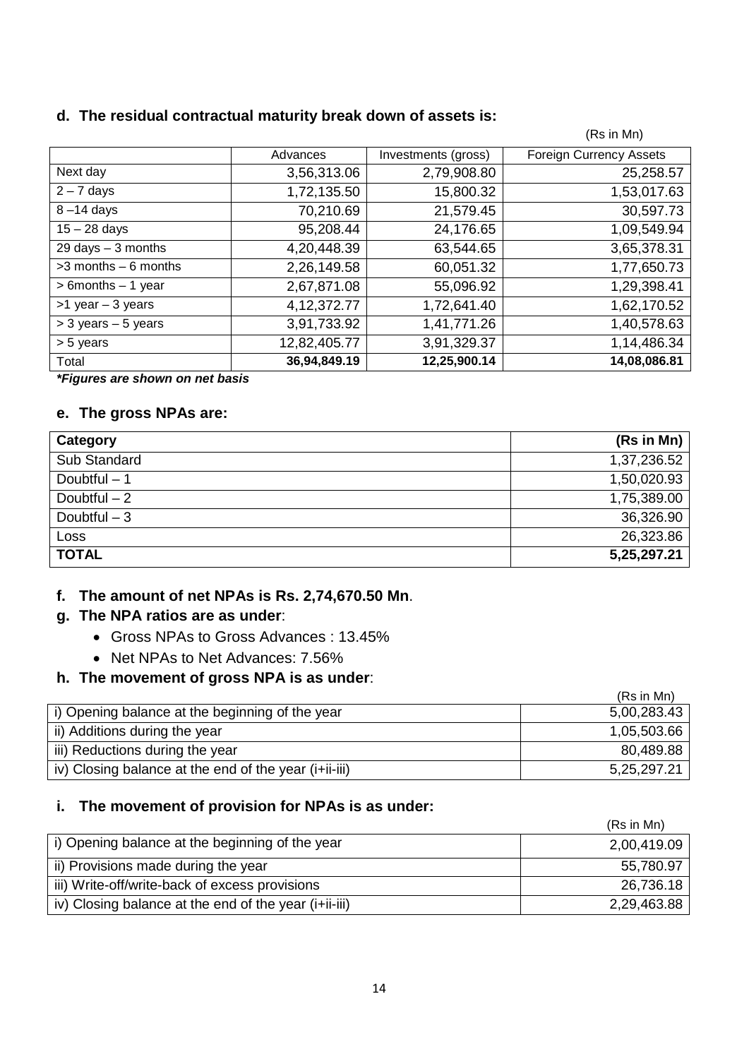### d. The residual contractual maturity break down of assets is:

(Rs in Mn)

| | Advances | Investments (gross) | Foreign Currency Assets |
|---|---|---|---|
| Next day | 3,56,313.06 | 2,79,908.80 | 25,258.57 |
| 2 – 7 days | 1,72,135.50 | 15,800.32 | 1,53,017.63 |
| 8 –14 days | 70,210.69 | 21,579.45 | 30,597.73 |
| 15 – 28 days | 95,208.44 | 24,176.65 | 1,09,549.94 |
| 29 days – 3 months | 4,20,448.39 | 63,544.65 | 3,65,378.31 |
| >3 months – 6 months | 2,26,149.58 | 60,051.32 | 1,77,650.73 |
| > 6months – 1 year | 2,67,871.08 | 55,096.92 | 1,29,398.41 |
| >1 year – 3 years | 4,12,372.77 | 1,72,641.40 | 1,62,170.52 |
| > 3 years – 5 years | 3,91,733.92 | 1,41,771.26 | 1,40,578.63 |
| > 5 years | 12,82,405.77 | 3,91,329.37 | 1,14,486.34 |
| Total | **36,94,849.19** | **12,25,900.14** | **14,08,086.81** |

***Figures are shown on net basis**

### e. The gross NPAs are:

| **Category** | **(Rs in Mn)** |
|---|---|
| Sub Standard | 1,37,236.52 |
| Doubtful – 1 | 1,50,020.93 |
| Doubtful – 2 | 1,75,389.00 |
| Doubtful – 3 | 36,326.90 |
| Loss | 26,323.86 |
| **TOTAL** | **5,25,297.21** |

### f. The amount of net NPAs is Rs. 2,74,670.50 Mn.

### g. The NPA ratios are as under:

- Gross NPAs to Gross Advances : 13.45%
- Net NPAs to Net Advances: 7.56%

### h. The movement of gross NPA is as under:

(Rs in Mn)

| | |
|---|---|
| i) Opening balance at the beginning of the year | 5,00,283.43 |
| ii) Additions during the year | 1,05,503.66 |
| iii) Reductions during the year | 80,489.88 |
| iv) Closing balance at the end of the year (i+ii-iii) | 5,25,297.21 |

### i. The movement of provision for NPAs is as under:

(Rs in Mn)

| | |
|---|---|
| i) Opening balance at the beginning of the year | 2,00,419.09 |
| ii) Provisions made during the year | 55,780.97 |
| iii) Write-off/write-back of excess provisions | 26,736.18 |
| iv) Closing balance at the end of the year (i+ii-iii) | 2,29,463.88 |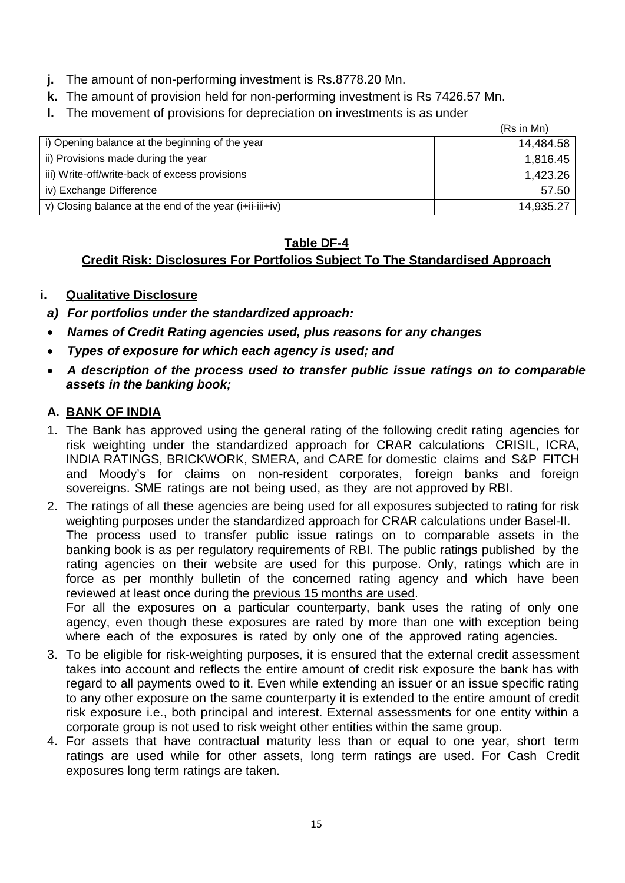**j.** The amount of non-performing investment is Rs.8778.20 Mn.

**k.** The amount of provision held for non-performing investment is Rs 7426.57 Mn.

**l.** The movement of provisions for depreciation on investments is as under

(Rs in Mn)

| | |
|---|---|
| i) Opening balance at the beginning of the year | 14,484.58 |
| ii) Provisions made during the year | 1,816.45 |
| iii) Write-off/write-back of excess provisions | 1,423.26 |
| iv) Exchange Difference | 57.50 |
| v) Closing balance at the end of the year (i+ii-iii+iv) | 14,935.27 |

## Table DF-4

## Credit Risk: Disclosures For Portfolios Subject To The Standardised Approach

### i. Qualitative Disclosure

***a) For portfolios under the standardized approach:***

- ***Names of Credit Rating agencies used, plus reasons for any changes***
- ***Types of exposure for which each agency is used; and***
- ***A description of the process used to transfer public issue ratings on to comparable assets in the banking book;***

### A. BANK OF INDIA

1. The Bank has approved using the general rating of the following credit rating agencies for risk weighting under the standardized approach for CRAR calculations CRISIL, ICRA, INDIA RATINGS, BRICKWORK, SMERA, and CARE for domestic claims and S&P FITCH and Moody's for claims on non-resident corporates, foreign banks and foreign sovereigns. SME ratings are not being used, as they are not approved by RBI.
2. The ratings of all these agencies are being used for all exposures subjected to rating for risk weighting purposes under the standardized approach for CRAR calculations under Basel-II.
   The process used to transfer public issue ratings on to comparable assets in the banking book is as per regulatory requirements of RBI. The public ratings published by the rating agencies on their website are used for this purpose. Only, ratings which are in force as per monthly bulletin of the concerned rating agency and which have been reviewed at least once during the previous 15 months are used.
   For all the exposures on a particular counterparty, bank uses the rating of only one agency, even though these exposures are rated by more than one with exception being where each of the exposures is rated by only one of the approved rating agencies.
3. To be eligible for risk-weighting purposes, it is ensured that the external credit assessment takes into account and reflects the entire amount of credit risk exposure the bank has with regard to all payments owed to it. Even while extending an issuer or an issue specific rating to any other exposure on the same counterparty it is extended to the entire amount of credit risk exposure i.e., both principal and interest. External assessments for one entity within a corporate group is not used to risk weight other entities within the same group.
4. For assets that have contractual maturity less than or equal to one year, short term ratings are used while for other assets, long term ratings are used. For Cash Credit exposures long term ratings are taken.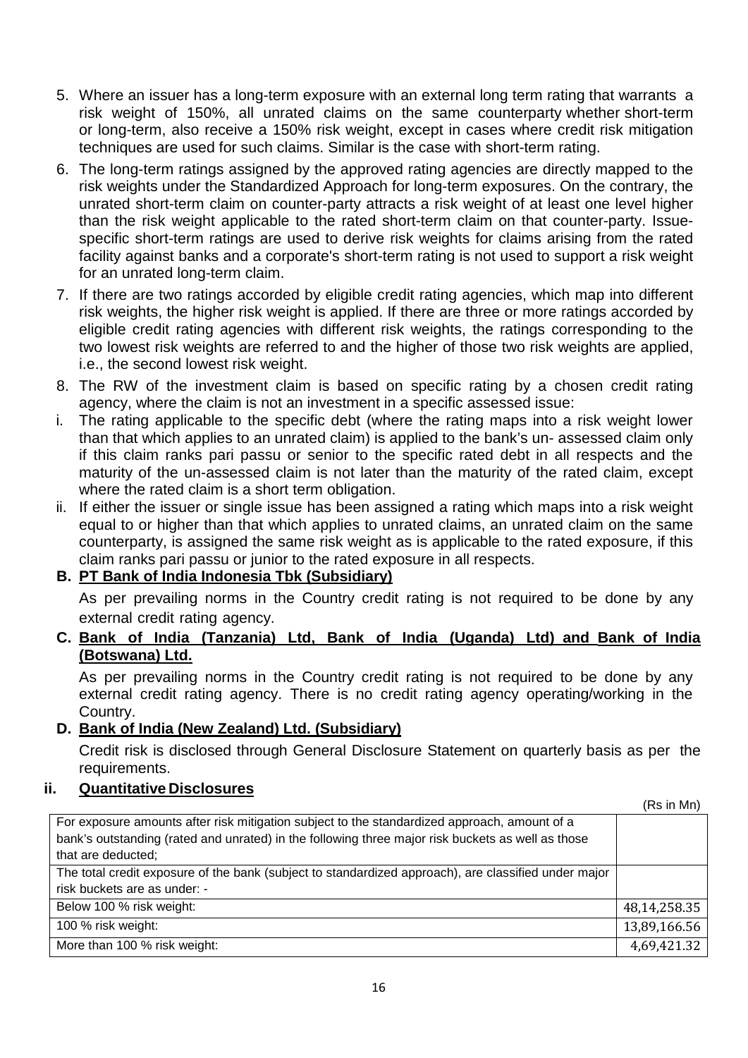5. Where an issuer has a long-term exposure with an external long term rating that warrants a risk weight of 150%, all unrated claims on the same counterparty whether short-term or long-term, also receive a 150% risk weight, except in cases where credit risk mitigation techniques are used for such claims. Similar is the case with short-term rating.
6. The long-term ratings assigned by the approved rating agencies are directly mapped to the risk weights under the Standardized Approach for long-term exposures. On the contrary, the unrated short-term claim on counter-party attracts a risk weight of at least one level higher than the risk weight applicable to the rated short-term claim on that counter-party. Issue-specific short-term ratings are used to derive risk weights for claims arising from the rated facility against banks and a corporate's short-term rating is not used to support a risk weight for an unrated long-term claim.
7. If there are two ratings accorded by eligible credit rating agencies, which map into different risk weights, the higher risk weight is applied. If there are three or more ratings accorded by eligible credit rating agencies with different risk weights, the ratings corresponding to the two lowest risk weights are referred to and the higher of those two risk weights are applied, i.e., the second lowest risk weight.
8. The RW of the investment claim is based on specific rating by a chosen credit rating agency, where the claim is not an investment in a specific assessed issue:

i. The rating applicable to the specific debt (where the rating maps into a risk weight lower than that which applies to an unrated claim) is applied to the bank's un- assessed claim only if this claim ranks pari passu or senior to the specific rated debt in all respects and the maturity of the un-assessed claim is not later than the maturity of the rated claim, except where the rated claim is a short term obligation.

ii. If either the issuer or single issue has been assigned a rating which maps into a risk weight equal to or higher than that which applies to unrated claims, an unrated claim on the same counterparty, is assigned the same risk weight as is applicable to the rated exposure, if this claim ranks pari passu or junior to the rated exposure in all respects.

**B. PT Bank of India Indonesia Tbk (Subsidiary)**

As per prevailing norms in the Country credit rating is not required to be done by any external credit rating agency.

**C. Bank of India (Tanzania) Ltd, Bank of India (Uganda) Ltd) and Bank of India (Botswana) Ltd.**

As per prevailing norms in the Country credit rating is not required to be done by any external credit rating agency. There is no credit rating agency operating/working in the Country.

**D. Bank of India (New Zealand) Ltd. (Subsidiary)**

Credit risk is disclosed through General Disclosure Statement on quarterly basis as per the requirements.

**ii. Quantitative Disclosures**

(Rs in Mn)

| | |
|---|---|
| For exposure amounts after risk mitigation subject to the standardized approach, amount of a bank's outstanding (rated and unrated) in the following three major risk buckets as well as those that are deducted; | |
| The total credit exposure of the bank (subject to standardized approach), are classified under major risk buckets are as under: - | |
| Below 100 % risk weight: | 48,14,258.35 |
| 100 % risk weight: | 13,89,166.56 |
| More than 100 % risk weight: | 4,69,421.32 |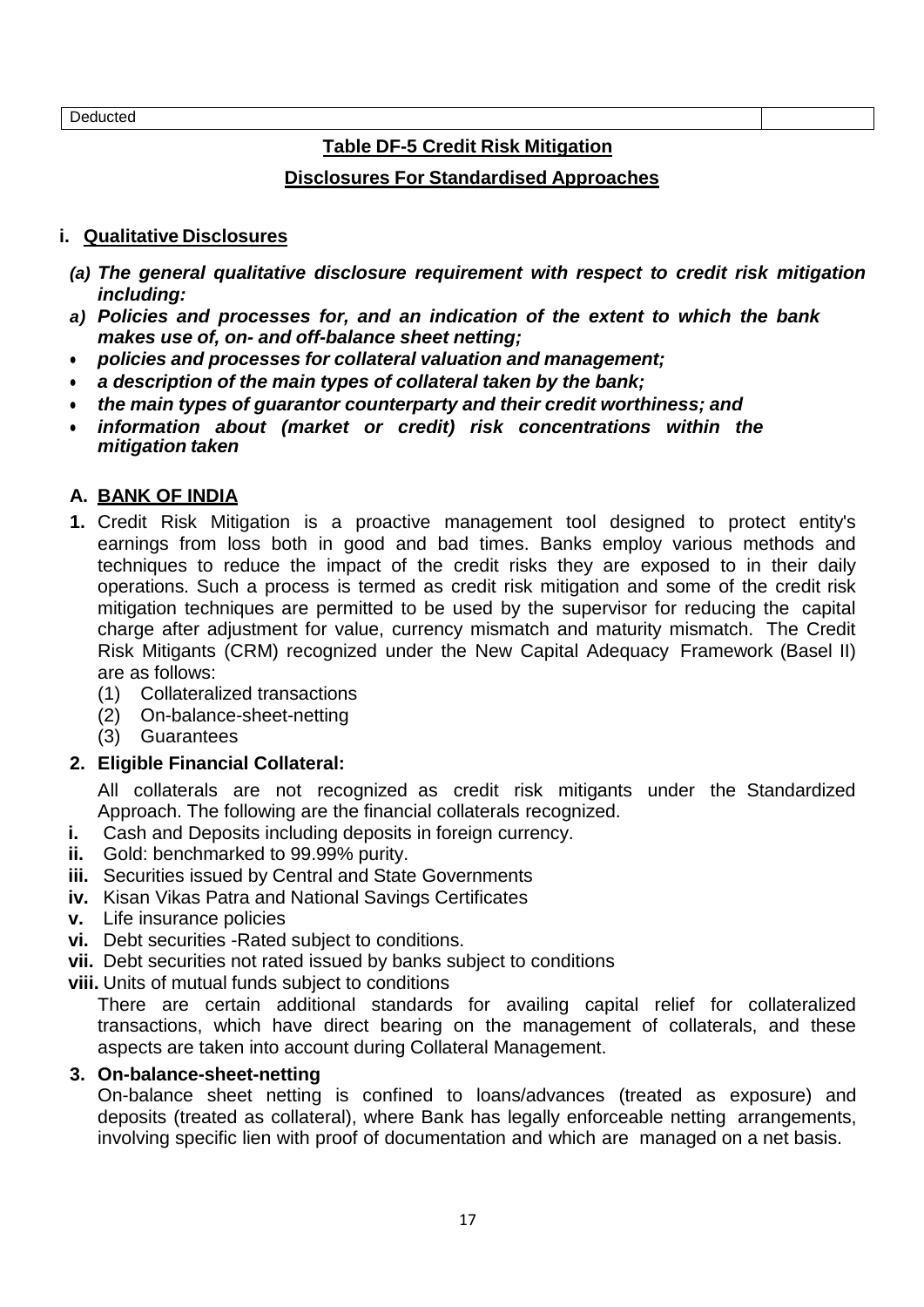| Deducted | |
|---|---|

## Table DF-5 Credit Risk Mitigation

## Disclosures For Standardised Approaches

### i. Qualitative Disclosures

*(a)* ***The general qualitative disclosure requirement with respect to credit risk mitigation including:***

*a)* ***Policies and processes for, and an indication of the extent to which the bank makes use of, on- and off-balance sheet netting;***

- ***policies and processes for collateral valuation and management;***
- ***a description of the main types of collateral taken by the bank;***
- ***the main types of guarantor counterparty and their credit worthiness; and***
- ***information about (market or credit) risk concentrations within the mitigation taken***

### A. BANK OF INDIA

**1.** Credit Risk Mitigation is a proactive management tool designed to protect entity's earnings from loss both in good and bad times. Banks employ various methods and techniques to reduce the impact of the credit risks they are exposed to in their daily operations. Such a process is termed as credit risk mitigation and some of the credit risk mitigation techniques are permitted to be used by the supervisor for reducing the capital charge after adjustment for value, currency mismatch and maturity mismatch. The Credit Risk Mitigants (CRM) recognized under the New Capital Adequacy Framework (Basel II) are as follows:

(1) Collateralized transactions
(2) On-balance-sheet-netting
(3) Guarantees

**2. Eligible Financial Collateral:**

All collaterals are not recognized as credit risk mitigants under the Standardized Approach. The following are the financial collaterals recognized.

**i.** Cash and Deposits including deposits in foreign currency.
**ii.** Gold: benchmarked to 99.99% purity.
**iii.** Securities issued by Central and State Governments
**iv.** Kisan Vikas Patra and National Savings Certificates
**v.** Life insurance policies
**vi.** Debt securities -Rated subject to conditions.
**vii.** Debt securities not rated issued by banks subject to conditions
**viii.** Units of mutual funds subject to conditions

There are certain additional standards for availing capital relief for collateralized transactions, which have direct bearing on the management of collaterals, and these aspects are taken into account during Collateral Management.

**3. On-balance-sheet-netting**

On-balance sheet netting is confined to loans/advances (treated as exposure) and deposits (treated as collateral), where Bank has legally enforceable netting arrangements, involving specific lien with proof of documentation and which are managed on a net basis.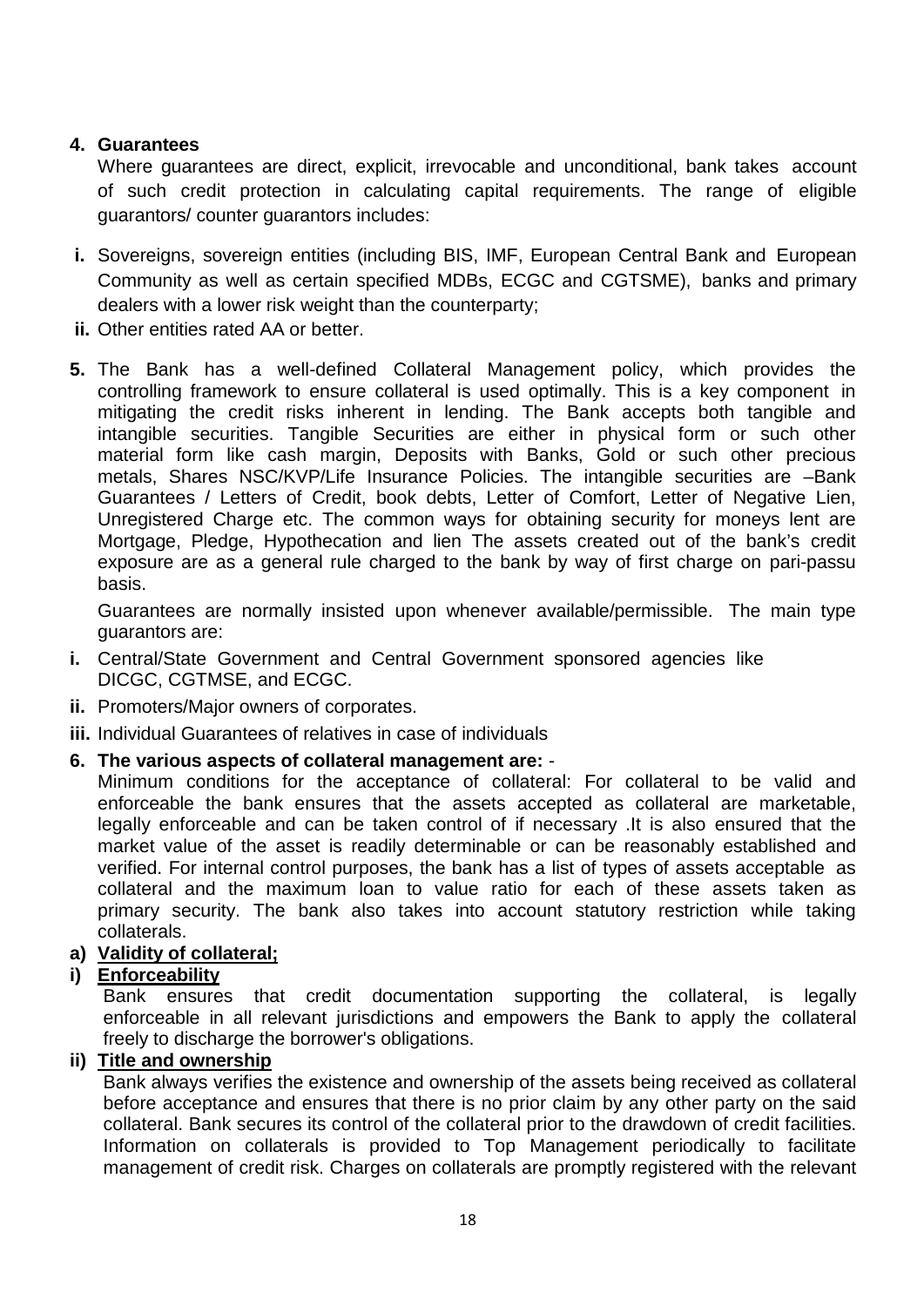**4. Guarantees**

Where guarantees are direct, explicit, irrevocable and unconditional, bank takes account of such credit protection in calculating capital requirements. The range of eligible guarantors/ counter guarantors includes:

- **i.** Sovereigns, sovereign entities (including BIS, IMF, European Central Bank and European Community as well as certain specified MDBs, ECGC and CGTSME), banks and primary dealers with a lower risk weight than the counterparty;
- **ii.** Other entities rated AA or better.

**5.** The Bank has a well-defined Collateral Management policy, which provides the controlling framework to ensure collateral is used optimally. This is a key component in mitigating the credit risks inherent in lending. The Bank accepts both tangible and intangible securities. Tangible Securities are either in physical form or such other material form like cash margin, Deposits with Banks, Gold or such other precious metals, Shares NSC/KVP/Life Insurance Policies. The intangible securities are –Bank Guarantees / Letters of Credit, book debts, Letter of Comfort, Letter of Negative Lien, Unregistered Charge etc. The common ways for obtaining security for moneys lent are Mortgage, Pledge, Hypothecation and lien The assets created out of the bank's credit exposure are as a general rule charged to the bank by way of first charge on pari-passu basis.

Guarantees are normally insisted upon whenever available/permissible. The main type guarantors are:

- **i.** Central/State Government and Central Government sponsored agencies like DICGC, CGTMSE, and ECGC.
- **ii.** Promoters/Major owners of corporates.
- **iii.** Individual Guarantees of relatives in case of individuals

**6. The various aspects of collateral management are:** -

Minimum conditions for the acceptance of collateral: For collateral to be valid and enforceable the bank ensures that the assets accepted as collateral are marketable, legally enforceable and can be taken control of if necessary .It is also ensured that the market value of the asset is readily determinable or can be reasonably established and verified. For internal control purposes, the bank has a list of types of assets acceptable as collateral and the maximum loan to value ratio for each of these assets taken as primary security. The bank also takes into account statutory restriction while taking collaterals.

**a) <u>Validity of collateral;</u>**

**i) <u>Enforceability</u>**

Bank ensures that credit documentation supporting the collateral, is legally enforceable in all relevant jurisdictions and empowers the Bank to apply the collateral freely to discharge the borrower's obligations.

**ii) <u>Title and ownership</u>**

Bank always verifies the existence and ownership of the assets being received as collateral before acceptance and ensures that there is no prior claim by any other party on the said collateral. Bank secures its control of the collateral prior to the drawdown of credit facilities. Information on collaterals is provided to Top Management periodically to facilitate management of credit risk. Charges on collaterals are promptly registered with the relevant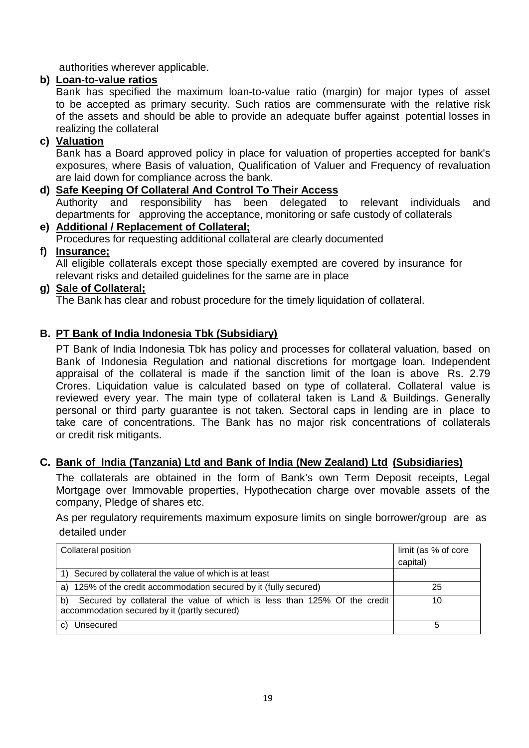authorities wherever applicable.

**b) Loan-to-value ratios**

Bank has specified the maximum loan-to-value ratio (margin) for major types of asset to be accepted as primary security. Such ratios are commensurate with the relative risk of the assets and should be able to provide an adequate buffer against potential losses in realizing the collateral

**c) Valuation**

Bank has a Board approved policy in place for valuation of properties accepted for bank's exposures, where Basis of valuation, Qualification of Valuer and Frequency of revaluation are laid down for compliance across the bank.

**d) Safe Keeping Of Collateral And Control To Their Access**

Authority and responsibility has been delegated to relevant individuals and departments for approving the acceptance, monitoring or safe custody of collaterals

**e) Additional / Replacement of Collateral;**

Procedures for requesting additional collateral are clearly documented

**f) Insurance;**

All eligible collaterals except those specially exempted are covered by insurance for relevant risks and detailed guidelines for the same are in place

**g) Sale of Collateral;**

The Bank has clear and robust procedure for the timely liquidation of collateral.

## B. PT Bank of India Indonesia Tbk (Subsidiary)

PT Bank of India Indonesia Tbk has policy and processes for collateral valuation, based on Bank of Indonesia Regulation and national discretions for mortgage loan. Independent appraisal of the collateral is made if the sanction limit of the loan is above Rs. 2.79 Crores. Liquidation value is calculated based on type of collateral. Collateral value is reviewed every year. The main type of collateral taken is Land & Buildings. Generally personal or third party guarantee is not taken. Sectoral caps in lending are in place to take care of concentrations. The Bank has no major risk concentrations of collaterals or credit risk mitigants.

## C. Bank of India (Tanzania) Ltd and Bank of India (New Zealand) Ltd (Subsidiaries)

The collaterals are obtained in the form of Bank's own Term Deposit receipts, Legal Mortgage over Immovable properties, Hypothecation charge over movable assets of the company, Pledge of shares etc.

As per regulatory requirements maximum exposure limits on single borrower/group are as detailed under

| Collateral position | limit (as % of core capital) |
|---|---|
| 1) Secured by collateral the value of which is at least | |
| a) 125% of the credit accommodation secured by it (fully secured) | 25 |
| b) Secured by collateral the value of which is less than 125% Of the credit accommodation secured by it (partly secured) | 10 |
| c) Unsecured | 5 |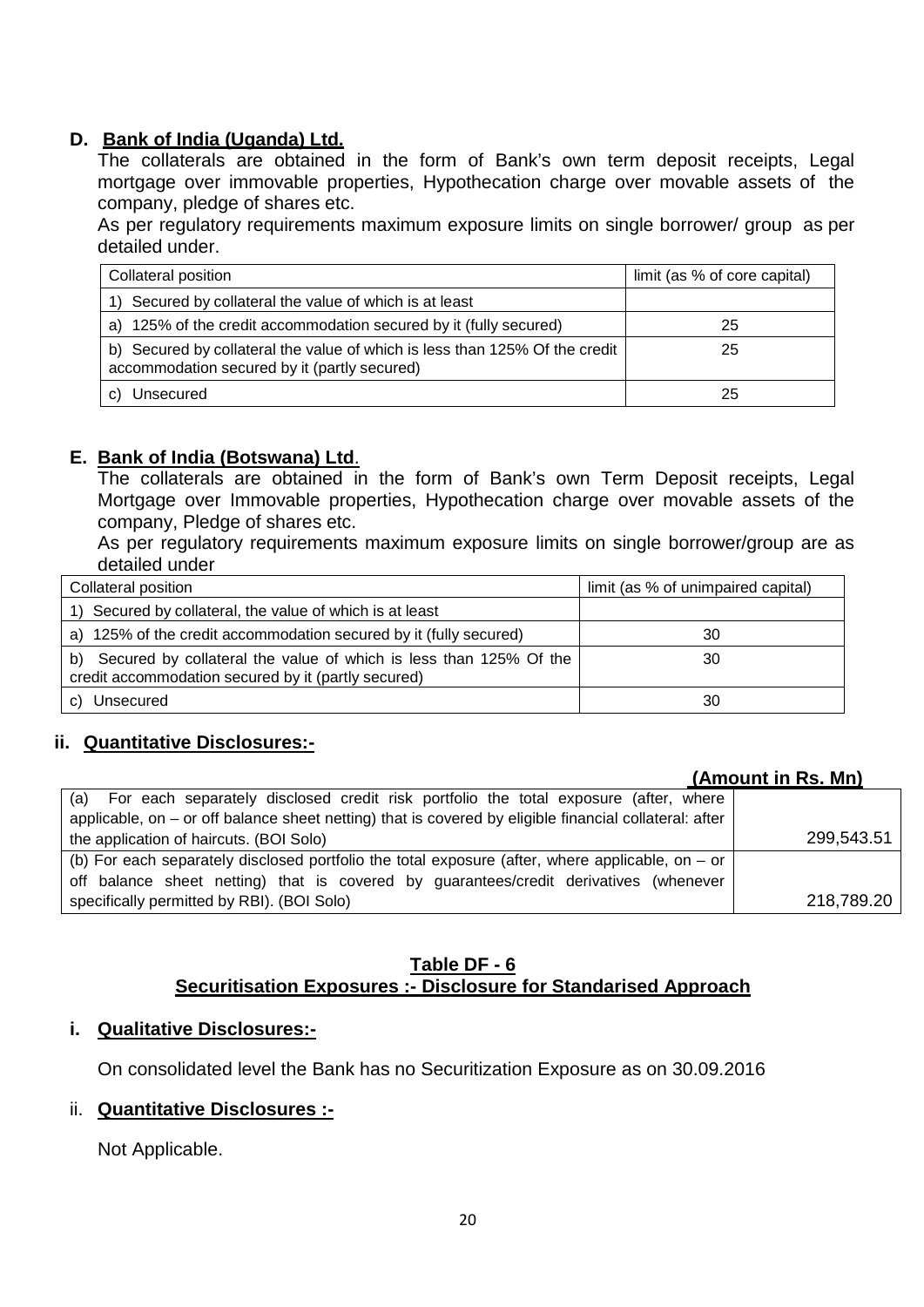**D. Bank of India (Uganda) Ltd.**

The collaterals are obtained in the form of Bank's own term deposit receipts, Legal mortgage over immovable properties, Hypothecation charge over movable assets of the company, pledge of shares etc.

As per regulatory requirements maximum exposure limits on single borrower/ group as per detailed under.

| Collateral position | limit (as % of core capital) |
|---|---|
| 1) Secured by collateral the value of which is at least | |
| a) 125% of the credit accommodation secured by it (fully secured) | 25 |
| b) Secured by collateral the value of which is less than 125% Of the credit accommodation secured by it (partly secured) | 25 |
| c) Unsecured | 25 |

**E. Bank of India (Botswana) Ltd.**

The collaterals are obtained in the form of Bank's own Term Deposit receipts, Legal Mortgage over Immovable properties, Hypothecation charge over movable assets of the company, Pledge of shares etc.

As per regulatory requirements maximum exposure limits on single borrower/group are as detailed under

| Collateral position | limit (as % of unimpaired capital) |
|---|---|
| 1) Secured by collateral, the value of which is at least | |
| a) 125% of the credit accommodation secured by it (fully secured) | 30 |
| b) Secured by collateral the value of which is less than 125% Of the credit accommodation secured by it (partly secured) | 30 |
| c) Unsecured | 30 |

**ii. Quantitative Disclosures:-**

**(Amount in Rs. Mn)**

| | |
|---|---|
| (a) For each separately disclosed credit risk portfolio the total exposure (after, where applicable, on – or off balance sheet netting) that is covered by eligible financial collateral: after the application of haircuts. (BOI Solo) | 299,543.51 |
| (b) For each separately disclosed portfolio the total exposure (after, where applicable, on – or off balance sheet netting) that is covered by guarantees/credit derivatives (whenever specifically permitted by RBI). (BOI Solo) | 218,789.20 |

## Table DF - 6
## Securitisation Exposures :- Disclosure for Standarised Approach

**i. Qualitative Disclosures:-**

On consolidated level the Bank has no Securitization Exposure as on 30.09.2016

ii. **Quantitative Disclosures :-**

Not Applicable.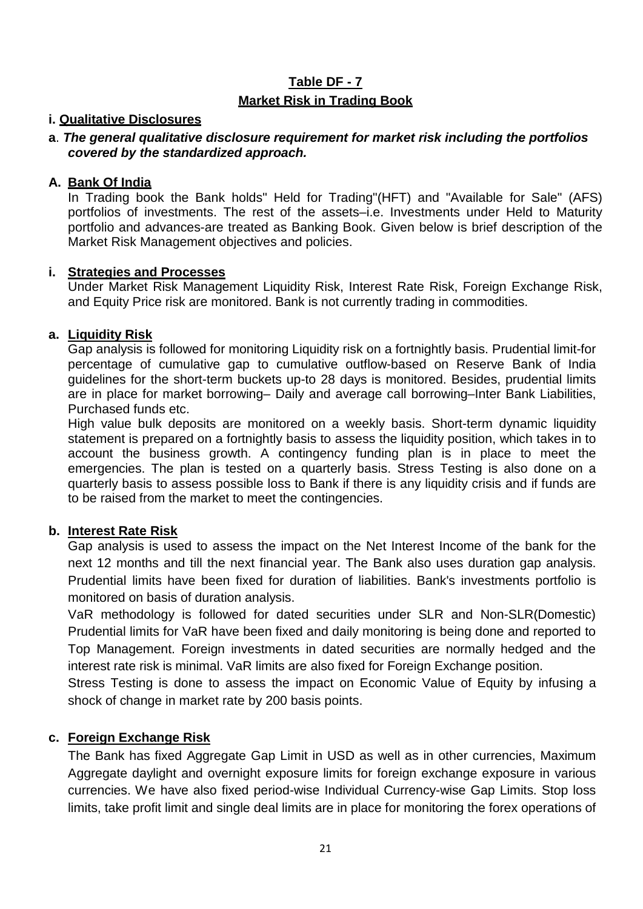## Table DF - 7

## Market Risk in Trading Book

### i. Qualitative Disclosures

**a**. ***The general qualitative disclosure requirement for market risk including the portfolios covered by the standardized approach.***

#### A. Bank Of India

In Trading book the Bank holds" Held for Trading"(HFT) and "Available for Sale" (AFS) portfolios of investments. The rest of the assets–i.e. Investments under Held to Maturity portfolio and advances-are treated as Banking Book. Given below is brief description of the Market Risk Management objectives and policies.

#### i. Strategies and Processes

Under Market Risk Management Liquidity Risk, Interest Rate Risk, Foreign Exchange Risk, and Equity Price risk are monitored. Bank is not currently trading in commodities.

#### a. Liquidity Risk

Gap analysis is followed for monitoring Liquidity risk on a fortnightly basis. Prudential limit-for percentage of cumulative gap to cumulative outflow-based on Reserve Bank of India guidelines for the short-term buckets up-to 28 days is monitored. Besides, prudential limits are in place for market borrowing– Daily and average call borrowing–Inter Bank Liabilities, Purchased funds etc.

High value bulk deposits are monitored on a weekly basis. Short-term dynamic liquidity statement is prepared on a fortnightly basis to assess the liquidity position, which takes in to account the business growth. A contingency funding plan is in place to meet the emergencies. The plan is tested on a quarterly basis. Stress Testing is also done on a quarterly basis to assess possible loss to Bank if there is any liquidity crisis and if funds are to be raised from the market to meet the contingencies.

#### b. Interest Rate Risk

Gap analysis is used to assess the impact on the Net Interest Income of the bank for the next 12 months and till the next financial year. The Bank also uses duration gap analysis. Prudential limits have been fixed for duration of liabilities. Bank's investments portfolio is monitored on basis of duration analysis.

VaR methodology is followed for dated securities under SLR and Non-SLR(Domestic) Prudential limits for VaR have been fixed and daily monitoring is being done and reported to Top Management. Foreign investments in dated securities are normally hedged and the interest rate risk is minimal. VaR limits are also fixed for Foreign Exchange position.

Stress Testing is done to assess the impact on Economic Value of Equity by infusing a shock of change in market rate by 200 basis points.

#### c. Foreign Exchange Risk

The Bank has fixed Aggregate Gap Limit in USD as well as in other currencies, Maximum Aggregate daylight and overnight exposure limits for foreign exchange exposure in various currencies. We have also fixed period-wise Individual Currency-wise Gap Limits. Stop loss limits, take profit limit and single deal limits are in place for monitoring the forex operations of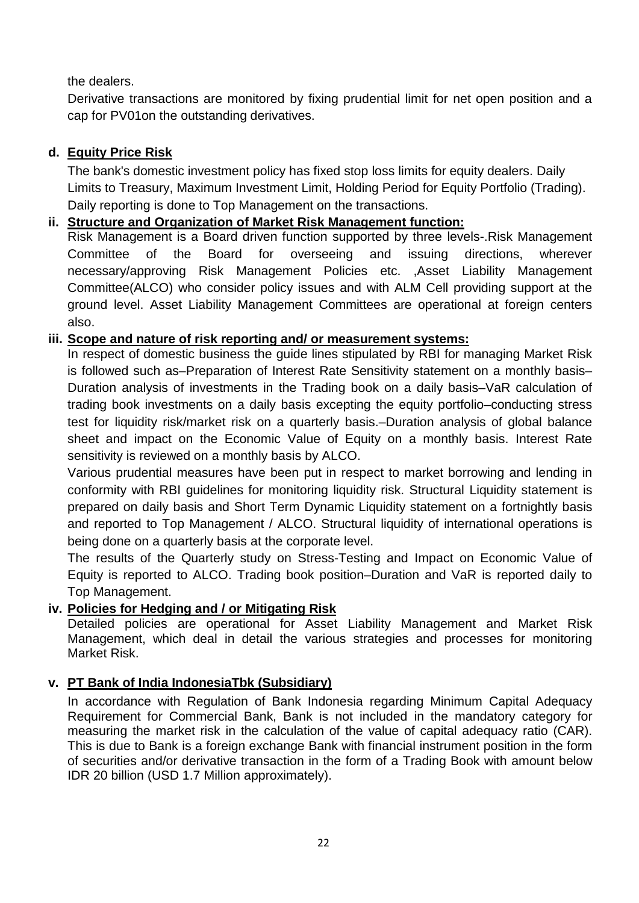the dealers.

Derivative transactions are monitored by fixing prudential limit for net open position and a cap for PV01on the outstanding derivatives.

**d. Equity Price Risk**

The bank's domestic investment policy has fixed stop loss limits for equity dealers. Daily Limits to Treasury, Maximum Investment Limit, Holding Period for Equity Portfolio (Trading). Daily reporting is done to Top Management on the transactions.

**ii. Structure and Organization of Market Risk Management function:**

Risk Management is a Board driven function supported by three levels-.Risk Management Committee of the Board for overseeing and issuing directions, wherever necessary/approving Risk Management Policies etc. ,Asset Liability Management Committee(ALCO) who consider policy issues and with ALM Cell providing support at the ground level. Asset Liability Management Committees are operational at foreign centers also.

**iii. Scope and nature of risk reporting and/ or measurement systems:**

In respect of domestic business the guide lines stipulated by RBI for managing Market Risk is followed such as–Preparation of Interest Rate Sensitivity statement on a monthly basis–Duration analysis of investments in the Trading book on a daily basis–VaR calculation of trading book investments on a daily basis excepting the equity portfolio–conducting stress test for liquidity risk/market risk on a quarterly basis.–Duration analysis of global balance sheet and impact on the Economic Value of Equity on a monthly basis. Interest Rate sensitivity is reviewed on a monthly basis by ALCO.

Various prudential measures have been put in respect to market borrowing and lending in conformity with RBI guidelines for monitoring liquidity risk. Structural Liquidity statement is prepared on daily basis and Short Term Dynamic Liquidity statement on a fortnightly basis and reported to Top Management / ALCO. Structural liquidity of international operations is being done on a quarterly basis at the corporate level.

The results of the Quarterly study on Stress-Testing and Impact on Economic Value of Equity is reported to ALCO. Trading book position–Duration and VaR is reported daily to Top Management.

**iv. Policies for Hedging and / or Mitigating Risk**

Detailed policies are operational for Asset Liability Management and Market Risk Management, which deal in detail the various strategies and processes for monitoring Market Risk.

**v. PT Bank of India IndonesiaTbk (Subsidiary)**

In accordance with Regulation of Bank Indonesia regarding Minimum Capital Adequacy Requirement for Commercial Bank, Bank is not included in the mandatory category for measuring the market risk in the calculation of the value of capital adequacy ratio (CAR). This is due to Bank is a foreign exchange Bank with financial instrument position in the form of securities and/or derivative transaction in the form of a Trading Book with amount below IDR 20 billion (USD 1.7 Million approximately).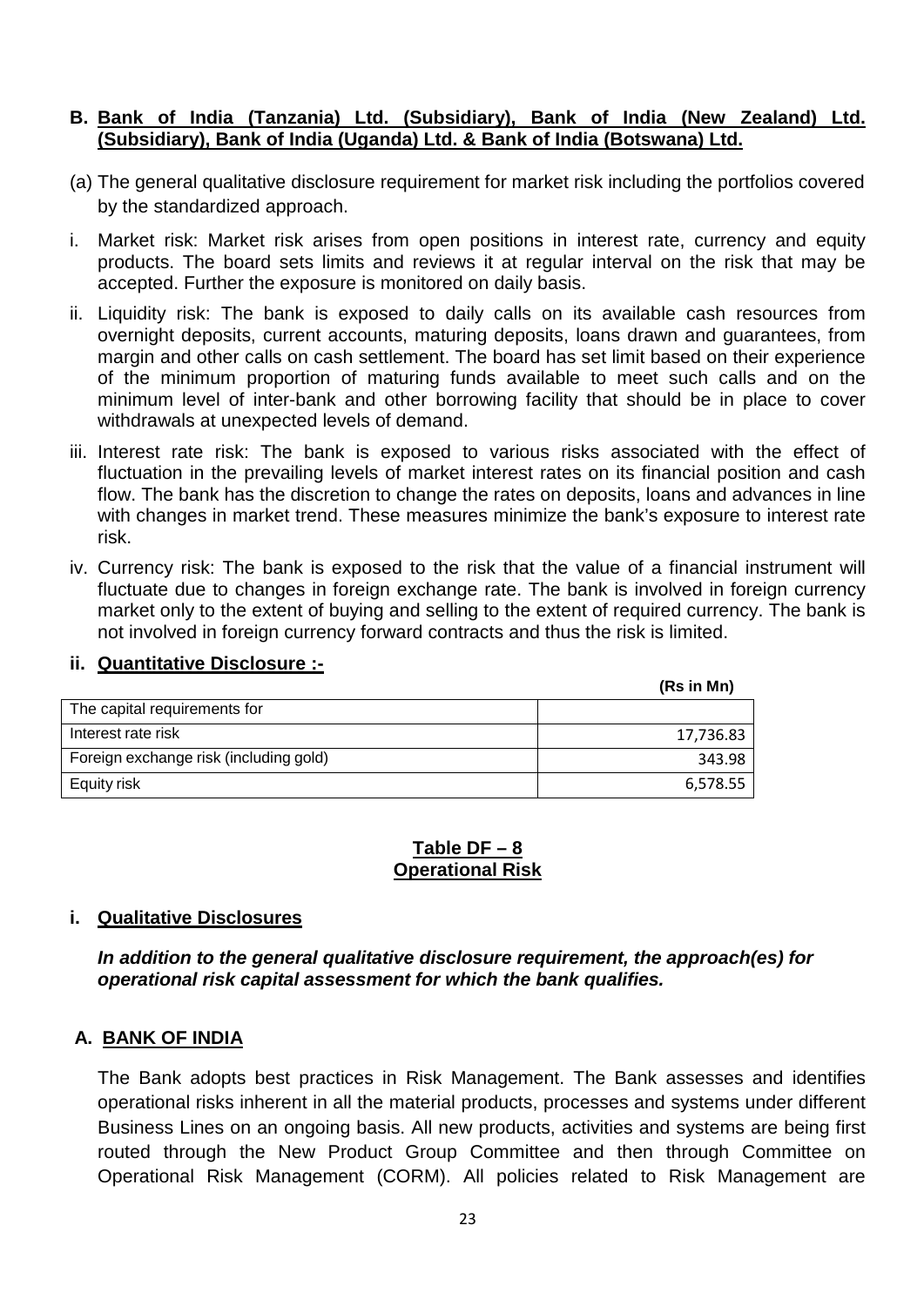**B. Bank of India (Tanzania) Ltd. (Subsidiary), Bank of India (New Zealand) Ltd. (Subsidiary), Bank of India (Uganda) Ltd. & Bank of India (Botswana) Ltd.**

(a) The general qualitative disclosure requirement for market risk including the portfolios covered by the standardized approach.

i. Market risk: Market risk arises from open positions in interest rate, currency and equity products. The board sets limits and reviews it at regular interval on the risk that may be accepted. Further the exposure is monitored on daily basis.

ii. Liquidity risk: The bank is exposed to daily calls on its available cash resources from overnight deposits, current accounts, maturing deposits, loans drawn and guarantees, from margin and other calls on cash settlement. The board has set limit based on their experience of the minimum proportion of maturing funds available to meet such calls and on the minimum level of inter-bank and other borrowing facility that should be in place to cover withdrawals at unexpected levels of demand.

iii. Interest rate risk: The bank is exposed to various risks associated with the effect of fluctuation in the prevailing levels of market interest rates on its financial position and cash flow. The bank has the discretion to change the rates on deposits, loans and advances in line with changes in market trend. These measures minimize the bank's exposure to interest rate risk.

iv. Currency risk: The bank is exposed to the risk that the value of a financial instrument will fluctuate due to changes in foreign exchange rate. The bank is involved in foreign currency market only to the extent of buying and selling to the extent of required currency. The bank is not involved in foreign currency forward contracts and thus the risk is limited.

**ii. Quantitative Disclosure :-**

**(Rs in Mn)**

| The capital requirements for | |
|---|---|
| Interest rate risk | 17,736.83 |
| Foreign exchange risk (including gold) | 343.98 |
| Equity risk | 6,578.55 |

## Table DF – 8
## Operational Risk

**i. Qualitative Disclosures**

***In addition to the general qualitative disclosure requirement, the approach(es) for operational risk capital assessment for which the bank qualifies.***

**A. BANK OF INDIA**

The Bank adopts best practices in Risk Management. The Bank assesses and identifies operational risks inherent in all the material products, processes and systems under different Business Lines on an ongoing basis. All new products, activities and systems are being first routed through the New Product Group Committee and then through Committee on Operational Risk Management (CORM). All policies related to Risk Management are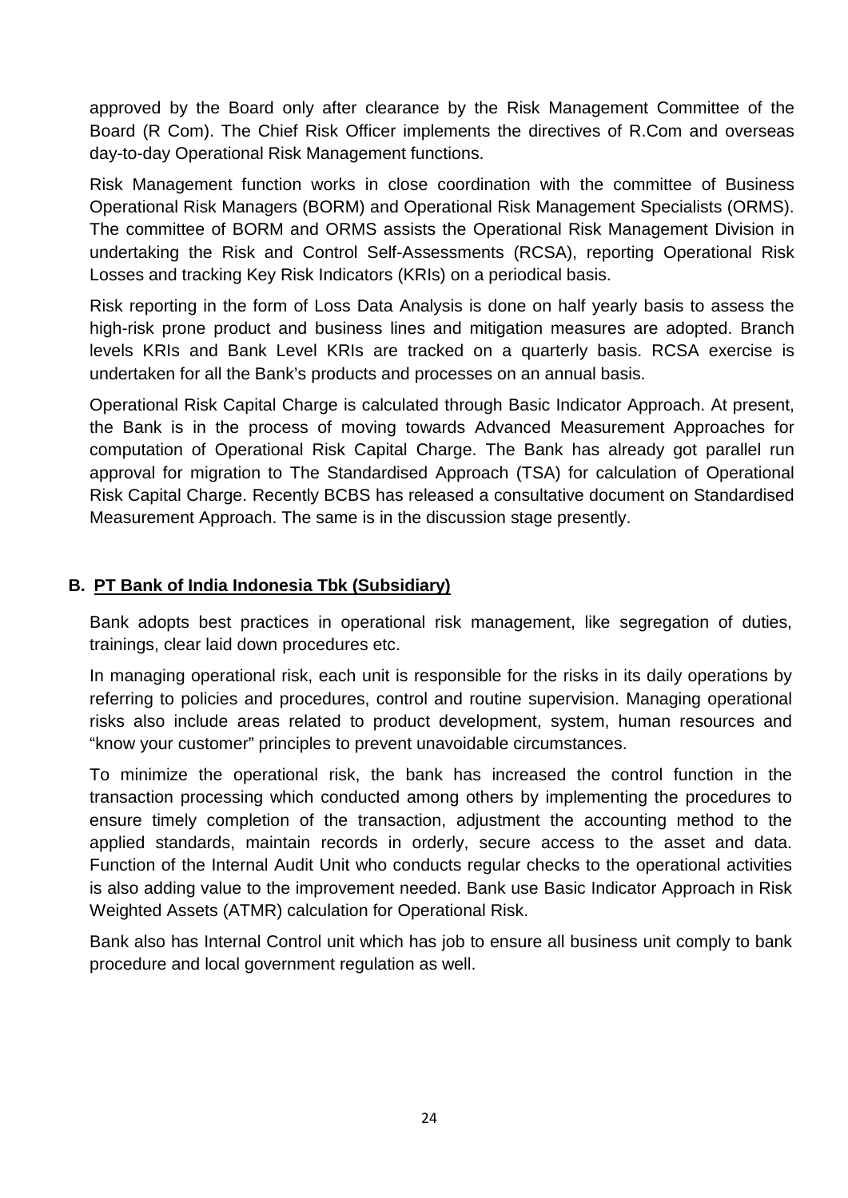approved by the Board only after clearance by the Risk Management Committee of the Board (R Com). The Chief Risk Officer implements the directives of R.Com and overseas day-to-day Operational Risk Management functions.

Risk Management function works in close coordination with the committee of Business Operational Risk Managers (BORM) and Operational Risk Management Specialists (ORMS). The committee of BORM and ORMS assists the Operational Risk Management Division in undertaking the Risk and Control Self-Assessments (RCSA), reporting Operational Risk Losses and tracking Key Risk Indicators (KRIs) on a periodical basis.

Risk reporting in the form of Loss Data Analysis is done on half yearly basis to assess the high-risk prone product and business lines and mitigation measures are adopted. Branch levels KRIs and Bank Level KRIs are tracked on a quarterly basis. RCSA exercise is undertaken for all the Bank's products and processes on an annual basis.

Operational Risk Capital Charge is calculated through Basic Indicator Approach. At present, the Bank is in the process of moving towards Advanced Measurement Approaches for computation of Operational Risk Capital Charge. The Bank has already got parallel run approval for migration to The Standardised Approach (TSA) for calculation of Operational Risk Capital Charge. Recently BCBS has released a consultative document on Standardised Measurement Approach. The same is in the discussion stage presently.

**B. <u>PT Bank of India Indonesia Tbk (Subsidiary)</u>**

Bank adopts best practices in operational risk management, like segregation of duties, trainings, clear laid down procedures etc.

In managing operational risk, each unit is responsible for the risks in its daily operations by referring to policies and procedures, control and routine supervision. Managing operational risks also include areas related to product development, system, human resources and "know your customer" principles to prevent unavoidable circumstances.

To minimize the operational risk, the bank has increased the control function in the transaction processing which conducted among others by implementing the procedures to ensure timely completion of the transaction, adjustment the accounting method to the applied standards, maintain records in orderly, secure access to the asset and data. Function of the Internal Audit Unit who conducts regular checks to the operational activities is also adding value to the improvement needed. Bank use Basic Indicator Approach in Risk Weighted Assets (ATMR) calculation for Operational Risk.

Bank also has Internal Control unit which has job to ensure all business unit comply to bank procedure and local government regulation as well.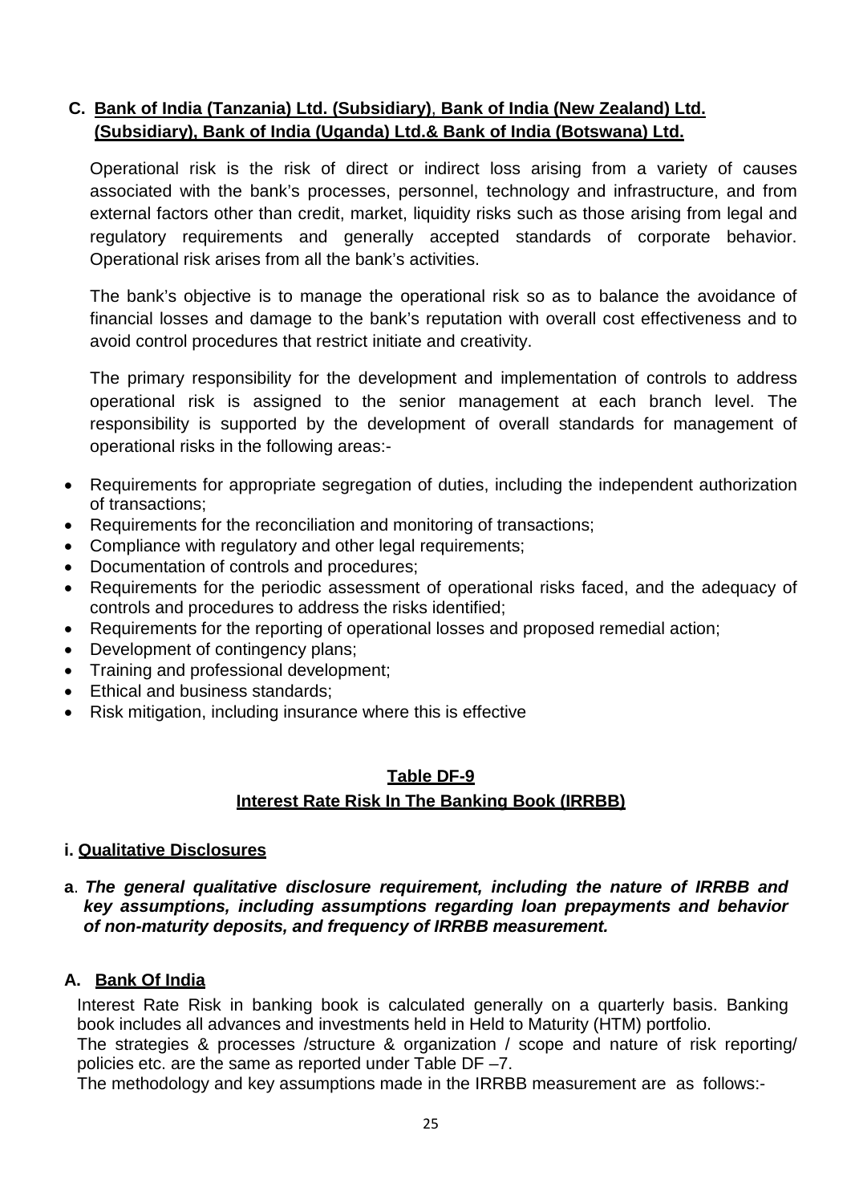### C. Bank of India (Tanzania) Ltd. (Subsidiary), Bank of India (New Zealand) Ltd. (Subsidiary), Bank of India (Uganda) Ltd.& Bank of India (Botswana) Ltd.

Operational risk is the risk of direct or indirect loss arising from a variety of causes associated with the bank's processes, personnel, technology and infrastructure, and from external factors other than credit, market, liquidity risks such as those arising from legal and regulatory requirements and generally accepted standards of corporate behavior. Operational risk arises from all the bank's activities.

The bank's objective is to manage the operational risk so as to balance the avoidance of financial losses and damage to the bank's reputation with overall cost effectiveness and to avoid control procedures that restrict initiate and creativity.

The primary responsibility for the development and implementation of controls to address operational risk is assigned to the senior management at each branch level. The responsibility is supported by the development of overall standards for management of operational risks in the following areas:-

- Requirements for appropriate segregation of duties, including the independent authorization of transactions;
- Requirements for the reconciliation and monitoring of transactions;
- Compliance with regulatory and other legal requirements;
- Documentation of controls and procedures;
- Requirements for the periodic assessment of operational risks faced, and the adequacy of controls and procedures to address the risks identified;
- Requirements for the reporting of operational losses and proposed remedial action;
- Development of contingency plans;
- Training and professional development;
- Ethical and business standards;
- Risk mitigation, including insurance where this is effective

## Table DF-9
## Interest Rate Risk In The Banking Book (IRRBB)

### i. Qualitative Disclosures

**a**. ***The general qualitative disclosure requirement, including the nature of IRRBB and key assumptions, including assumptions regarding loan prepayments and behavior of non-maturity deposits, and frequency of IRRBB measurement.***

### A. Bank Of India

Interest Rate Risk in banking book is calculated generally on a quarterly basis. Banking book includes all advances and investments held in Held to Maturity (HTM) portfolio.
The strategies & processes /structure & organization / scope and nature of risk reporting/ policies etc. are the same as reported under Table DF –7.
The methodology and key assumptions made in the IRRBB measurement are as follows:-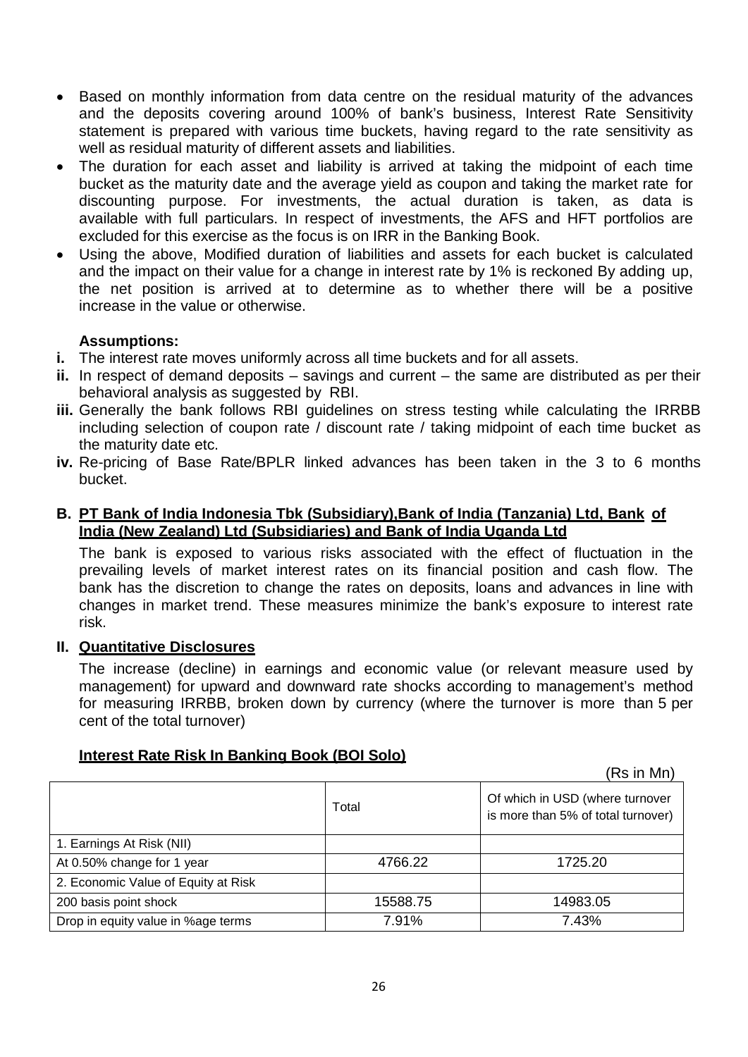- Based on monthly information from data centre on the residual maturity of the advances and the deposits covering around 100% of bank's business, Interest Rate Sensitivity statement is prepared with various time buckets, having regard to the rate sensitivity as well as residual maturity of different assets and liabilities.
- The duration for each asset and liability is arrived at taking the midpoint of each time bucket as the maturity date and the average yield as coupon and taking the market rate for discounting purpose. For investments, the actual duration is taken, as data is available with full particulars. In respect of investments, the AFS and HFT portfolios are excluded for this exercise as the focus is on IRR in the Banking Book.
- Using the above, Modified duration of liabilities and assets for each bucket is calculated and the impact on their value for a change in interest rate by 1% is reckoned By adding up, the net position is arrived at to determine as to whether there will be a positive increase in the value or otherwise.

**Assumptions:**

**i.** The interest rate moves uniformly across all time buckets and for all assets.

**ii.** In respect of demand deposits – savings and current – the same are distributed as per their behavioral analysis as suggested by RBI.

**iii.** Generally the bank follows RBI guidelines on stress testing while calculating the IRRBB including selection of coupon rate / discount rate / taking midpoint of each time bucket as the maturity date etc.

**iv.** Re-pricing of Base Rate/BPLR linked advances has been taken in the 3 to 6 months bucket.

**B. PT Bank of India Indonesia Tbk (Subsidiary),Bank of India (Tanzania) Ltd, Bank of India (New Zealand) Ltd (Subsidiaries) and Bank of India Uganda Ltd**

The bank is exposed to various risks associated with the effect of fluctuation in the prevailing levels of market interest rates on its financial position and cash flow. The bank has the discretion to change the rates on deposits, loans and advances in line with changes in market trend. These measures minimize the bank's exposure to interest rate risk.

**II. Quantitative Disclosures**

The increase (decline) in earnings and economic value (or relevant measure used by management) for upward and downward rate shocks according to management's method for measuring IRRBB, broken down by currency (where the turnover is more than 5 per cent of the total turnover)

**Interest Rate Risk In Banking Book (BOI Solo)**

(Rs in Mn)

| | Total | Of which in USD (where turnover is more than 5% of total turnover) |
|---|---|---|
| 1. Earnings At Risk (NII) | | |
| At 0.50% change for 1 year | 4766.22 | 1725.20 |
| 2. Economic Value of Equity at Risk | | |
| 200 basis point shock | 15588.75 | 14983.05 |
| Drop in equity value in %age terms | 7.91% | 7.43% |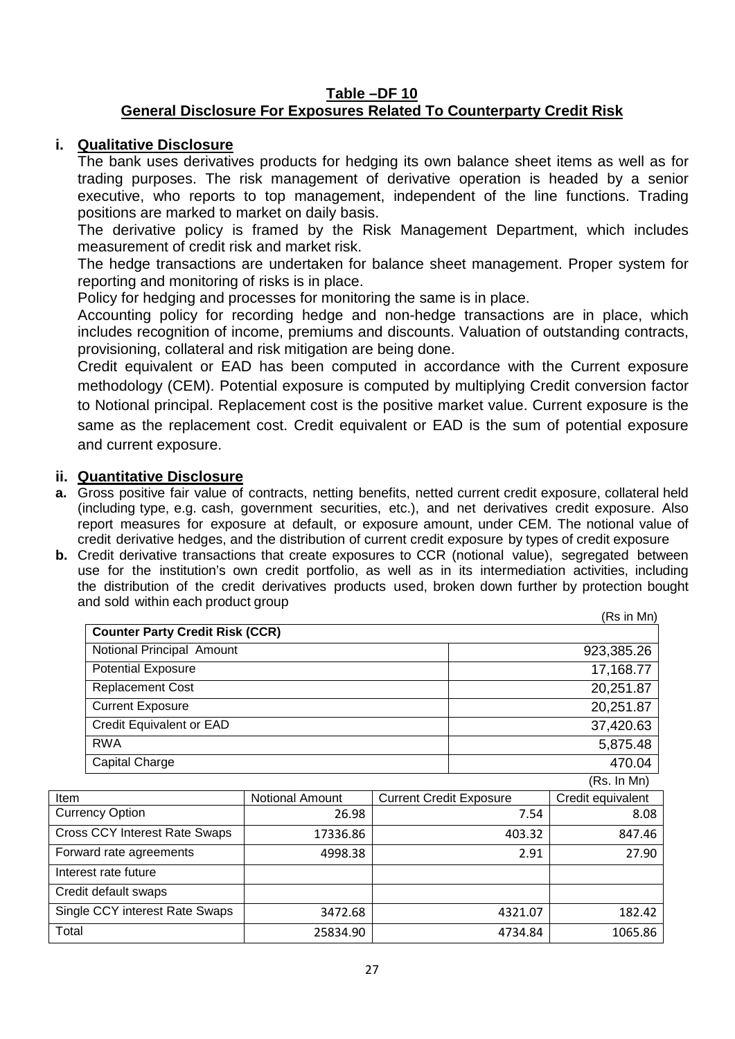## Table –DF 10

## General Disclosure For Exposures Related To Counterparty Credit Risk

### i. Qualitative Disclosure

The bank uses derivatives products for hedging its own balance sheet items as well as for trading purposes. The risk management of derivative operation is headed by a senior executive, who reports to top management, independent of the line functions. Trading positions are marked to market on daily basis.

The derivative policy is framed by the Risk Management Department, which includes measurement of credit risk and market risk.

The hedge transactions are undertaken for balance sheet management. Proper system for reporting and monitoring of risks is in place.

Policy for hedging and processes for monitoring the same is in place.

Accounting policy for recording hedge and non-hedge transactions are in place, which includes recognition of income, premiums and discounts. Valuation of outstanding contracts, provisioning, collateral and risk mitigation are being done.

Credit equivalent or EAD has been computed in accordance with the Current exposure methodology (CEM). Potential exposure is computed by multiplying Credit conversion factor to Notional principal. Replacement cost is the positive market value. Current exposure is the same as the replacement cost. Credit equivalent or EAD is the sum of potential exposure and current exposure.

### ii. Quantitative Disclosure

**a.** Gross positive fair value of contracts, netting benefits, netted current credit exposure, collateral held (including type, e.g. cash, government securities, etc.), and net derivatives credit exposure. Also report measures for exposure at default, or exposure amount, under CEM. The notional value of credit derivative hedges, and the distribution of current credit exposure by types of credit exposure

**b.** Credit derivative transactions that create exposures to CCR (notional value), segregated between use for the institution's own credit portfolio, as well as in its intermediation activities, including the distribution of the credit derivatives products used, broken down further by protection bought and sold within each product group

(Rs in Mn)

| Counter Party Credit Risk (CCR) | |
|---|---|
| Notional Principal Amount | 923,385.26 |
| Potential Exposure | 17,168.77 |
| Replacement Cost | 20,251.87 |
| Current Exposure | 20,251.87 |
| Credit Equivalent or EAD | 37,420.63 |
| RWA | 5,875.48 |
| Capital Charge | 470.04 |

(Rs. In Mn)

| Item | Notional Amount | Current Credit Exposure | Credit equivalent |
|---|---|---|---|
| Currency Option | 26.98 | 7.54 | 8.08 |
| Cross CCY Interest Rate Swaps | 17336.86 | 403.32 | 847.46 |
| Forward rate agreements | 4998.38 | 2.91 | 27.90 |
| Interest rate future | | | |
| Credit default swaps | | | |
| Single CCY interest Rate Swaps | 3472.68 | 4321.07 | 182.42 |
| Total | 25834.90 | 4734.84 | 1065.86 |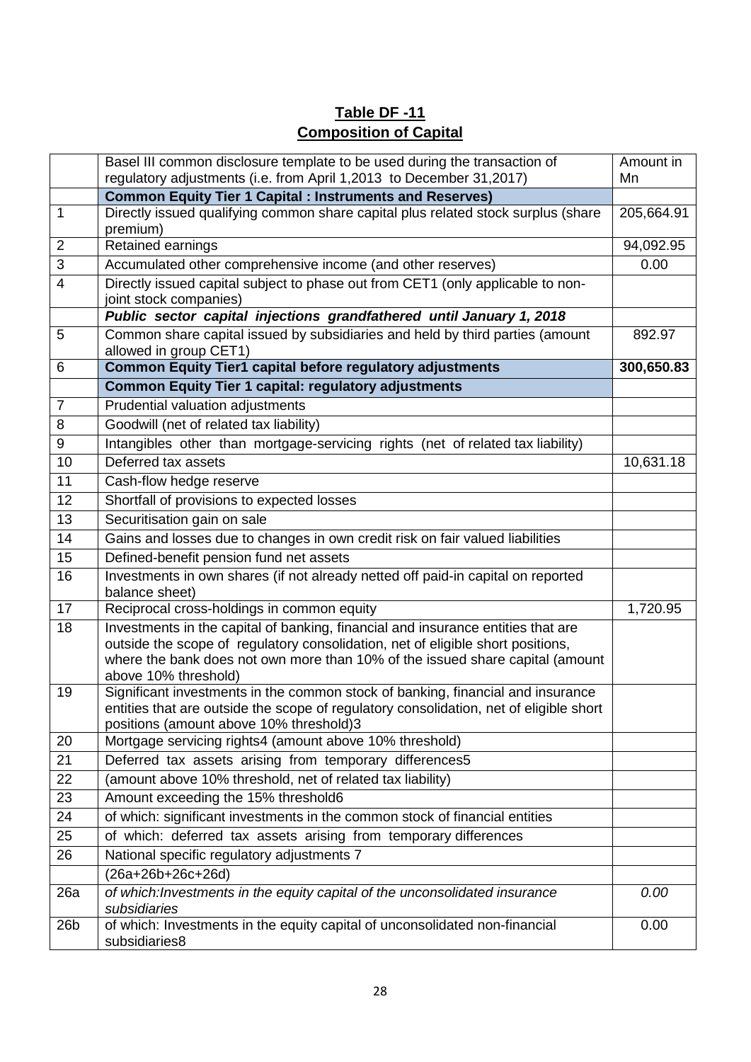**Table DF -11**

**Composition of Capital**

| | Basel III common disclosure template to be used during the transaction of regulatory adjustments (i.e. from April 1,2013 to December 31,2017) | Amount in Mn |
|---|---|---|
| | **Common Equity Tier 1 Capital : Instruments and Reserves)** | |
| 1 | Directly issued qualifying common share capital plus related stock surplus (share premium) | 205,664.91 |
| 2 | Retained earnings | 94,092.95 |
| 3 | Accumulated other comprehensive income (and other reserves) | 0.00 |
| 4 | Directly issued capital subject to phase out from CET1 (only applicable to non-joint stock companies) | |
| | ***Public sector capital injections grandfathered until January 1, 2018*** | |
| 5 | Common share capital issued by subsidiaries and held by third parties (amount allowed in group CET1) | 892.97 |
| 6 | **Common Equity Tier1 capital before regulatory adjustments** | **300,650.83** |
| | **Common Equity Tier 1 capital: regulatory adjustments** | |
| 7 | Prudential valuation adjustments | |
| 8 | Goodwill (net of related tax liability) | |
| 9 | Intangibles other than mortgage-servicing rights (net of related tax liability) | |
| 10 | Deferred tax assets | 10,631.18 |
| 11 | Cash-flow hedge reserve | |
| 12 | Shortfall of provisions to expected losses | |
| 13 | Securitisation gain on sale | |
| 14 | Gains and losses due to changes in own credit risk on fair valued liabilities | |
| 15 | Defined-benefit pension fund net assets | |
| 16 | Investments in own shares (if not already netted off paid-in capital on reported balance sheet) | |
| 17 | Reciprocal cross-holdings in common equity | 1,720.95 |
| 18 | Investments in the capital of banking, financial and insurance entities that are outside the scope of regulatory consolidation, net of eligible short positions, where the bank does not own more than 10% of the issued share capital (amount above 10% threshold) | |
| 19 | Significant investments in the common stock of banking, financial and insurance entities that are outside the scope of regulatory consolidation, net of eligible short positions (amount above 10% threshold)3 | |
| 20 | Mortgage servicing rights4 (amount above 10% threshold) | |
| 21 | Deferred tax assets arising from temporary differences5 | |
| 22 | (amount above 10% threshold, net of related tax liability) | |
| 23 | Amount exceeding the 15% threshold6 | |
| 24 | of which: significant investments in the common stock of financial entities | |
| 25 | of which: deferred tax assets arising from temporary differences | |
| 26 | National specific regulatory adjustments 7 | |
| | (26a+26b+26c+26d) | |
| 26a | *of which:Investments in the equity capital of the unconsolidated insurance subsidiaries* | *0.00* |
| 26b | of which: Investments in the equity capital of unconsolidated non-financial subsidiaries8 | 0.00 |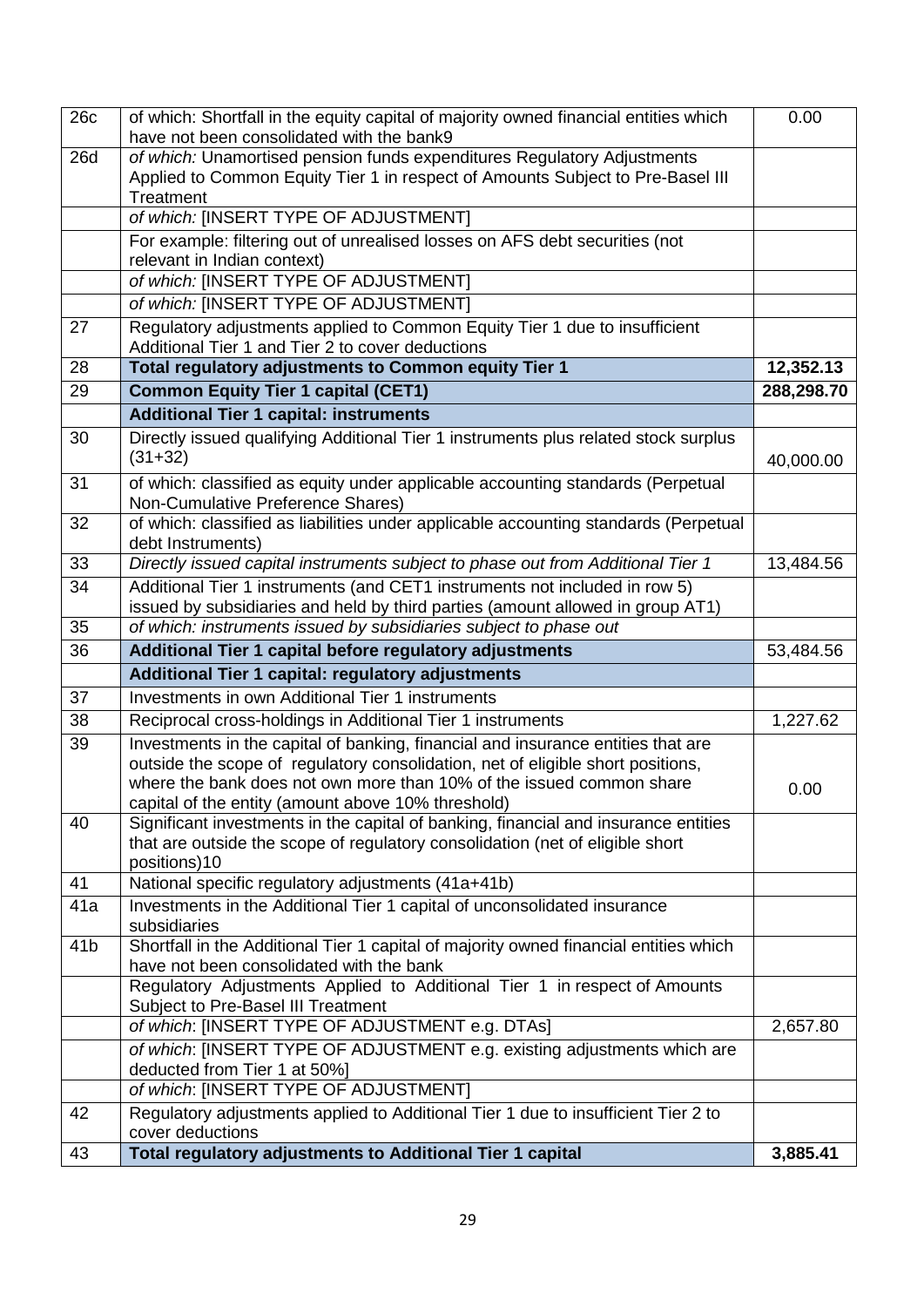| | | |
|---|---|---|
| 26c | of which: Shortfall in the equity capital of majority owned financial entities which have not been consolidated with the bank9 | 0.00 |
| 26d | *of which:* Unamortised pension funds expenditures Regulatory Adjustments Applied to Common Equity Tier 1 in respect of Amounts Subject to Pre-Basel III Treatment | |
| | *of which:* [INSERT TYPE OF ADJUSTMENT] | |
| | For example: filtering out of unrealised losses on AFS debt securities (not relevant in Indian context) | |
| | *of which:* [INSERT TYPE OF ADJUSTMENT] | |
| | *of which:* [INSERT TYPE OF ADJUSTMENT] | |
| 27 | Regulatory adjustments applied to Common Equity Tier 1 due to insufficient Additional Tier 1 and Tier 2 to cover deductions | |
| 28 | **Total regulatory adjustments to Common equity Tier 1** | **12,352.13** |
| 29 | **Common Equity Tier 1 capital (CET1)** | **288,298.70** |
| | **Additional Tier 1 capital: instruments** | |
| 30 | Directly issued qualifying Additional Tier 1 instruments plus related stock surplus (31+32) | 40,000.00 |
| 31 | of which: classified as equity under applicable accounting standards (Perpetual Non-Cumulative Preference Shares) | |
| 32 | of which: classified as liabilities under applicable accounting standards (Perpetual debt Instruments) | |
| 33 | *Directly issued capital instruments subject to phase out from Additional Tier 1* | 13,484.56 |
| 34 | Additional Tier 1 instruments (and CET1 instruments not included in row 5) issued by subsidiaries and held by third parties (amount allowed in group AT1) | |
| 35 | *of which: instruments issued by subsidiaries subject to phase out* | |
| 36 | **Additional Tier 1 capital before regulatory adjustments** | 53,484.56 |
| | **Additional Tier 1 capital: regulatory adjustments** | |
| 37 | Investments in own Additional Tier 1 instruments | |
| 38 | Reciprocal cross-holdings in Additional Tier 1 instruments | 1,227.62 |
| 39 | Investments in the capital of banking, financial and insurance entities that are outside the scope of regulatory consolidation, net of eligible short positions, where the bank does not own more than 10% of the issued common share capital of the entity (amount above 10% threshold) | 0.00 |
| 40 | Significant investments in the capital of banking, financial and insurance entities that are outside the scope of regulatory consolidation (net of eligible short positions)10 | |
| 41 | National specific regulatory adjustments (41a+41b) | |
| 41a | Investments in the Additional Tier 1 capital of unconsolidated insurance subsidiaries | |
| 41b | Shortfall in the Additional Tier 1 capital of majority owned financial entities which have not been consolidated with the bank | |
| | Regulatory Adjustments Applied to Additional Tier 1 in respect of Amounts Subject to Pre-Basel III Treatment | |
| | *of which*: [INSERT TYPE OF ADJUSTMENT e.g. DTAs] | 2,657.80 |
| | *of which*: [INSERT TYPE OF ADJUSTMENT e.g. existing adjustments which are deducted from Tier 1 at 50%] | |
| | *of which*: [INSERT TYPE OF ADJUSTMENT] | |
| 42 | Regulatory adjustments applied to Additional Tier 1 due to insufficient Tier 2 to cover deductions | |
| 43 | **Total regulatory adjustments to Additional Tier 1 capital** | **3,885.41** |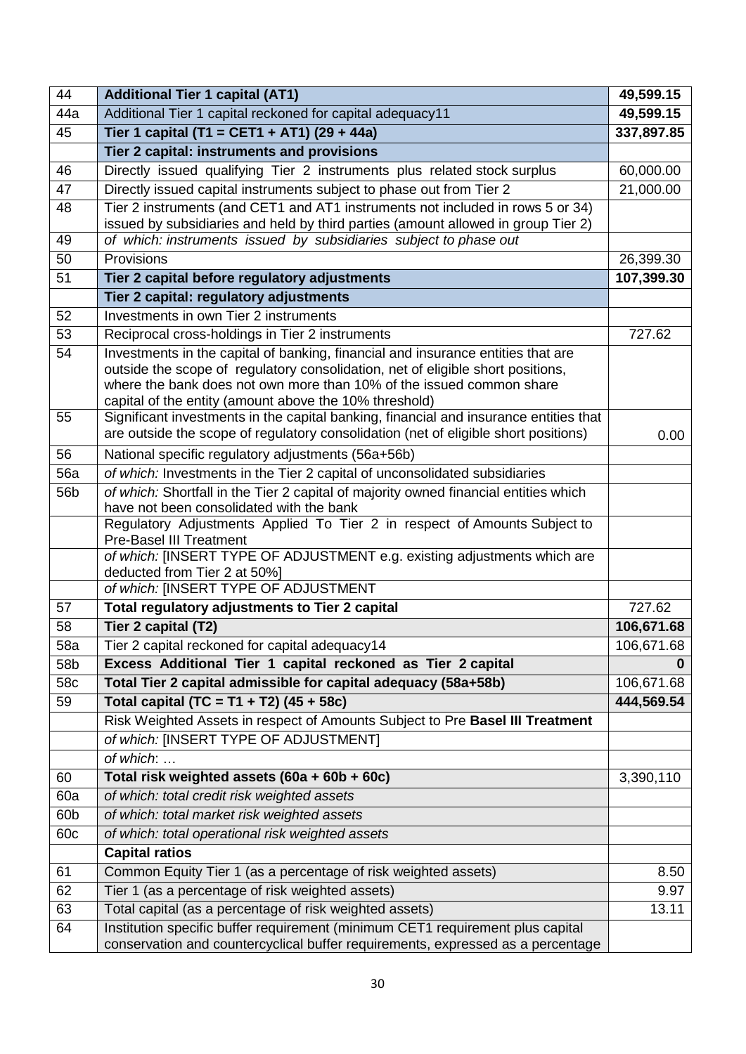| 44 | **Additional Tier 1 capital (AT1)** | **49,599.15** |
|---|---|---|
| 44a | Additional Tier 1 capital reckoned for capital adequacy11 | **49,599.15** |
| 45 | **Tier 1 capital (T1 = CET1 + AT1) (29 + 44a)** | **337,897.85** |
| | **Tier 2 capital: instruments and provisions** | |
| 46 | Directly issued qualifying Tier 2 instruments plus related stock surplus | 60,000.00 |
| 47 | Directly issued capital instruments subject to phase out from Tier 2 | 21,000.00 |
| 48 | Tier 2 instruments (and CET1 and AT1 instruments not included in rows 5 or 34) issued by subsidiaries and held by third parties (amount allowed in group Tier 2) | |
| 49 | *of which: instruments issued by subsidiaries subject to phase out* | |
| 50 | Provisions | 26,399.30 |
| 51 | **Tier 2 capital before regulatory adjustments** | **107,399.30** |
| | **Tier 2 capital: regulatory adjustments** | |
| 52 | Investments in own Tier 2 instruments | |
| 53 | Reciprocal cross-holdings in Tier 2 instruments | 727.62 |
| 54 | Investments in the capital of banking, financial and insurance entities that are outside the scope of regulatory consolidation, net of eligible short positions, where the bank does not own more than 10% of the issued common share capital of the entity (amount above the 10% threshold) | |
| 55 | Significant investments in the capital banking, financial and insurance entities that are outside the scope of regulatory consolidation (net of eligible short positions) | 0.00 |
| 56 | National specific regulatory adjustments (56a+56b) | |
| 56a | *of which:* Investments in the Tier 2 capital of unconsolidated subsidiaries | |
| 56b | *of which:* Shortfall in the Tier 2 capital of majority owned financial entities which have not been consolidated with the bank | |
| | Regulatory Adjustments Applied To Tier 2 in respect of Amounts Subject to Pre-Basel III Treatment | |
| | *of which:* [INSERT TYPE OF ADJUSTMENT e.g. existing adjustments which are deducted from Tier 2 at 50%] | |
| | *of which:* [INSERT TYPE OF ADJUSTMENT | |
| 57 | **Total regulatory adjustments to Tier 2 capital** | 727.62 |
| 58 | **Tier 2 capital (T2)** | **106,671.68** |
| 58a | Tier 2 capital reckoned for capital adequacy14 | 106,671.68 |
| 58b | **Excess Additional Tier 1 capital reckoned as Tier 2 capital** | **0** |
| 58c | **Total Tier 2 capital admissible for capital adequacy (58a+58b)** | 106,671.68 |
| 59 | **Total capital (TC = T1 + T2) (45 + 58c)** | **444,569.54** |
| | Risk Weighted Assets in respect of Amounts Subject to Pre **Basel III Treatment** | |
| | *of which:* [INSERT TYPE OF ADJUSTMENT] | |
| | *of which*: … | |
| 60 | **Total risk weighted assets (60a + 60b + 60c)** | 3,390,110 |
| 60a | *of which: total credit risk weighted assets* | |
| 60b | *of which: total market risk weighted assets* | |
| 60c | *of which: total operational risk weighted assets* | |
| | **Capital ratios** | |
| 61 | Common Equity Tier 1 (as a percentage of risk weighted assets) | 8.50 |
| 62 | Tier 1 (as a percentage of risk weighted assets) | 9.97 |
| 63 | Total capital (as a percentage of risk weighted assets) | 13.11 |
| 64 | Institution specific buffer requirement (minimum CET1 requirement plus capital conservation and countercyclical buffer requirements, expressed as a percentage | |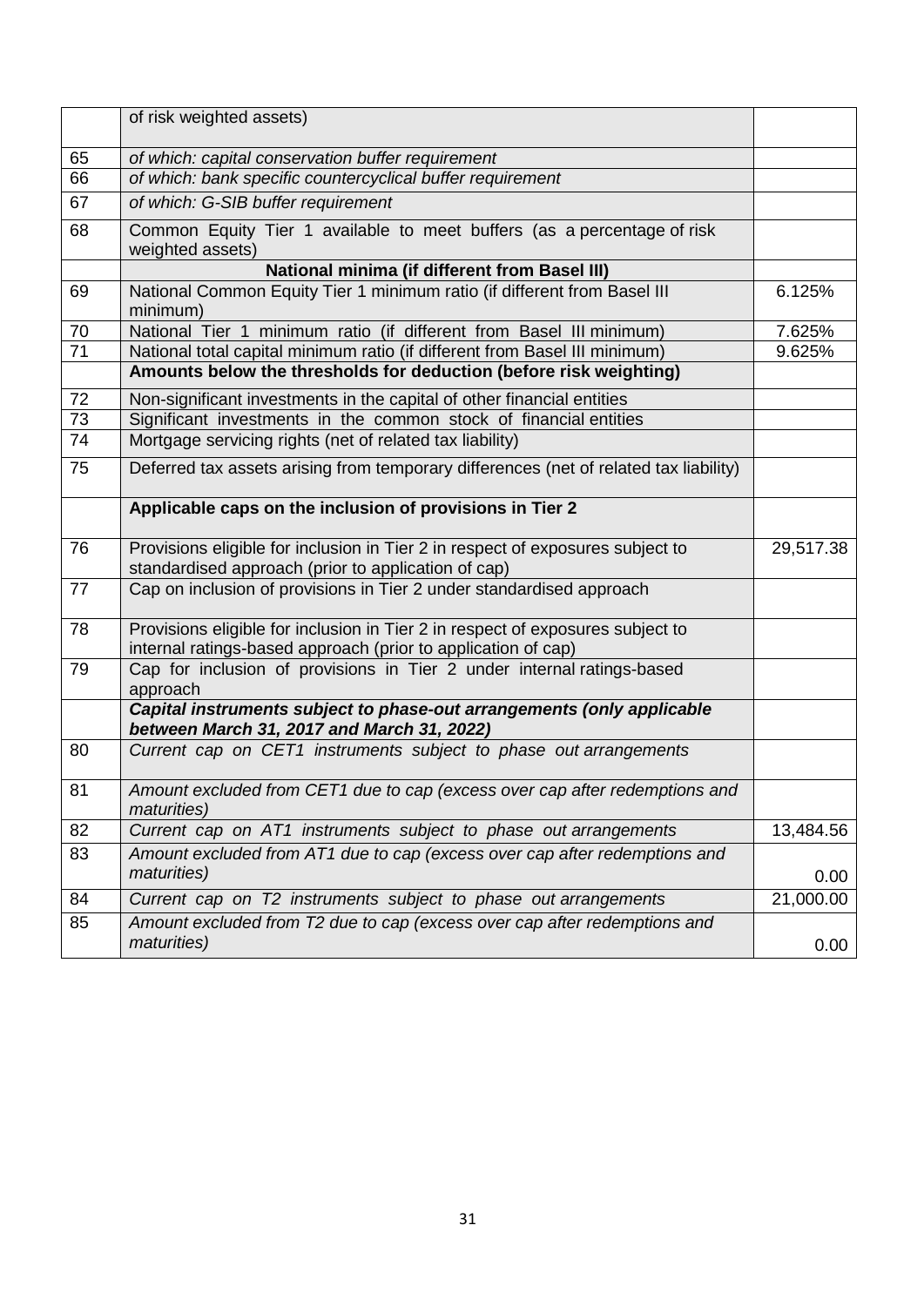| | | |
|---|---|---|
| | of risk weighted assets) | |
| 65 | *of which: capital conservation buffer requirement* | |
| 66 | *of which: bank specific countercyclical buffer requirement* | |
| 67 | *of which: G-SIB buffer requirement* | |
| 68 | Common Equity Tier 1 available to meet buffers (as a percentage of risk weighted assets) | |
| | **National minima (if different from Basel III)** | |
| 69 | National Common Equity Tier 1 minimum ratio (if different from Basel III minimum) | 6.125% |
| 70 | National Tier 1 minimum ratio (if different from Basel III minimum) | 7.625% |
| 71 | National total capital minimum ratio (if different from Basel III minimum) | 9.625% |
| | **Amounts below the thresholds for deduction (before risk weighting)** | |
| 72 | Non-significant investments in the capital of other financial entities | |
| 73 | Significant investments in the common stock of financial entities | |
| 74 | Mortgage servicing rights (net of related tax liability) | |
| 75 | Deferred tax assets arising from temporary differences (net of related tax liability) | |
| | **Applicable caps on the inclusion of provisions in Tier 2** | |
| 76 | Provisions eligible for inclusion in Tier 2 in respect of exposures subject to standardised approach (prior to application of cap) | 29,517.38 |
| 77 | Cap on inclusion of provisions in Tier 2 under standardised approach | |
| 78 | Provisions eligible for inclusion in Tier 2 in respect of exposures subject to internal ratings-based approach (prior to application of cap) | |
| 79 | Cap for inclusion of provisions in Tier 2 under internal ratings-based approach | |
| | ***Capital instruments subject to phase-out arrangements (only applicable between March 31, 2017 and March 31, 2022)*** | |
| 80 | *Current cap on CET1 instruments subject to phase out arrangements* | |
| 81 | *Amount excluded from CET1 due to cap (excess over cap after redemptions and maturities)* | |
| 82 | *Current cap on AT1 instruments subject to phase out arrangements* | 13,484.56 |
| 83 | *Amount excluded from AT1 due to cap (excess over cap after redemptions and maturities)* | 0.00 |
| 84 | *Current cap on T2 instruments subject to phase out arrangements* | 21,000.00 |
| 85 | *Amount excluded from T2 due to cap (excess over cap after redemptions and maturities)* | 0.00 |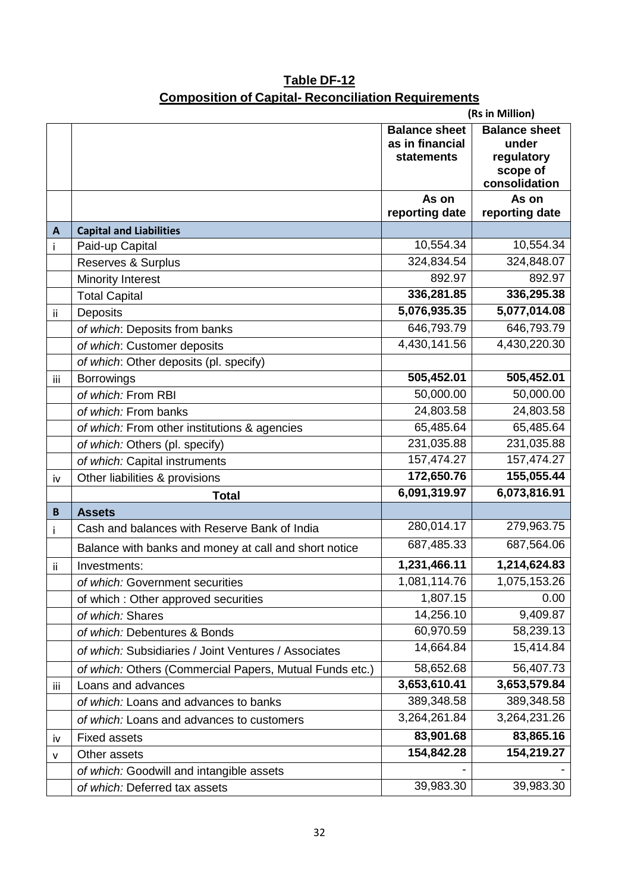# Table DF-12

## Composition of Capital- Reconciliation Requirements

(Rs in Million)

| | | Balance sheet as in financial statements | Balance sheet under regulatory scope of consolidation |
|---|---|---|---|
| | | As on reporting date | As on reporting date |
| **A** | **Capital and Liabilities** | | |
| i | Paid-up Capital | 10,554.34 | 10,554.34 |
| | Reserves & Surplus | 324,834.54 | 324,848.07 |
| | Minority Interest | 892.97 | 892.97 |
| | Total Capital | **336,281.85** | **336,295.38** |
| ii | Deposits | **5,076,935.35** | **5,077,014.08** |
| | *of which*: Deposits from banks | 646,793.79 | 646,793.79 |
| | *of which*: Customer deposits | 4,430,141.56 | 4,430,220.30 |
| | *of which*: Other deposits (pl. specify) | | |
| iii | Borrowings | **505,452.01** | **505,452.01** |
| | *of which:* From RBI | 50,000.00 | 50,000.00 |
| | *of which:* From banks | 24,803.58 | 24,803.58 |
| | *of which:* From other institutions & agencies | 65,485.64 | 65,485.64 |
| | *of which:* Others (pl. specify) | 231,035.88 | 231,035.88 |
| | *of which:* Capital instruments | 157,474.27 | 157,474.27 |
| iv | Other liabilities & provisions | **172,650.76** | **155,055.44** |
| | **Total** | **6,091,319.97** | **6,073,816.91** |
| **B** | **Assets** | | |
| i | Cash and balances with Reserve Bank of India | 280,014.17 | 279,963.75 |
| | Balance with banks and money at call and short notice | 687,485.33 | 687,564.06 |
| ii | Investments: | **1,231,466.11** | **1,214,624.83** |
| | *of which:* Government securities | 1,081,114.76 | 1,075,153.26 |
| | of which : Other approved securities | 1,807.15 | 0.00 |
| | *of which:* Shares | 14,256.10 | 9,409.87 |
| | *of which:* Debentures & Bonds | 60,970.59 | 58,239.13 |
| | *of which:* Subsidiaries / Joint Ventures / Associates | 14,664.84 | 15,414.84 |
| | *of which:* Others (Commercial Papers, Mutual Funds etc.) | 58,652.68 | 56,407.73 |
| iii | Loans and advances | **3,653,610.41** | **3,653,579.84** |
| | *of which:* Loans and advances to banks | 389,348.58 | 389,348.58 |
| | *of which:* Loans and advances to customers | 3,264,261.84 | 3,264,231.26 |
| iv | Fixed assets | **83,901.68** | **83,865.16** |
| v | Other assets | **154,842.28** | **154,219.27** |
| | *of which:* Goodwill and intangible assets | - | - |
| | *of which:* Deferred tax assets | 39,983.30 | 39,983.30 |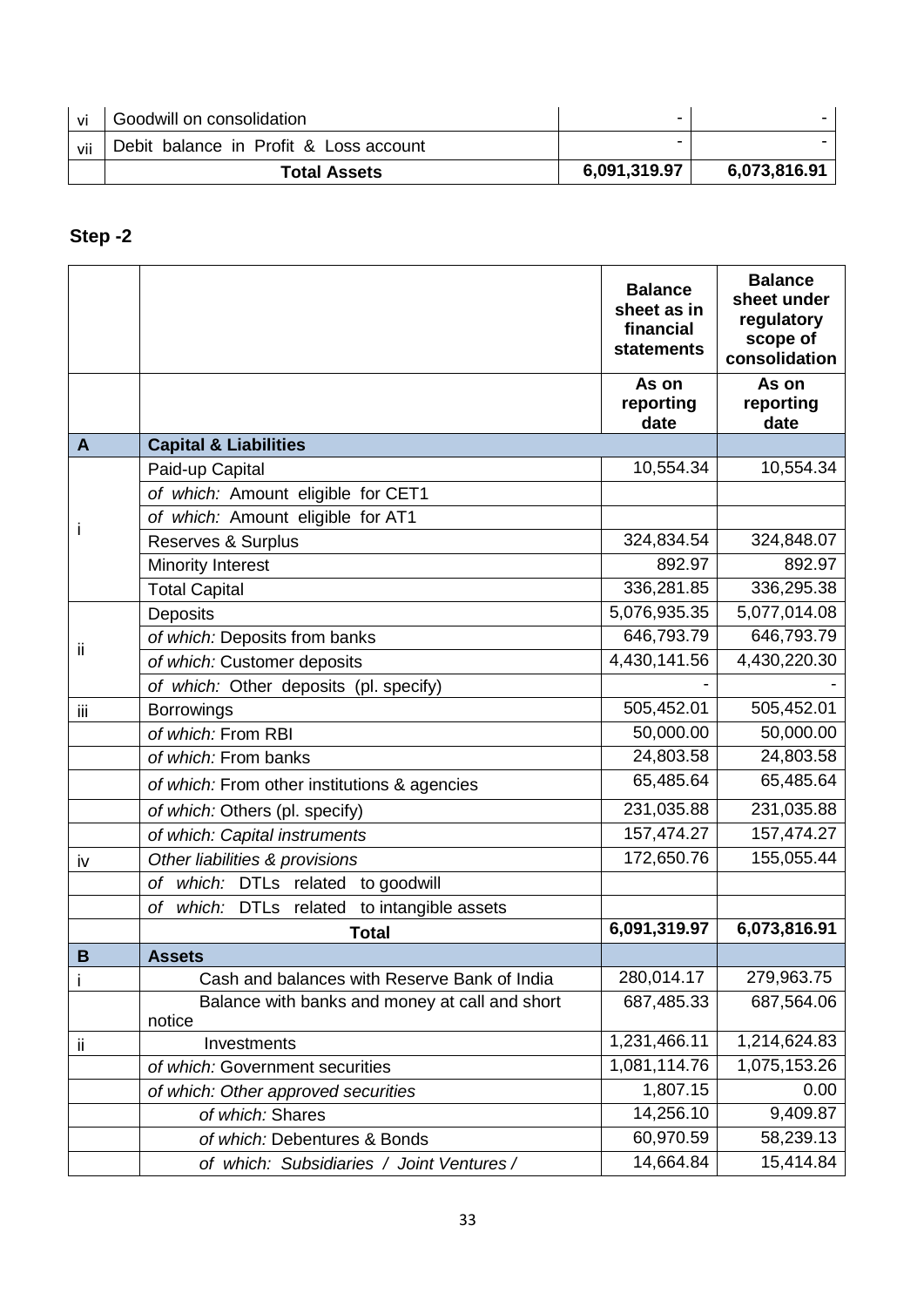| | | | |
|---|---|---|---|
| vi | Goodwill on consolidation | - | - |
| vii | Debit balance in Profit & Loss account | - | - |
| | **Total Assets** | **6,091,319.97** | **6,073,816.91** |

**Step -2**

| | | **Balance sheet as in financial statements** | **Balance sheet under regulatory scope of consolidation** |
|---|---|---|---|
| | | **As on reporting date** | **As on reporting date** |
| **A** | **Capital & Liabilities** | | |
| i | Paid-up Capital | 10,554.34 | 10,554.34 |
| | *of which:* Amount eligible for CET1 | | |
| | *of which:* Amount eligible for AT1 | | |
| | Reserves & Surplus | 324,834.54 | 324,848.07 |
| | Minority Interest | 892.97 | 892.97 |
| | Total Capital | 336,281.85 | 336,295.38 |
| ii | Deposits | 5,076,935.35 | 5,077,014.08 |
| | *of which:* Deposits from banks | 646,793.79 | 646,793.79 |
| | *of which:* Customer deposits | 4,430,141.56 | 4,430,220.30 |
| | *of which:* Other deposits (pl. specify) | - | - |
| iii | Borrowings | 505,452.01 | 505,452.01 |
| | *of which:* From RBI | 50,000.00 | 50,000.00 |
| | *of which:* From banks | 24,803.58 | 24,803.58 |
| | *of which:* From other institutions & agencies | 65,485.64 | 65,485.64 |
| | *of which:* Others (pl. specify) | 231,035.88 | 231,035.88 |
| | *of which: Capital instruments* | 157,474.27 | 157,474.27 |
| iv | *Other liabilities & provisions* | 172,650.76 | 155,055.44 |
| | *of which:* DTLs related to goodwill | | |
| | *of which:* DTLs related to intangible assets | | |
| | **Total** | **6,091,319.97** | **6,073,816.91** |
| **B** | **Assets** | | |
| i | Cash and balances with Reserve Bank of India | 280,014.17 | 279,963.75 |
| | Balance with banks and money at call and short notice | 687,485.33 | 687,564.06 |
| ii | Investments | 1,231,466.11 | 1,214,624.83 |
| | *of which:* Government securities | 1,081,114.76 | 1,075,153.26 |
| | *of which: Other approved securities* | 1,807.15 | 0.00 |
| | *of which:* Shares | 14,256.10 | 9,409.87 |
| | *of which:* Debentures & Bonds | 60,970.59 | 58,239.13 |
| | *of which: Subsidiaries / Joint Ventures /* | 14,664.84 | 15,414.84 |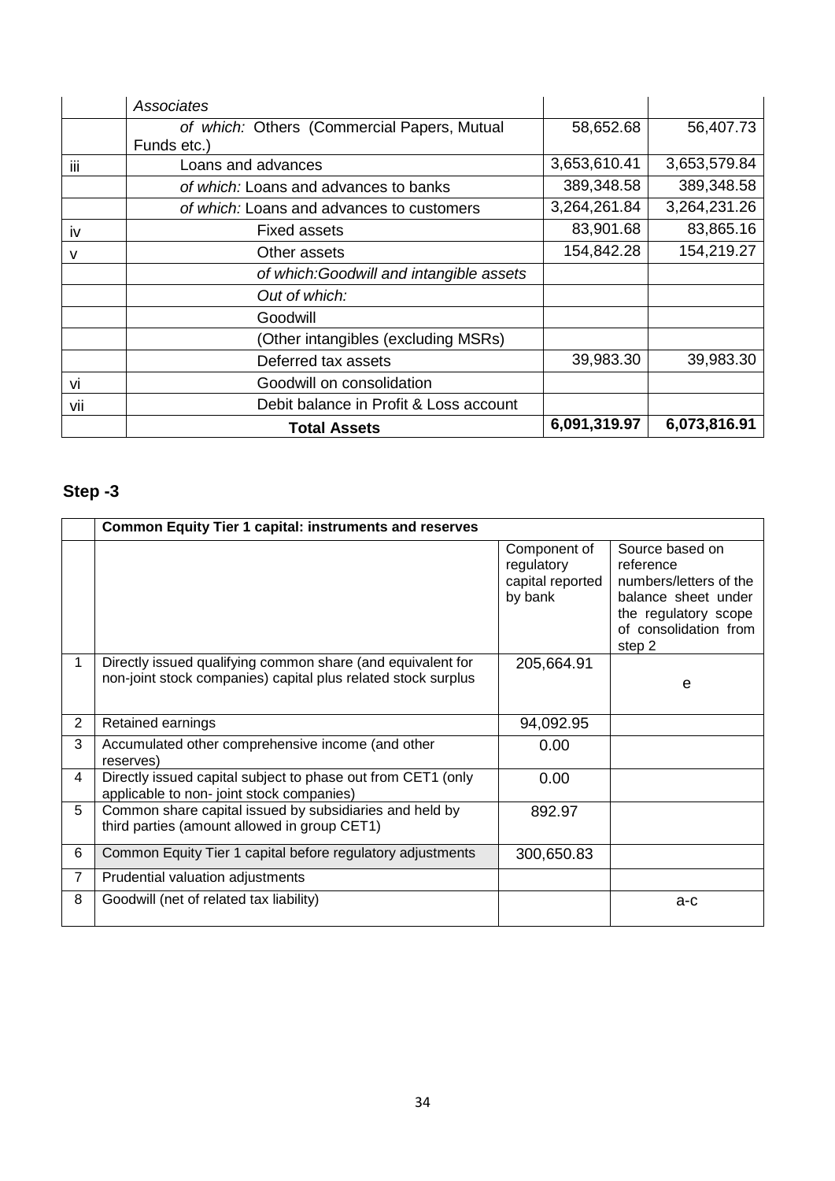| | | | |
|---|---|---|---|
| | *Associates* | | |
| | *of which:* Others (Commercial Papers, Mutual Funds etc.) | 58,652.68 | 56,407.73 |
| iii | Loans and advances | 3,653,610.41 | 3,653,579.84 |
| | *of which:* Loans and advances to banks | 389,348.58 | 389,348.58 |
| | *of which:* Loans and advances to customers | 3,264,261.84 | 3,264,231.26 |
| iv | Fixed assets | 83,901.68 | 83,865.16 |
| v | Other assets | 154,842.28 | 154,219.27 |
| | *of which:Goodwill and intangible assets* | | |
| | *Out of which:* | | |
| | Goodwill | | |
| | (Other intangibles (excluding MSRs) | | |
| | Deferred tax assets | 39,983.30 | 39,983.30 |
| vi | Goodwill on consolidation | | |
| vii | Debit balance in Profit & Loss account | | |
| | **Total Assets** | **6,091,319.97** | **6,073,816.91** |

## Step -3

| | **Common Equity Tier 1 capital: instruments and reserves** | | |
|---|---|---|---|
| | | Component of regulatory capital reported by bank | Source based on reference numbers/letters of the balance sheet under the regulatory scope of consolidation from step 2 |
| 1 | Directly issued qualifying common share (and equivalent for non-joint stock companies) capital plus related stock surplus | 205,664.91 | e |
| 2 | Retained earnings | 94,092.95 | |
| 3 | Accumulated other comprehensive income (and other reserves) | 0.00 | |
| 4 | Directly issued capital subject to phase out from CET1 (only applicable to non- joint stock companies) | 0.00 | |
| 5 | Common share capital issued by subsidiaries and held by third parties (amount allowed in group CET1) | 892.97 | |
| 6 | Common Equity Tier 1 capital before regulatory adjustments | 300,650.83 | |
| 7 | Prudential valuation adjustments | | |
| 8 | Goodwill (net of related tax liability) | | a-c |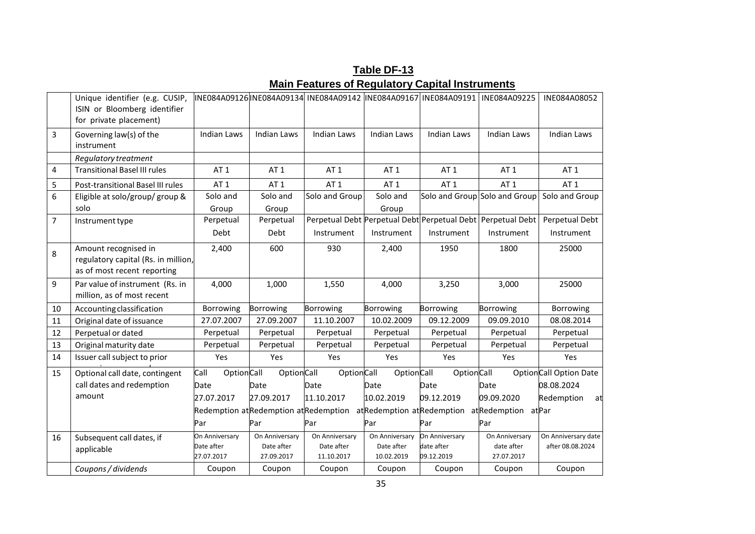## Table DF-13

## Main Features of Regulatory Capital Instruments

| | Unique identifier (e.g. CUSIP, ISIN or Bloomberg identifier for private placement) | INE084A09126 | INE084A09134 | INE084A09142 | INE084A09167 | INE084A09191 | INE084A09225 | INE084A08052 |
|---|---|---|---|---|---|---|---|---|
| 3 | Governing law(s) of the instrument | Indian Laws | Indian Laws | Indian Laws | Indian Laws | Indian Laws | Indian Laws | Indian Laws |
| | *Regulatory treatment* | | | | | | | |
| 4 | Transitional Basel III rules | AT 1 | AT 1 | AT 1 | AT 1 | AT 1 | AT 1 | AT 1 |
| 5 | Post-transitional Basel III rules | AT 1 | AT 1 | AT 1 | AT 1 | AT 1 | AT 1 | AT 1 |
| 6 | Eligible at solo/group/ group & solo | Solo and Group | Solo and Group | Solo and Group | Solo and Group | Solo and Group | Solo and Group | Solo and Group |
| 7 | Instrument type | Perpetual Debt | Perpetual Debt | Perpetual Debt Instrument | Perpetual Debt Instrument | Perpetual Debt Instrument | Perpetual Debt Instrument | Perpetual Debt Instrument |
| 8 | Amount recognised in regulatory capital (Rs. in million, as of most recent reporting | 2,400 | 600 | 930 | 2,400 | 1950 | 1800 | 25000 |
| 9 | Par value of instrument (Rs. in million, as of most recent | 4,000 | 1,000 | 1,550 | 4,000 | 3,250 | 3,000 | 25000 |
| 10 | Accounting classification | Borrowing | Borrowing | Borrowing | Borrowing | Borrowing | Borrowing | Borrowing |
| 11 | Original date of issuance | 27.07.2007 | 27.09.2007 | 11.10.2007 | 10.02.2009 | 09.12.2009 | 09.09.2010 | 08.08.2014 |
| 12 | Perpetual or dated | Perpetual | Perpetual | Perpetual | Perpetual | Perpetual | Perpetual | Perpetual |
| 13 | Original maturity date | Perpetual | Perpetual | Perpetual | Perpetual | Perpetual | Perpetual | Perpetual |
| 14 | Issuer call subject to prior | Yes | Yes | Yes | Yes | Yes | Yes | Yes |
| 15 | Optional call date, contingent call dates and redemption amount | Call Option Date 27.07.2017 Redemption at Par | Call Option Date 27.09.2017 Redemption at Par | Call Option Date 11.10.2017 Redemption at Par | Call Option Date 10.02.2019 Redemption at Par | Call Option Date 09.12.2019 Redemption at Par | Call Option Date 09.09.2020 Redemption at Par | Call Option Date 08.08.2024 Redemption at Par |
| 16 | Subsequent call dates, if applicable | On Anniversary Date after 27.07.2017 | On Anniversary Date after 27.09.2017 | On Anniversary Date after 11.10.2017 | On Anniversary Date after 10.02.2019 | On Anniversary date after 09.12.2019 | On Anniversary date after 27.07.2017 | On Anniversary date after 08.08.2024 |
| | *Coupons / dividends* | Coupon | Coupon | Coupon | Coupon | Coupon | Coupon | Coupon |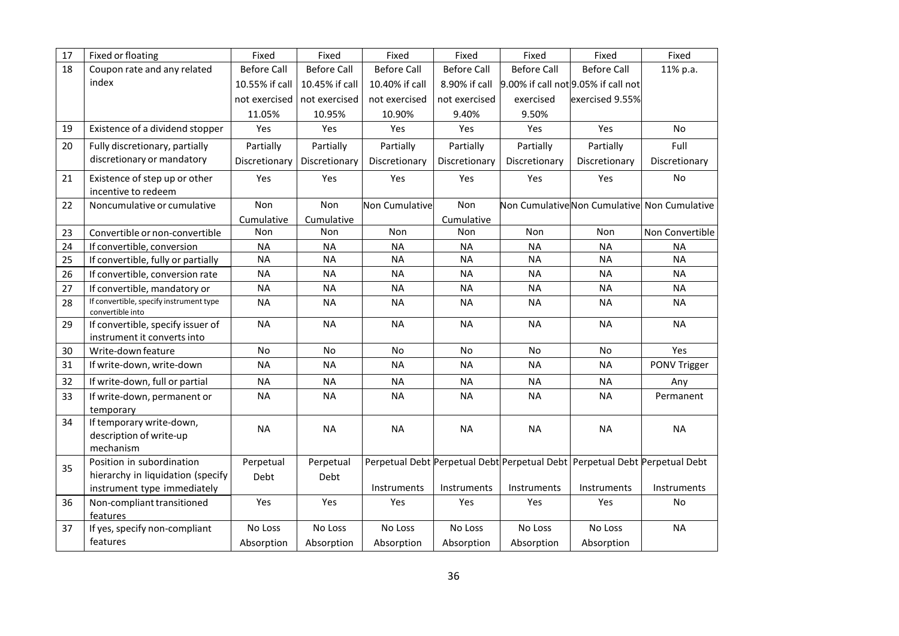| 17 | Fixed or floating | Fixed | Fixed | Fixed | Fixed | Fixed | Fixed | Fixed |
|---|---|---|---|---|---|---|---|---|
| 18 | Coupon rate and any related index | Before Call 10.55% if call not exercised 11.05% | Before Call 10.45% if call not exercised 10.95% | Before Call 10.40% if call not exercised 10.90% | Before Call 8.90% if call not exercised 9.40% | Before Call 9.00% if call not exercised 9.50% | Before Call 9.05% if call not exercised 9.55% | 11% p.a. |
| 19 | Existence of a dividend stopper | Yes | Yes | Yes | Yes | Yes | Yes | No |
| 20 | Fully discretionary, partially discretionary or mandatory | Partially Discretionary | Partially Discretionary | Partially Discretionary | Partially Discretionary | Partially Discretionary | Partially Discretionary | Full Discretionary |
| 21 | Existence of step up or other incentive to redeem | Yes | Yes | Yes | Yes | Yes | Yes | No |
| 22 | Noncumulative or cumulative | Non Cumulative | Non Cumulative | Non Cumulative | Non Cumulative | Non Cumulative | Non Cumulative | Non Cumulative |
| 23 | Convertible or non-convertible | Non | Non | Non | Non | Non | Non | Non Convertible |
| 24 | If convertible, conversion | NA | NA | NA | NA | NA | NA | NA |
| 25 | If convertible, fully or partially | NA | NA | NA | NA | NA | NA | NA |
| 26 | If convertible, conversion rate | NA | NA | NA | NA | NA | NA | NA |
| 27 | If convertible, mandatory or | NA | NA | NA | NA | NA | NA | NA |
| 28 | If convertible, specify instrument type convertible into | NA | NA | NA | NA | NA | NA | NA |
| 29 | If convertible, specify issuer of instrument it converts into | NA | NA | NA | NA | NA | NA | NA |
| 30 | Write-down feature | No | No | No | No | No | No | Yes |
| 31 | If write-down, write-down | NA | NA | NA | NA | NA | NA | PONV Trigger |
| 32 | If write-down, full or partial | NA | NA | NA | NA | NA | NA | Any |
| 33 | If write-down, permanent or temporary | NA | NA | NA | NA | NA | NA | Permanent |
| 34 | If temporary write-down, description of write-up mechanism | NA | NA | NA | NA | NA | NA | NA |
| 35 | Position in subordination hierarchy in liquidation (specify instrument type immediately | Perpetual Debt | Perpetual Debt | Perpetual Debt Instruments | Perpetual Debt Instruments | Perpetual Debt Instruments | Perpetual Debt Instruments | Perpetual Debt Instruments |
| 36 | Non-compliant transitioned features | Yes | Yes | Yes | Yes | Yes | Yes | No |
| 37 | If yes, specify non-compliant features | No Loss Absorption | No Loss Absorption | No Loss Absorption | No Loss Absorption | No Loss Absorption | No Loss Absorption | NA |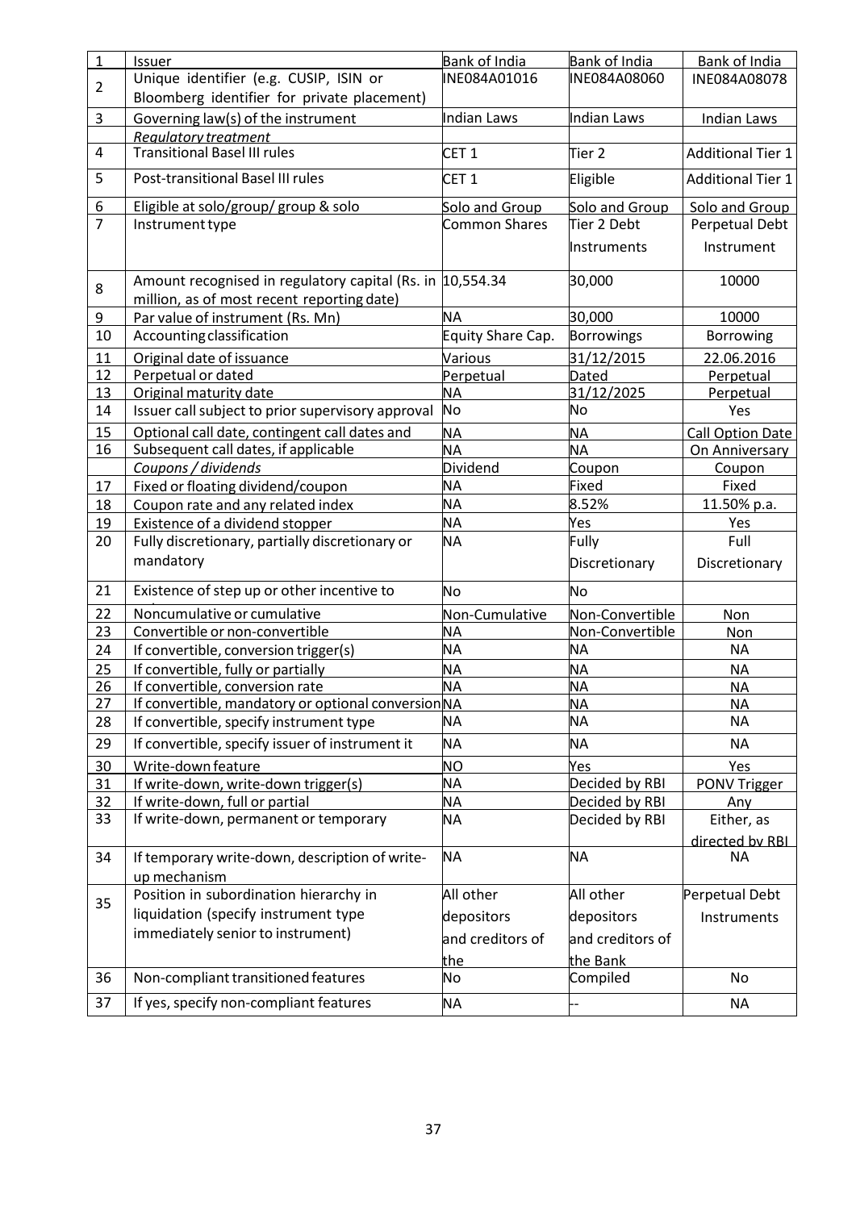| 1 | Issuer | Bank of India | Bank of India | Bank of India |
|---|---|---|---|---|
| 2 | Unique identifier (e.g. CUSIP, ISIN or Bloomberg identifier for private placement) | INE084A01016 | INE084A08060 | INE084A08078 |
| 3 | Governing law(s) of the instrument | Indian Laws | Indian Laws | Indian Laws |
| | *Regulatory treatment* | | | |
| 4 | Transitional Basel III rules | CET 1 | Tier 2 | Additional Tier 1 |
| 5 | Post-transitional Basel III rules | CET 1 | Eligible | Additional Tier 1 |
| 6 | Eligible at solo/group/ group & solo | Solo and Group | Solo and Group | Solo and Group |
| 7 | Instrument type | Common Shares | Tier 2 Debt Instruments | Perpetual Debt Instrument |
| 8 | Amount recognised in regulatory capital (Rs. in million, as of most recent reporting date) | 10,554.34 | 30,000 | 10000 |
| 9 | Par value of instrument (Rs. Mn) | NA | 30,000 | 10000 |
| 10 | Accounting classification | Equity Share Cap. | Borrowings | Borrowing |
| 11 | Original date of issuance | Various | 31/12/2015 | 22.06.2016 |
| 12 | Perpetual or dated | Perpetual | Dated | Perpetual |
| 13 | Original maturity date | NA | 31/12/2025 | Perpetual |
| 14 | Issuer call subject to prior supervisory approval | No | No | Yes |
| 15 | Optional call date, contingent call dates and | NA | NA | Call Option Date |
| 16 | Subsequent call dates, if applicable | NA | NA | On Anniversary |
| | *Coupons / dividends* | Dividend | Coupon | Coupon |
| 17 | Fixed or floating dividend/coupon | NA | Fixed | Fixed |
| 18 | Coupon rate and any related index | NA | 8.52% | 11.50% p.a. |
| 19 | Existence of a dividend stopper | NA | Yes | Yes |
| 20 | Fully discretionary, partially discretionary or mandatory | NA | Fully Discretionary | Full Discretionary |
| 21 | Existence of step up or other incentive to | No | No | |
| 22 | Noncumulative or cumulative | Non-Cumulative | Non-Convertible | Non |
| 23 | Convertible or non-convertible | NA | Non-Convertible | Non |
| 24 | If convertible, conversion trigger(s) | NA | NA | NA |
| 25 | If convertible, fully or partially | NA | NA | NA |
| 26 | If convertible, conversion rate | NA | NA | NA |
| 27 | If convertible, mandatory or optional conversion | NA | NA | NA |
| 28 | If convertible, specify instrument type | NA | NA | NA |
| 29 | If convertible, specify issuer of instrument it | NA | NA | NA |
| 30 | Write-down feature | NO | Yes | Yes |
| 31 | If write-down, write-down trigger(s) | NA | Decided by RBI | PONV Trigger |
| 32 | If write-down, full or partial | NA | Decided by RBI | Any |
| 33 | If write-down, permanent or temporary | NA | Decided by RBI | Either, as directed by RBI |
| 34 | If temporary write-down, description of write-up mechanism | NA | NA | NA |
| 35 | Position in subordination hierarchy in liquidation (specify instrument type immediately senior to instrument) | All other depositors and creditors of the | All other depositors and creditors of the Bank | Perpetual Debt Instruments |
| 36 | Non-compliant transitioned features | No | Compiled | No |
| 37 | If yes, specify non-compliant features | NA | -- | NA |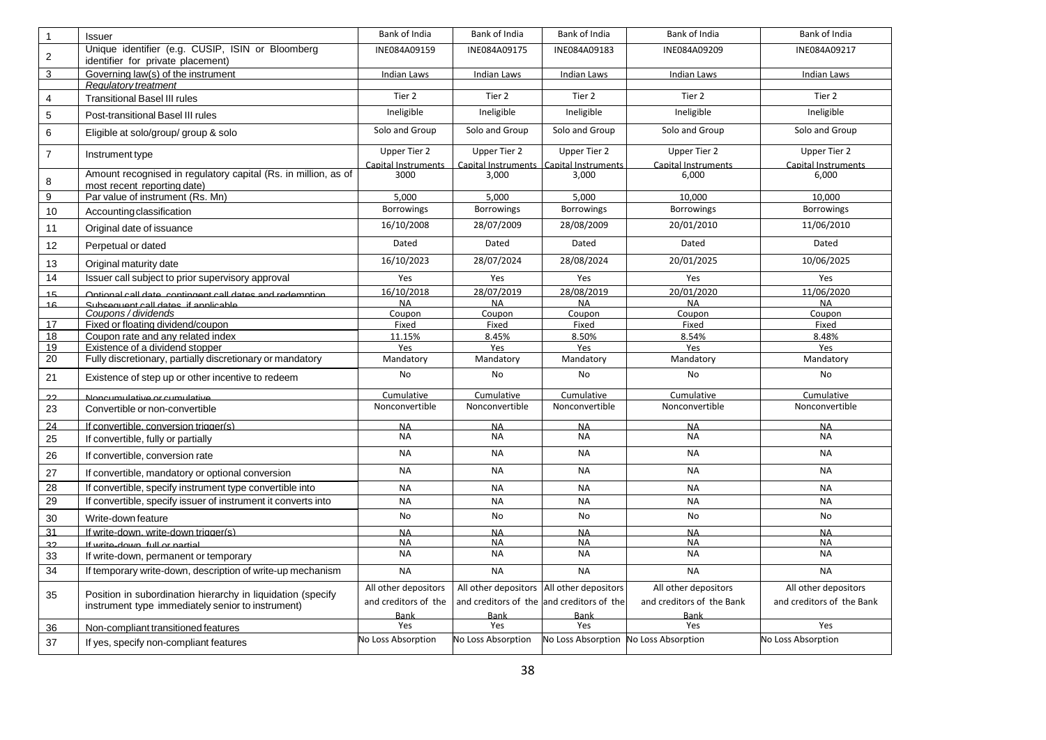| 1 | Issuer | Bank of India | Bank of India | Bank of India | Bank of India | Bank of India |
|---|---|---|---|---|---|---|
| 2 | Unique identifier (e.g. CUSIP, ISIN or Bloomberg identifier for private placement) | INE084A09159 | INE084A09175 | INE084A09183 | INE084A09209 | INE084A09217 |
| 3 | Governing law(s) of the instrument | Indian Laws | Indian Laws | Indian Laws | Indian Laws | Indian Laws |
| | *Regulatory treatment* | | | | | |
| 4 | Transitional Basel III rules | Tier 2 | Tier 2 | Tier 2 | Tier 2 | Tier 2 |
| 5 | Post-transitional Basel III rules | Ineligible | Ineligible | Ineligible | Ineligible | Ineligible |
| 6 | Eligible at solo/group/ group & solo | Solo and Group | Solo and Group | Solo and Group | Solo and Group | Solo and Group |
| 7 | Instrument type | Upper Tier 2 Capital Instruments | Upper Tier 2 Capital Instruments | Upper Tier 2 Capital Instruments | Upper Tier 2 Capital Instruments | Upper Tier 2 Capital Instruments |
| 8 | Amount recognised in regulatory capital (Rs. in million, as of most recent reporting date) | 3000 | 3,000 | 3,000 | 6,000 | 6,000 |
| 9 | Par value of instrument (Rs. Mn) | 5,000 | 5,000 | 5,000 | 10,000 | 10,000 |
| 10 | Accounting classification | Borrowings | Borrowings | Borrowings | Borrowings | Borrowings |
| 11 | Original date of issuance | 16/10/2008 | 28/07/2009 | 28/08/2009 | 20/01/2010 | 11/06/2010 |
| 12 | Perpetual or dated | Dated | Dated | Dated | Dated | Dated |
| 13 | Original maturity date | 16/10/2023 | 28/07/2024 | 28/08/2024 | 20/01/2025 | 10/06/2025 |
| 14 | Issuer call subject to prior supervisory approval | Yes | Yes | Yes | Yes | Yes |
| 15 | Optional call date, contingent call dates and redemption | 16/10/2018 | 28/07/2019 | 28/08/2019 | 20/01/2020 | 11/06/2020 |
| 16 | Subsequent call dates, if applicable | NA | NA | NA | NA | NA |
| | *Coupons / dividends* | Coupon | Coupon | Coupon | Coupon | Coupon |
| 17 | Fixed or floating dividend/coupon | Fixed | Fixed | Fixed | Fixed | Fixed |
| 18 | Coupon rate and any related index | 11.15% | 8.45% | 8.50% | 8.54% | 8.48% |
| 19 | Existence of a dividend stopper | Yes | Yes | Yes | Yes | Yes |
| 20 | Fully discretionary, partially discretionary or mandatory | Mandatory | Mandatory | Mandatory | Mandatory | Mandatory |
| 21 | Existence of step up or other incentive to redeem | No | No | No | No | No |
| 22 | Noncumulative or cumulative | Cumulative | Cumulative | Cumulative | Cumulative | Cumulative |
| 23 | Convertible or non-convertible | Nonconvertible | Nonconvertible | Nonconvertible | Nonconvertible | Nonconvertible |
| 24 | If convertible, conversion trigger(s) | NA | NA | NA | NA | NA |
| 25 | If convertible, fully or partially | NA | NA | NA | NA | NA |
| 26 | If convertible, conversion rate | NA | NA | NA | NA | NA |
| 27 | If convertible, mandatory or optional conversion | NA | NA | NA | NA | NA |
| 28 | If convertible, specify instrument type convertible into | NA | NA | NA | NA | NA |
| 29 | If convertible, specify issuer of instrument it converts into | NA | NA | NA | NA | NA |
| 30 | Write-down feature | No | No | No | No | No |
| 31 | If write-down, write-down trigger(s) | NA | NA | NA | NA | NA |
| 32 | If write-down, full or partial | NA | NA | NA | NA | NA |
| 33 | If write-down, permanent or temporary | NA | NA | NA | NA | NA |
| 34 | If temporary write-down, description of write-up mechanism | NA | NA | NA | NA | NA |
| 35 | Position in subordination hierarchy in liquidation (specify instrument type immediately senior to instrument) | All other depositors and creditors of the Bank | All other depositors and creditors of the Bank | All other depositors and creditors of the Bank | All other depositors and creditors of the Bank | All other depositors and creditors of the Bank |
| 36 | Non-compliant transitioned features | Yes | Yes | Yes | Yes | Yes |
| 37 | If yes, specify non-compliant features | No Loss Absorption | No Loss Absorption | No Loss Absorption | No Loss Absorption | No Loss Absorption |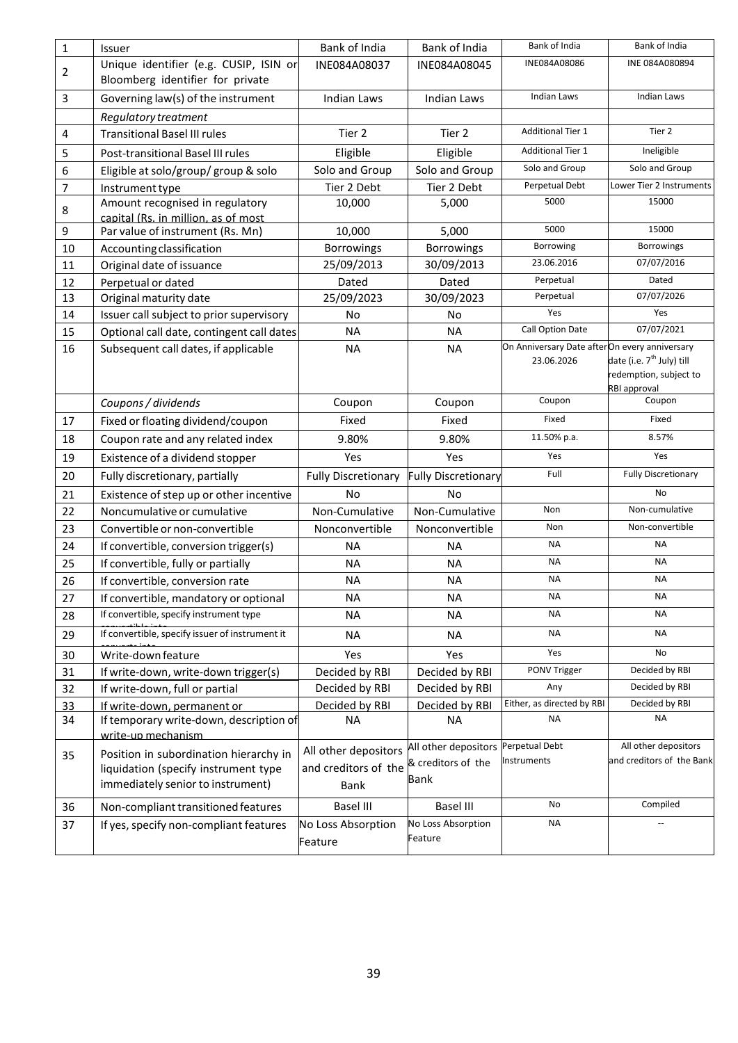| 1 | Issuer | Bank of India | Bank of India | Bank of India | Bank of India |
|---|---|---|---|---|---|
| 2 | Unique identifier (e.g. CUSIP, ISIN or Bloomberg identifier for private | INE084A08037 | INE084A08045 | INE084A08086 | INE 084A080894 |
| 3 | Governing law(s) of the instrument | Indian Laws | Indian Laws | Indian Laws | Indian Laws |
| | *Regulatory treatment* | | | | |
| 4 | Transitional Basel III rules | Tier 2 | Tier 2 | Additional Tier 1 | Tier 2 |
| 5 | Post-transitional Basel III rules | Eligible | Eligible | Additional Tier 1 | Ineligible |
| 6 | Eligible at solo/group/ group & solo | Solo and Group | Solo and Group | Solo and Group | Solo and Group |
| 7 | Instrument type | Tier 2 Debt | Tier 2 Debt | Perpetual Debt | Lower Tier 2 Instruments |
| 8 | Amount recognised in regulatory capital (Rs. in million, as of most | 10,000 | 5,000 | 5000 | 15000 |
| 9 | Par value of instrument (Rs. Mn) | 10,000 | 5,000 | 5000 | 15000 |
| 10 | Accounting classification | Borrowings | Borrowings | Borrowing | Borrowings |
| 11 | Original date of issuance | 25/09/2013 | 30/09/2013 | 23.06.2016 | 07/07/2016 |
| 12 | Perpetual or dated | Dated | Dated | Perpetual | Dated |
| 13 | Original maturity date | 25/09/2023 | 30/09/2023 | Perpetual | 07/07/2026 |
| 14 | Issuer call subject to prior supervisory | No | No | Yes | Yes |
| 15 | Optional call date, contingent call dates | NA | NA | Call Option Date | 07/07/2021 |
| 16 | Subsequent call dates, if applicable | NA | NA | On Anniversary Date after 23.06.2026 | On every anniversary date (i.e. 7th July) till redemption, subject to RBI approval |
| | *Coupons / dividends* | Coupon | Coupon | Coupon | Coupon |
| 17 | Fixed or floating dividend/coupon | Fixed | Fixed | Fixed | Fixed |
| 18 | Coupon rate and any related index | 9.80% | 9.80% | 11.50% p.a. | 8.57% |
| 19 | Existence of a dividend stopper | Yes | Yes | Yes | Yes |
| 20 | Fully discretionary, partially | Fully Discretionary | Fully Discretionary | Full | Fully Discretionary |
| 21 | Existence of step up or other incentive | No | No | | No |
| 22 | Noncumulative or cumulative | Non-Cumulative | Non-Cumulative | Non | Non-cumulative |
| 23 | Convertible or non-convertible | Nonconvertible | Nonconvertible | Non | Non-convertible |
| 24 | If convertible, conversion trigger(s) | NA | NA | NA | NA |
| 25 | If convertible, fully or partially | NA | NA | NA | NA |
| 26 | If convertible, conversion rate | NA | NA | NA | NA |
| 27 | If convertible, mandatory or optional | NA | NA | NA | NA |
| 28 | If convertible, specify instrument type convertible into | NA | NA | NA | NA |
| 29 | If convertible, specify issuer of instrument it converts into | NA | NA | NA | NA |
| 30 | Write-down feature | Yes | Yes | Yes | No |
| 31 | If write-down, write-down trigger(s) | Decided by RBI | Decided by RBI | PONV Trigger | Decided by RBI |
| 32 | If write-down, full or partial | Decided by RBI | Decided by RBI | Any | Decided by RBI |
| 33 | If write-down, permanent or | Decided by RBI | Decided by RBI | Either, as directed by RBI | Decided by RBI |
| 34 | If temporary write-down, description of write-up mechanism | NA | NA | NA | NA |
| 35 | Position in subordination hierarchy in liquidation (specify instrument type immediately senior to instrument) | All other depositors and creditors of the Bank | All other depositors & creditors of the Bank | Perpetual Debt Instruments | All other depositors and creditors of the Bank |
| 36 | Non-compliant transitioned features | Basel III | Basel III | No | Compiled |
| 37 | If yes, specify non-compliant features | No Loss Absorption Feature | No Loss Absorption Feature | NA | -- |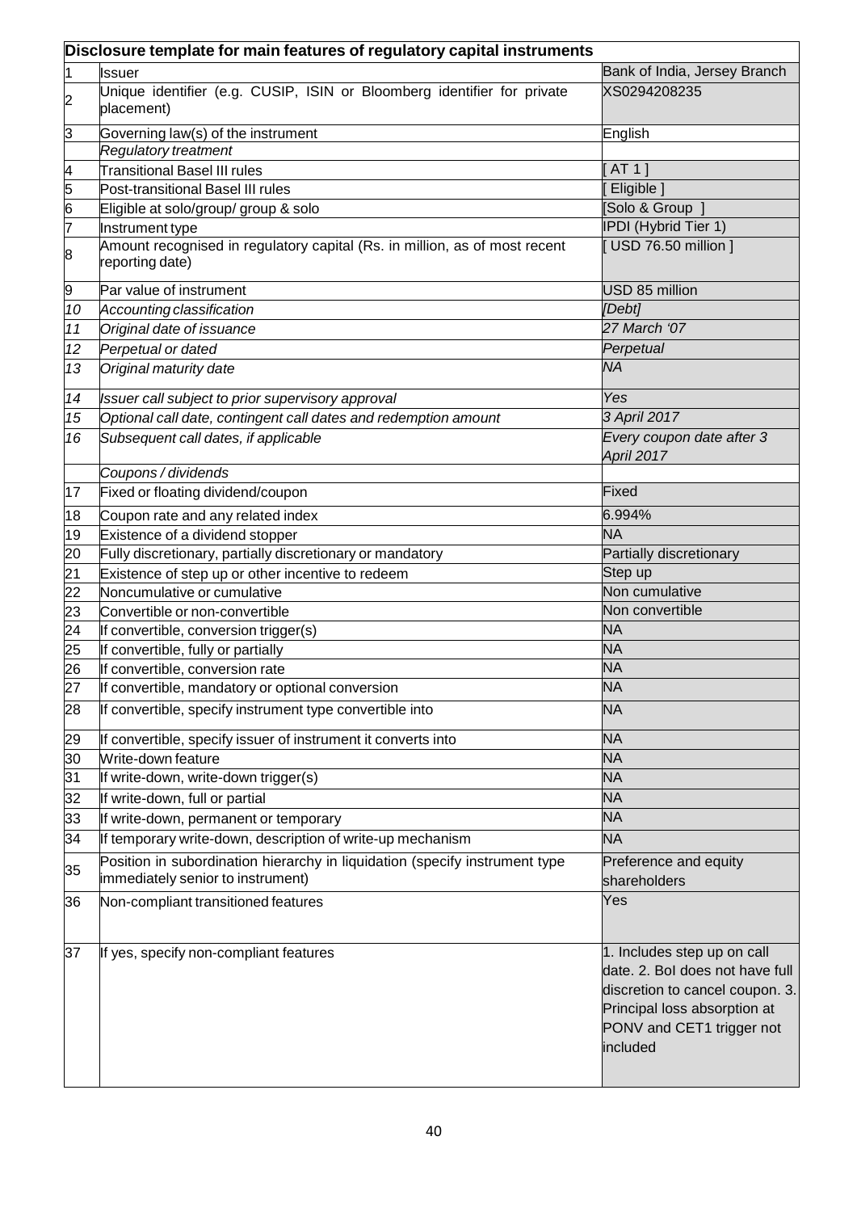| Disclosure template for main features of regulatory capital instruments | | |
|---|---|---|
| 1 | Issuer | Bank of India, Jersey Branch |
| 2 | Unique identifier (e.g. CUSIP, ISIN or Bloomberg identifier for private placement) | XS0294208235 |
| 3 | Governing law(s) of the instrument | English |
| | *Regulatory treatment* | |
| 4 | Transitional Basel III rules | [ AT 1 ] |
| 5 | Post-transitional Basel III rules | [ Eligible ] |
| 6 | Eligible at solo/group/ group & solo | [Solo & Group ] |
| 7 | Instrument type | IPDI (Hybrid Tier 1) |
| 8 | Amount recognised in regulatory capital (Rs. in million, as of most recent reporting date) | [ USD 76.50 million ] |
| 9 | Par value of instrument | USD 85 million |
| *10* | *Accounting classification* | *[Debt]* |
| *11* | *Original date of issuance* | *27 March '07* |
| *12* | *Perpetual or dated* | *Perpetual* |
| *13* | *Original maturity date* | *NA* |
| *14* | *Issuer call subject to prior supervisory approval* | *Yes* |
| *15* | *Optional call date, contingent call dates and redemption amount* | *3 April 2017* |
| *16* | *Subsequent call dates, if applicable* | *Every coupon date after 3 April 2017* |
| | *Coupons / dividends* | |
| 17 | Fixed or floating dividend/coupon | Fixed |
| 18 | Coupon rate and any related index | 6.994% |
| 19 | Existence of a dividend stopper | NA |
| 20 | Fully discretionary, partially discretionary or mandatory | Partially discretionary |
| 21 | Existence of step up or other incentive to redeem | Step up |
| 22 | Noncumulative or cumulative | Non cumulative |
| 23 | Convertible or non-convertible | Non convertible |
| 24 | If convertible, conversion trigger(s) | NA |
| 25 | If convertible, fully or partially | NA |
| 26 | If convertible, conversion rate | NA |
| 27 | If convertible, mandatory or optional conversion | NA |
| 28 | If convertible, specify instrument type convertible into | NA |
| 29 | If convertible, specify issuer of instrument it converts into | NA |
| 30 | Write-down feature | NA |
| 31 | If write-down, write-down trigger(s) | NA |
| 32 | If write-down, full or partial | NA |
| 33 | If write-down, permanent or temporary | NA |
| 34 | If temporary write-down, description of write-up mechanism | NA |
| 35 | Position in subordination hierarchy in liquidation (specify instrument type immediately senior to instrument) | Preference and equity shareholders |
| 36 | Non-compliant transitioned features | Yes |
| 37 | If yes, specify non-compliant features | 1. Includes step up on call date. 2. BoI does not have full discretion to cancel coupon. 3. Principal loss absorption at PONV and CET1 trigger not included |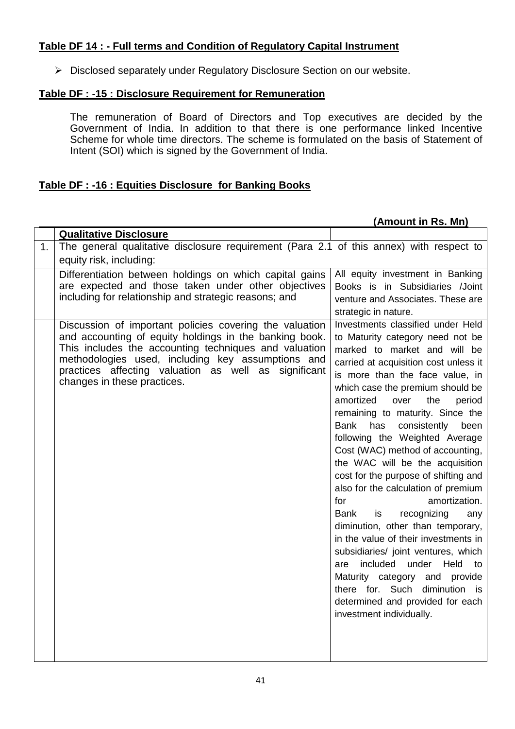**Table DF 14 : - Full terms and Condition of Regulatory Capital Instrument**

- Disclosed separately under Regulatory Disclosure Section on our website.

**Table DF : -15 : Disclosure Requirement for Remuneration**

The remuneration of Board of Directors and Top executives are decided by the Government of India. In addition to that there is one performance linked Incentive Scheme for whole time directors. The scheme is formulated on the basis of Statement of Intent (SOI) which is signed by the Government of India.

**Table DF : -16 : Equities Disclosure for Banking Books**

**(Amount in Rs. Mn)**

| | **Qualitative Disclosure** | |
|---|---|---|
| 1. | The general qualitative disclosure requirement (Para 2.1 of this annex) with respect to equity risk, including: | |
| | Differentiation between holdings on which capital gains are expected and those taken under other objectives including for relationship and strategic reasons; and | All equity investment in Banking Books is in Subsidiaries /Joint venture and Associates. These are strategic in nature. |
| | Discussion of important policies covering the valuation and accounting of equity holdings in the banking book. This includes the accounting techniques and valuation methodologies used, including key assumptions and practices affecting valuation as well as significant changes in these practices. | Investments classified under Held to Maturity category need not be marked to market and will be carried at acquisition cost unless it is more than the face value, in which case the premium should be amortized over the period remaining to maturity. Since the Bank has consistently been following the Weighted Average Cost (WAC) method of accounting, the WAC will be the acquisition cost for the purpose of shifting and also for the calculation of premium for amortization. Bank is recognizing any diminution, other than temporary, in the value of their investments in subsidiaries/ joint ventures, which are included under Held to Maturity category and provide there for. Such diminution is determined and provided for each investment individually. |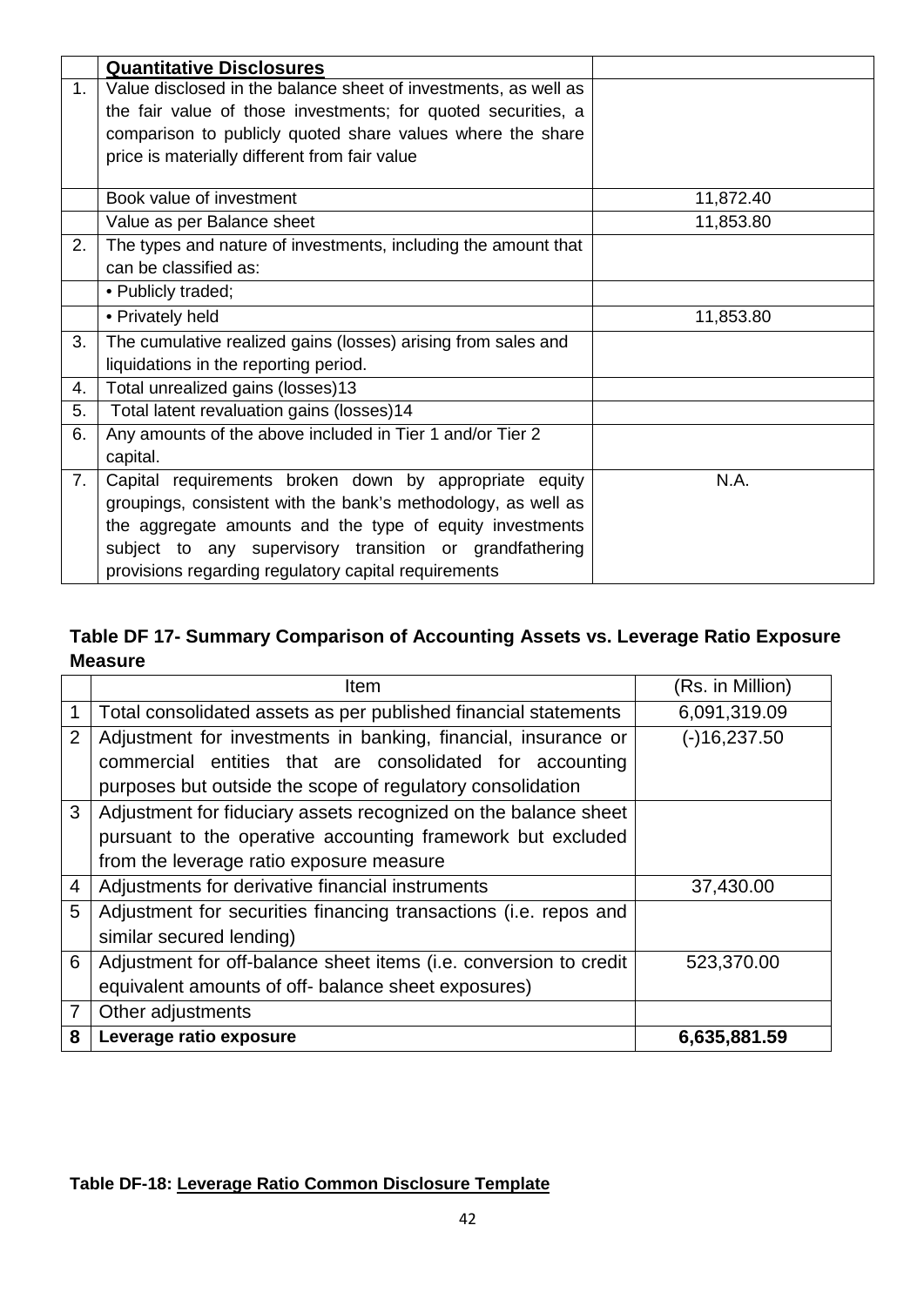|  | **Quantitative Disclosures** |  |
|---|---|---|
| 1. | Value disclosed in the balance sheet of investments, as well as the fair value of those investments; for quoted securities, a comparison to publicly quoted share values where the share price is materially different from fair value |  |
|  | Book value of investment | 11,872.40 |
|  | Value as per Balance sheet | 11,853.80 |
| 2. | The types and nature of investments, including the amount that can be classified as: |  |
|  | • Publicly traded; |  |
|  | • Privately held | 11,853.80 |
| 3. | The cumulative realized gains (losses) arising from sales and liquidations in the reporting period. |  |
| 4. | Total unrealized gains (losses)13 |  |
| 5. | Total latent revaluation gains (losses)14 |  |
| 6. | Any amounts of the above included in Tier 1 and/or Tier 2 capital. |  |
| 7. | Capital requirements broken down by appropriate equity groupings, consistent with the bank's methodology, as well as the aggregate amounts and the type of equity investments subject to any supervisory transition or grandfathering provisions regarding regulatory capital requirements | N.A. |

### Table DF 17- Summary Comparison of Accounting Assets vs. Leverage Ratio Exposure Measure

|  | Item | (Rs. in Million) |
|---|---|---|
| 1 | Total consolidated assets as per published financial statements | 6,091,319.09 |
| 2 | Adjustment for investments in banking, financial, insurance or commercial entities that are consolidated for accounting purposes but outside the scope of regulatory consolidation | (-)16,237.50 |
| 3 | Adjustment for fiduciary assets recognized on the balance sheet pursuant to the operative accounting framework but excluded from the leverage ratio exposure measure |  |
| 4 | Adjustments for derivative financial instruments | 37,430.00 |
| 5 | Adjustment for securities financing transactions (i.e. repos and similar secured lending) |  |
| 6 | Adjustment for off-balance sheet items (i.e. conversion to credit equivalent amounts of off- balance sheet exposures) | 523,370.00 |
| 7 | Other adjustments |  |
| **8** | **Leverage ratio exposure** | **6,635,881.59** |

**Table DF-18: Leverage Ratio Common Disclosure Template**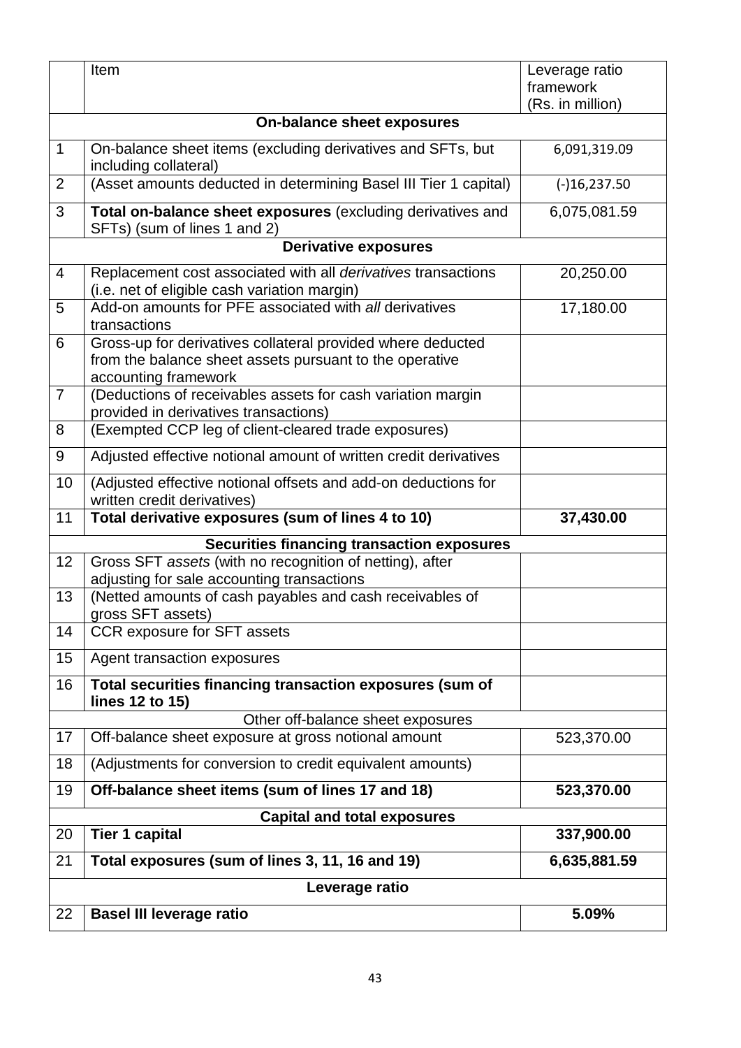| | Item | Leverage ratio framework (Rs. in million) |
|---|---|---|
| | **On-balance sheet exposures** | |
| 1 | On-balance sheet items (excluding derivatives and SFTs, but including collateral) | 6,091,319.09 |
| 2 | (Asset amounts deducted in determining Basel III Tier 1 capital) | (-)16,237.50 |
| 3 | **Total on-balance sheet exposures** (excluding derivatives and SFTs) (sum of lines 1 and 2) | 6,075,081.59 |
| | **Derivative exposures** | |
| 4 | Replacement cost associated with all *derivatives* transactions (i.e. net of eligible cash variation margin) | 20,250.00 |
| 5 | Add-on amounts for PFE associated with *all* derivatives transactions | 17,180.00 |
| 6 | Gross-up for derivatives collateral provided where deducted from the balance sheet assets pursuant to the operative accounting framework | |
| 7 | (Deductions of receivables assets for cash variation margin provided in derivatives transactions) | |
| 8 | (Exempted CCP leg of client-cleared trade exposures) | |
| 9 | Adjusted effective notional amount of written credit derivatives | |
| 10 | (Adjusted effective notional offsets and add-on deductions for written credit derivatives) | |
| 11 | **Total derivative exposures (sum of lines 4 to 10)** | **37,430.00** |
| | **Securities financing transaction exposures** | |
| 12 | Gross SFT *assets* (with no recognition of netting), after adjusting for sale accounting transactions | |
| 13 | (Netted amounts of cash payables and cash receivables of gross SFT assets) | |
| 14 | CCR exposure for SFT assets | |
| 15 | Agent transaction exposures | |
| 16 | **Total securities financing transaction exposures (sum of lines 12 to 15)** | |
| | Other off-balance sheet exposures | |
| 17 | Off-balance sheet exposure at gross notional amount | 523,370.00 |
| 18 | (Adjustments for conversion to credit equivalent amounts) | |
| 19 | **Off-balance sheet items (sum of lines 17 and 18)** | **523,370.00** |
| | **Capital and total exposures** | |
| 20 | **Tier 1 capital** | **337,900.00** |
| 21 | **Total exposures (sum of lines 3, 11, 16 and 19)** | **6,635,881.59** |
| | **Leverage ratio** | |
| 22 | **Basel III leverage ratio** | **5.09%** |